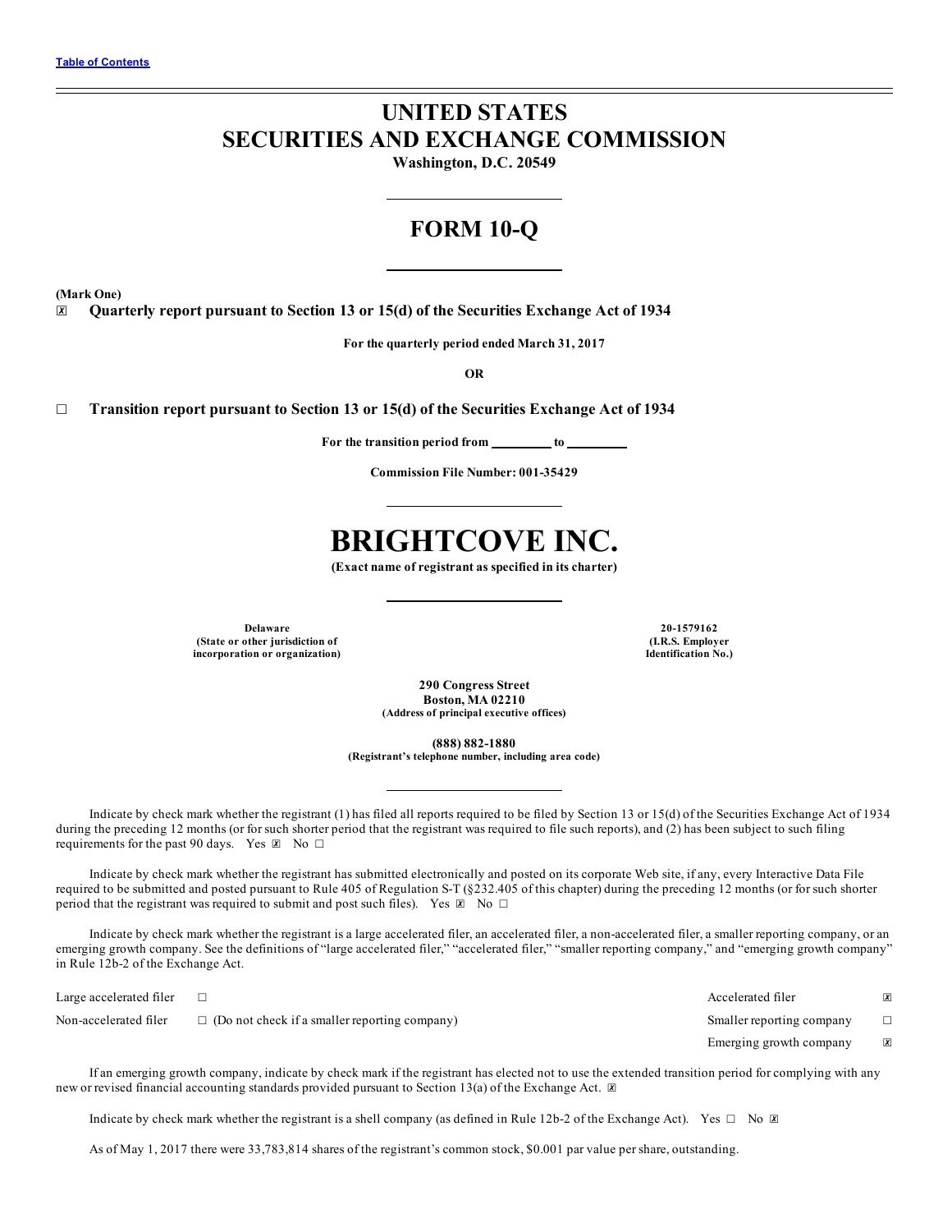[Table of Contents](#)

# UNITED STATES
# SECURITIES AND EXCHANGE COMMISSION

**Washington, D.C. 20549**

## FORM 10-Q

**(Mark One)**

☒ **Quarterly report pursuant to Section 13 or 15(d) of the Securities Exchange Act of 1934**

**For the quarterly period ended March 31, 2017**

**OR**

☐ **Transition report pursuant to Section 13 or 15(d) of the Securities Exchange Act of 1934**

**For the transition period from \_\_\_\_\_\_\_\_\_ to \_\_\_\_\_\_\_\_\_**

**Commission File Number: 001-35429**

# BRIGHTCOVE INC.

**(Exact name of registrant as specified in its charter)**

| | |
|---|---|
| **Delaware**<br>**(State or other jurisdiction of incorporation or organization)** | **20-1579162**<br>**(I.R.S. Employer Identification No.)** |

**290 Congress Street**
**Boston, MA 02210**
**(Address of principal executive offices)**

**(888) 882-1880**
**(Registrant's telephone number, including area code)**

Indicate by check mark whether the registrant (1) has filed all reports required to be filed by Section 13 or 15(d) of the Securities Exchange Act of 1934 during the preceding 12 months (or for such shorter period that the registrant was required to file such reports), and (2) has been subject to such filing requirements for the past 90 days. Yes ☒ No ☐

Indicate by check mark whether the registrant has submitted electronically and posted on its corporate Web site, if any, every Interactive Data File required to be submitted and posted pursuant to Rule 405 of Regulation S-T (§232.405 of this chapter) during the preceding 12 months (or for such shorter period that the registrant was required to submit and post such files). Yes ☒ No ☐

Indicate by check mark whether the registrant is a large accelerated filer, an accelerated filer, a non-accelerated filer, a smaller reporting company, or an emerging growth company. See the definitions of "large accelerated filer," "accelerated filer," "smaller reporting company," and "emerging growth company" in Rule 12b-2 of the Exchange Act.

| | | | |
|---|---|---|---|
| Large accelerated filer | ☐ | Accelerated filer | ☒ |
| Non-accelerated filer | ☐ (Do not check if a smaller reporting company) | Smaller reporting company | ☐ |
| | | Emerging growth company | ☒ |

If an emerging growth company, indicate by check mark if the registrant has elected not to use the extended transition period for complying with any new or revised financial accounting standards provided pursuant to Section 13(a) of the Exchange Act. ☒

Indicate by check mark whether the registrant is a shell company (as defined in Rule 12b-2 of the Exchange Act). Yes ☐ No ☒

As of May 1, 2017 there were 33,783,814 shares of the registrant's common stock, $0.001 par value per share, outstanding.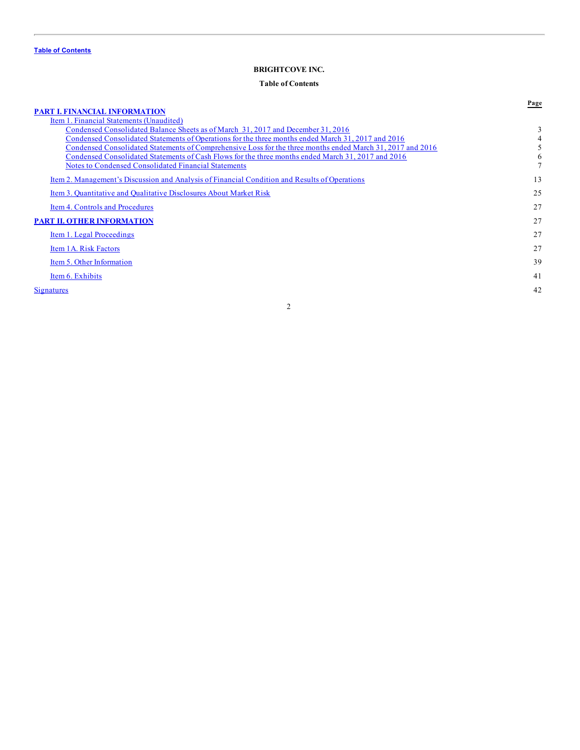Table of Contents

**BRIGHTCOVE INC.**

**Table of Contents**

| | Page |
|---|---|
| **PART I. FINANCIAL INFORMATION** | |
| Item 1. Financial Statements (Unaudited) | |
| Condensed Consolidated Balance Sheets as of March 31, 2017 and December 31, 2016 | 3 |
| Condensed Consolidated Statements of Operations for the three months ended March 31, 2017 and 2016 | 4 |
| Condensed Consolidated Statements of Comprehensive Loss for the three months ended March 31, 2017 and 2016 | 5 |
| Condensed Consolidated Statements of Cash Flows for the three months ended March 31, 2017 and 2016 | 6 |
| Notes to Condensed Consolidated Financial Statements | 7 |
| Item 2. Management's Discussion and Analysis of Financial Condition and Results of Operations | 13 |
| Item 3. Quantitative and Qualitative Disclosures About Market Risk | 25 |
| Item 4. Controls and Procedures | 27 |
| **PART II. OTHER INFORMATION** | 27 |
| Item 1. Legal Proceedings | 27 |
| Item 1A. Risk Factors | 27 |
| Item 5. Other Information | 39 |
| Item 6. Exhibits | 41 |
| Signatures | 42 |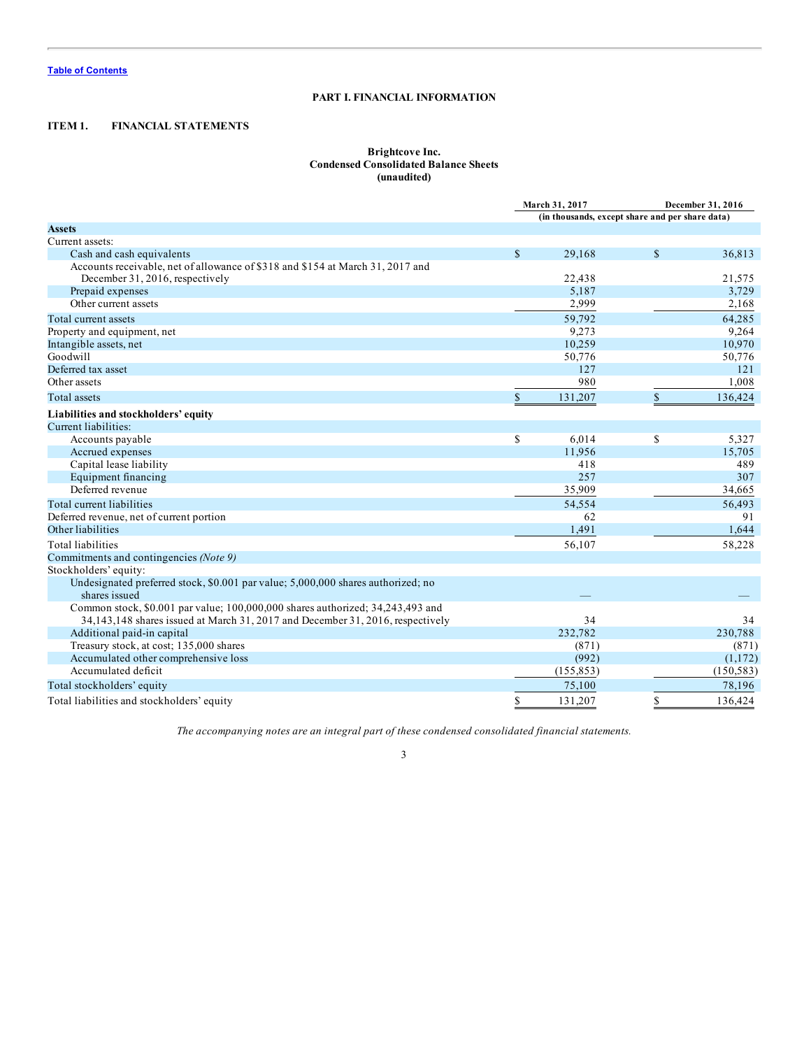Table of Contents

# PART I. FINANCIAL INFORMATION

## ITEM 1. FINANCIAL STATEMENTS

### Brightcove Inc.
### Condensed Consolidated Balance Sheets
### (unaudited)

| | March 31, 2017 | December 31, 2016 |
|---|---|---|
| | (in thousands, except share and per share data) | |
| **Assets** | | |
| Current assets: | | |
| Cash and cash equivalents | $ 29,168 | $ 36,813 |
| Accounts receivable, net of allowance of $318 and $154 at March 31, 2017 and December 31, 2016, respectively | 22,438 | 21,575 |
| Prepaid expenses | 5,187 | 3,729 |
| Other current assets | 2,999 | 2,168 |
| Total current assets | 59,792 | 64,285 |
| Property and equipment, net | 9,273 | 9,264 |
| Intangible assets, net | 10,259 | 10,970 |
| Goodwill | 50,776 | 50,776 |
| Deferred tax asset | 127 | 121 |
| Other assets | 980 | 1,008 |
| Total assets | $ 131,207 | $ 136,424 |
| **Liabilities and stockholders' equity** | | |
| Current liabilities: | | |
| Accounts payable | $ 6,014 | $ 5,327 |
| Accrued expenses | 11,956 | 15,705 |
| Capital lease liability | 418 | 489 |
| Equipment financing | 257 | 307 |
| Deferred revenue | 35,909 | 34,665 |
| Total current liabilities | 54,554 | 56,493 |
| Deferred revenue, net of current portion | 62 | 91 |
| Other liabilities | 1,491 | 1,644 |
| Total liabilities | 56,107 | 58,228 |
| Commitments and contingencies *(Note 9)* | | |
| Stockholders' equity: | | |
| Undesignated preferred stock, $0.001 par value; 5,000,000 shares authorized; no shares issued | — | — |
| Common stock, $0.001 par value; 100,000,000 shares authorized; 34,243,493 and 34,143,148 shares issued at March 31, 2017 and December 31, 2016, respectively | 34 | 34 |
| Additional paid-in capital | 232,782 | 230,788 |
| Treasury stock, at cost; 135,000 shares | (871) | (871) |
| Accumulated other comprehensive loss | (992) | (1,172) |
| Accumulated deficit | (155,853) | (150,583) |
| Total stockholders' equity | 75,100 | 78,196 |
| Total liabilities and stockholders' equity | $ 131,207 | $ 136,424 |

*The accompanying notes are an integral part of these condensed consolidated financial statements.*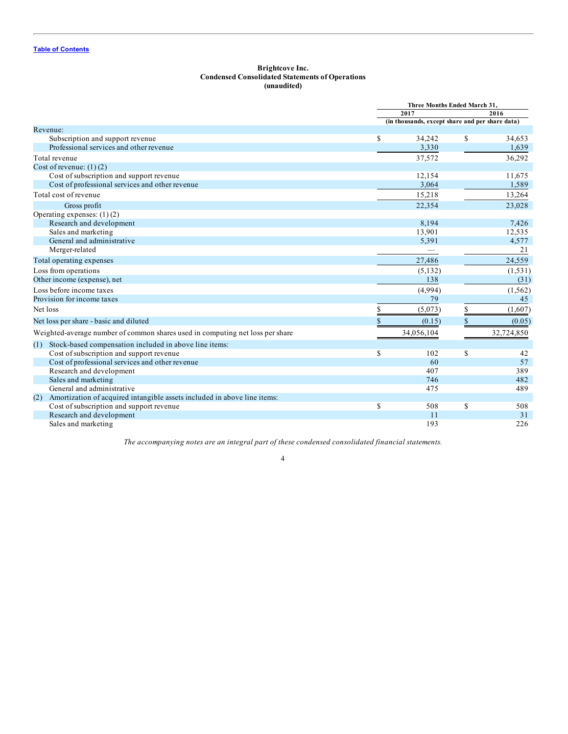[Table of Contents](#)

**Brightcove Inc.**
**Condensed Consolidated Statements of Operations**
**(unaudited)**

| | Three Months Ended March 31, | |
|---|---|---|
| | 2017 | 2016 |
| | (in thousands, except share and per share data) | |
| Revenue: | | |
| Subscription and support revenue | $ 34,242 | $ 34,653 |
| Professional services and other revenue | 3,330 | 1,639 |
| Total revenue | 37,572 | 36,292 |
| Cost of revenue: (1) (2) | | |
| Cost of subscription and support revenue | 12,154 | 11,675 |
| Cost of professional services and other revenue | 3,064 | 1,589 |
| Total cost of revenue | 15,218 | 13,264 |
| Gross profit | 22,354 | 23,028 |
| Operating expenses: (1) (2) | | |
| Research and development | 8,194 | 7,426 |
| Sales and marketing | 13,901 | 12,535 |
| General and administrative | 5,391 | 4,577 |
| Merger-related | — | 21 |
| Total operating expenses | 27,486 | 24,559 |
| Loss from operations | (5,132) | (1,531) |
| Other income (expense), net | 138 | (31) |
| Loss before income taxes | (4,994) | (1,562) |
| Provision for income taxes | 79 | 45 |
| Net loss | $ (5,073) | $ (1,607) |
| Net loss per share - basic and diluted | $ (0.15) | $ (0.05) |
| Weighted-average number of common shares used in computing net loss per share | 34,056,104 | 32,724,850 |
| (1) Stock-based compensation included in above line items: | | |
| Cost of subscription and support revenue | $ 102 | $ 42 |
| Cost of professional services and other revenue | 60 | 57 |
| Research and development | 407 | 389 |
| Sales and marketing | 746 | 482 |
| General and administrative | 475 | 489 |
| (2) Amortization of acquired intangible assets included in above line items: | | |
| Cost of subscription and support revenue | $ 508 | $ 508 |
| Research and development | 11 | 31 |
| Sales and marketing | 193 | 226 |

*The accompanying notes are an integral part of these condensed consolidated financial statements.*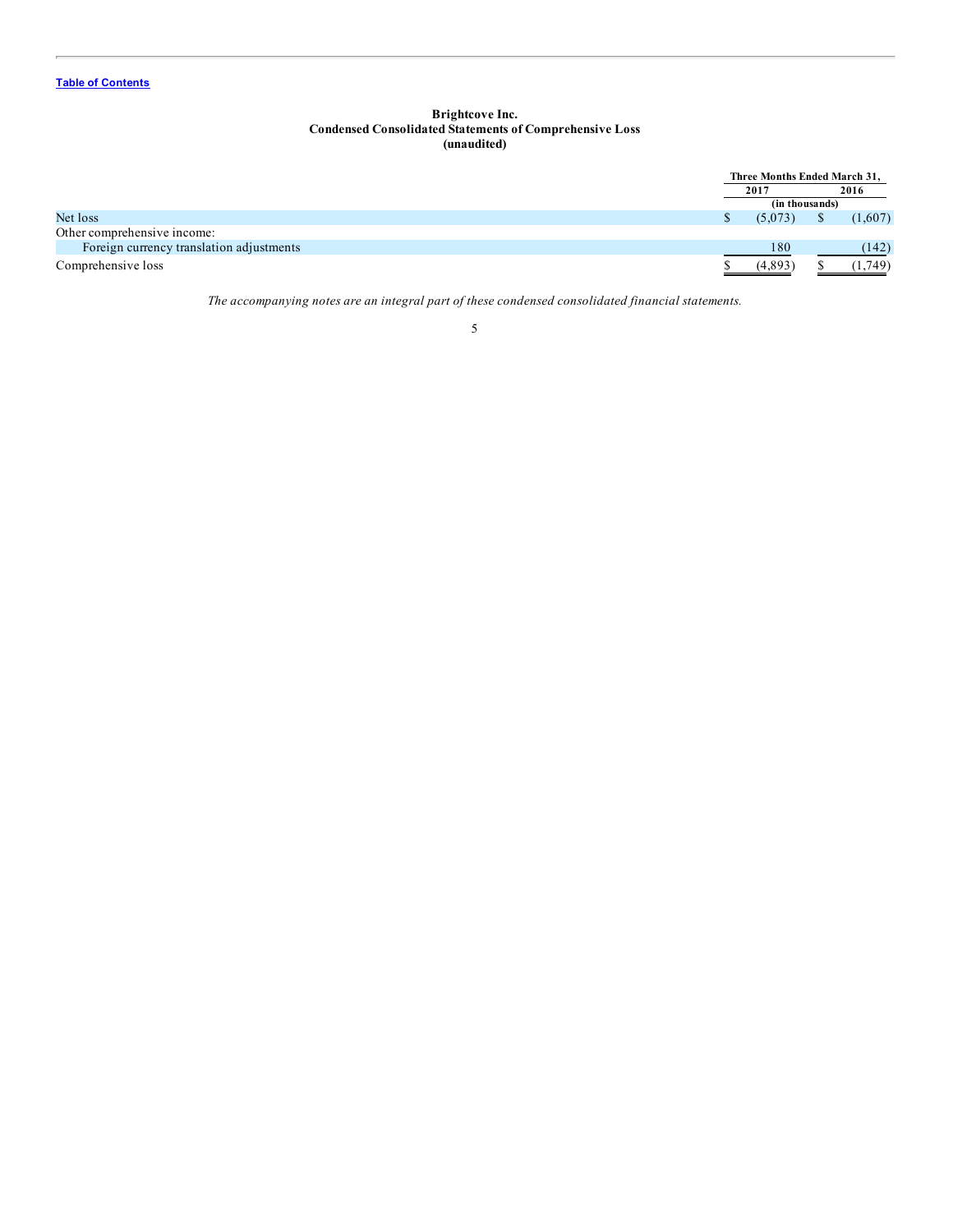**Brightcove Inc.**
**Condensed Consolidated Statements of Comprehensive Loss**
**(unaudited)**

| | Three Months Ended March 31, | |
|---|---|---|
| | 2017 | 2016 |
| | (in thousands) | |
| Net loss | $ (5,073) | $ (1,607) |
| Other comprehensive income: | | |
| Foreign currency translation adjustments | 180 | (142) |
| Comprehensive loss | $ (4,893) | $ (1,749) |

*The accompanying notes are an integral part of these condensed consolidated financial statements.*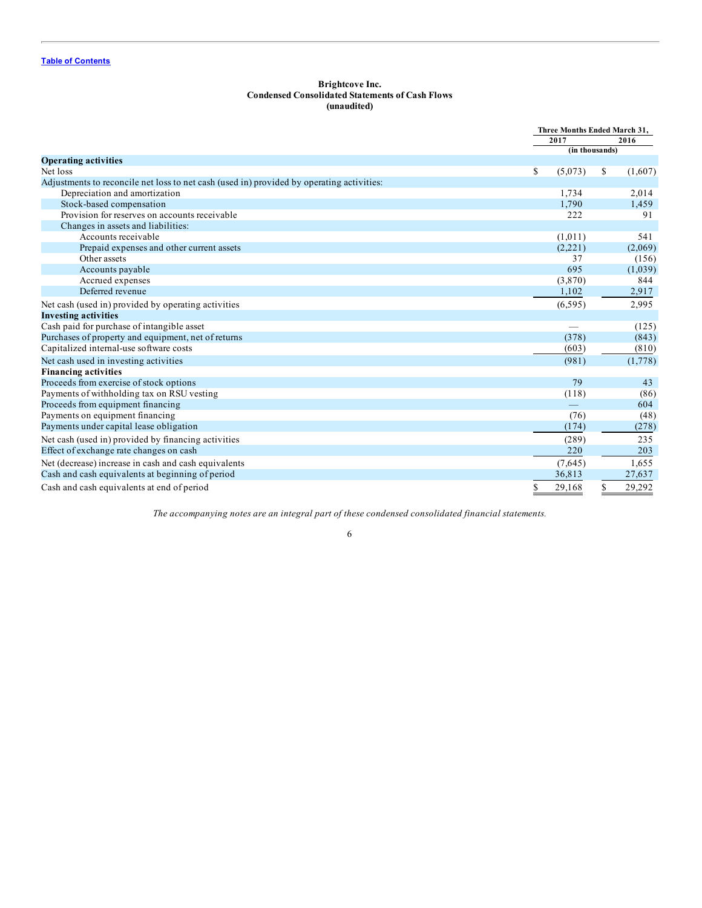[Table of Contents](#)

**Brightcove Inc.**
**Condensed Consolidated Statements of Cash Flows**
**(unaudited)**

| | Three Months Ended March 31, | |
|---|---|---|
| | 2017 | 2016 |
| | (in thousands) | |
| **Operating activities** | | |
| Net loss | $ (5,073) | $ (1,607) |
| Adjustments to reconcile net loss to net cash (used in) provided by operating activities: | | |
| Depreciation and amortization | 1,734 | 2,014 |
| Stock-based compensation | 1,790 | 1,459 |
| Provision for reserves on accounts receivable | 222 | 91 |
| Changes in assets and liabilities: | | |
| Accounts receivable | (1,011) | 541 |
| Prepaid expenses and other current assets | (2,221) | (2,069) |
| Other assets | 37 | (156) |
| Accounts payable | 695 | (1,039) |
| Accrued expenses | (3,870) | 844 |
| Deferred revenue | 1,102 | 2,917 |
| Net cash (used in) provided by operating activities | (6,595) | 2,995 |
| **Investing activities** | | |
| Cash paid for purchase of intangible asset | — | (125) |
| Purchases of property and equipment, net of returns | (378) | (843) |
| Capitalized internal-use software costs | (603) | (810) |
| Net cash used in investing activities | (981) | (1,778) |
| **Financing activities** | | |
| Proceeds from exercise of stock options | 79 | 43 |
| Payments of withholding tax on RSU vesting | (118) | (86) |
| Proceeds from equipment financing | — | 604 |
| Payments on equipment financing | (76) | (48) |
| Payments under capital lease obligation | (174) | (278) |
| Net cash (used in) provided by financing activities | (289) | 235 |
| Effect of exchange rate changes on cash | 220 | 203 |
| Net (decrease) increase in cash and cash equivalents | (7,645) | 1,655 |
| Cash and cash equivalents at beginning of period | 36,813 | 27,637 |
| Cash and cash equivalents at end of period | $ 29,168 | $ 29,292 |

*The accompanying notes are an integral part of these condensed consolidated financial statements.*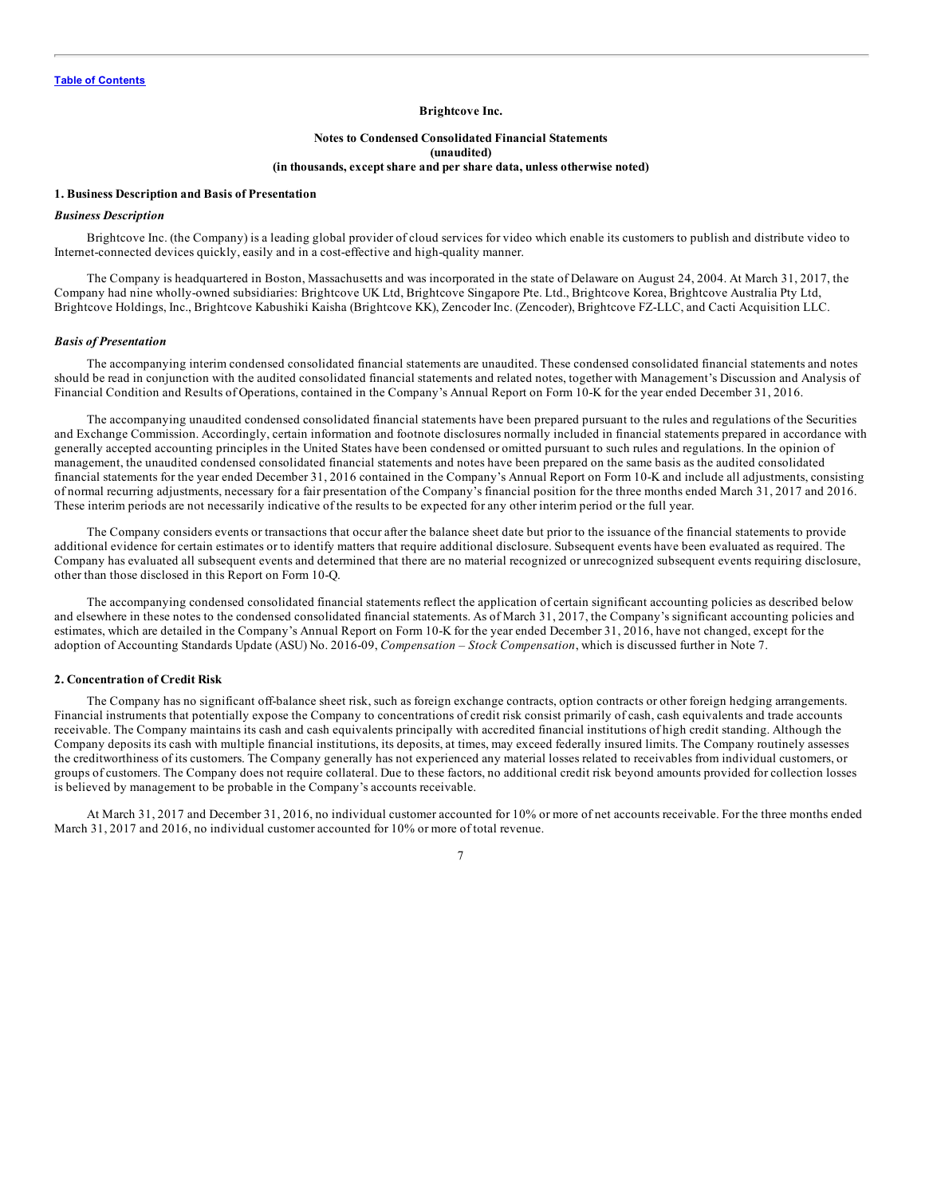Table of Contents

**Brightcove Inc.**

**Notes to Condensed Consolidated Financial Statements**
**(unaudited)**
**(in thousands, except share and per share data, unless otherwise noted)**

## 1. Business Description and Basis of Presentation

### *Business Description*

Brightcove Inc. (the Company) is a leading global provider of cloud services for video which enable its customers to publish and distribute video to Internet-connected devices quickly, easily and in a cost-effective and high-quality manner.

The Company is headquartered in Boston, Massachusetts and was incorporated in the state of Delaware on August 24, 2004. At March 31, 2017, the Company had nine wholly-owned subsidiaries: Brightcove UK Ltd, Brightcove Singapore Pte. Ltd., Brightcove Korea, Brightcove Australia Pty Ltd, Brightcove Holdings, Inc., Brightcove Kabushiki Kaisha (Brightcove KK), Zencoder Inc. (Zencoder), Brightcove FZ-LLC, and Cacti Acquisition LLC.

### *Basis of Presentation*

The accompanying interim condensed consolidated financial statements are unaudited. These condensed consolidated financial statements and notes should be read in conjunction with the audited consolidated financial statements and related notes, together with Management's Discussion and Analysis of Financial Condition and Results of Operations, contained in the Company's Annual Report on Form 10-K for the year ended December 31, 2016.

The accompanying unaudited condensed consolidated financial statements have been prepared pursuant to the rules and regulations of the Securities and Exchange Commission. Accordingly, certain information and footnote disclosures normally included in financial statements prepared in accordance with generally accepted accounting principles in the United States have been condensed or omitted pursuant to such rules and regulations. In the opinion of management, the unaudited condensed consolidated financial statements and notes have been prepared on the same basis as the audited consolidated financial statements for the year ended December 31, 2016 contained in the Company's Annual Report on Form 10-K and include all adjustments, consisting of normal recurring adjustments, necessary for a fair presentation of the Company's financial position for the three months ended March 31, 2017 and 2016. These interim periods are not necessarily indicative of the results to be expected for any other interim period or the full year.

The Company considers events or transactions that occur after the balance sheet date but prior to the issuance of the financial statements to provide additional evidence for certain estimates or to identify matters that require additional disclosure. Subsequent events have been evaluated as required. The Company has evaluated all subsequent events and determined that there are no material recognized or unrecognized subsequent events requiring disclosure, other than those disclosed in this Report on Form 10-Q.

The accompanying condensed consolidated financial statements reflect the application of certain significant accounting policies as described below and elsewhere in these notes to the condensed consolidated financial statements. As of March 31, 2017, the Company's significant accounting policies and estimates, which are detailed in the Company's Annual Report on Form 10-K for the year ended December 31, 2016, have not changed, except for the adoption of Accounting Standards Update (ASU) No. 2016-09, *Compensation – Stock Compensation*, which is discussed further in Note 7.

## 2. Concentration of Credit Risk

The Company has no significant off-balance sheet risk, such as foreign exchange contracts, option contracts or other foreign hedging arrangements. Financial instruments that potentially expose the Company to concentrations of credit risk consist primarily of cash, cash equivalents and trade accounts receivable. The Company maintains its cash and cash equivalents principally with accredited financial institutions of high credit standing. Although the Company deposits its cash with multiple financial institutions, its deposits, at times, may exceed federally insured limits. The Company routinely assesses the creditworthiness of its customers. The Company generally has not experienced any material losses related to receivables from individual customers, or groups of customers. The Company does not require collateral. Due to these factors, no additional credit risk beyond amounts provided for collection losses is believed by management to be probable in the Company's accounts receivable.

At March 31, 2017 and December 31, 2016, no individual customer accounted for 10% or more of net accounts receivable. For the three months ended March 31, 2017 and 2016, no individual customer accounted for 10% or more of total revenue.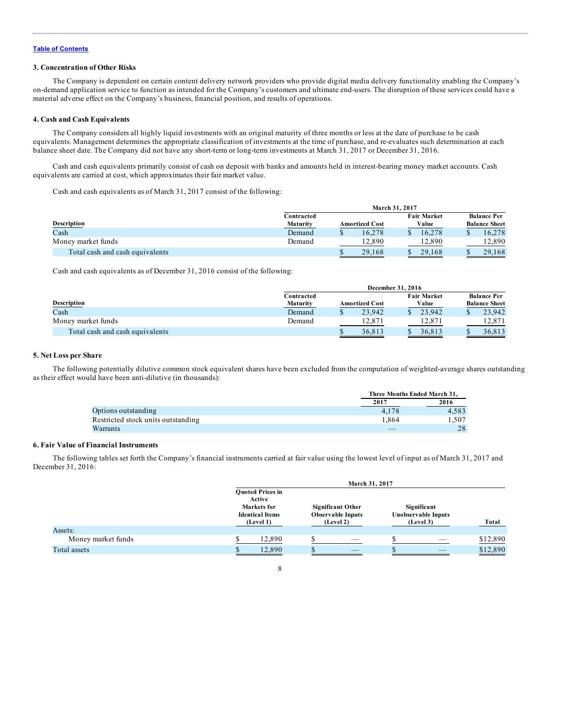Table of Contents

### 3. Concentration of Other Risks

The Company is dependent on certain content delivery network providers who provide digital media delivery functionality enabling the Company's on-demand application service to function as intended for the Company's customers and ultimate end-users. The disruption of these services could have a material adverse effect on the Company's business, financial position, and results of operations.

### 4. Cash and Cash Equivalents

The Company considers all highly liquid investments with an original maturity of three months or less at the date of purchase to be cash equivalents. Management determines the appropriate classification of investments at the time of purchase, and re-evaluates such determination at each balance sheet date. The Company did not have any short-term or long-term investments at March 31, 2017 or December 31, 2016.

Cash and cash equivalents primarily consist of cash on deposit with banks and amounts held in interest-bearing money market accounts. Cash equivalents are carried at cost, which approximates their fair market value.

Cash and cash equivalents as of March 31, 2017 consist of the following:

| | March 31, 2017 | | | |
|---|---|---|---|---|
| Description | Contracted Maturity | Amortized Cost | Fair Market Value | Balance Per Balance Sheet |
| Cash | Demand | $ 16,278 | $ 16,278 | $ 16,278 |
| Money market funds | Demand | 12,890 | 12,890 | 12,890 |
| Total cash and cash equivalents | | $ 29,168 | $ 29,168 | $ 29,168 |

Cash and cash equivalents as of December 31, 2016 consist of the following:

| | December 31, 2016 | | | |
|---|---|---|---|---|
| Description | Contracted Maturity | Amortized Cost | Fair Market Value | Balance Per Balance Sheet |
| Cash | Demand | $ 23,942 | $ 23,942 | $ 23,942 |
| Money market funds | Demand | 12,871 | 12,871 | 12,871 |
| Total cash and cash equivalents | | $ 36,813 | $ 36,813 | $ 36,813 |

### 5. Net Loss per Share

The following potentially dilutive common stock equivalent shares have been excluded from the computation of weighted-average shares outstanding as their effect would have been anti-dilutive (in thousands):

| | Three Months Ended March 31, | |
|---|---|---|
| | 2017 | 2016 |
| Options outstanding | 4,178 | 4,583 |
| Restricted stock units outstanding | 1,864 | 1,507 |
| Warrants | — | 28 |

### 6. Fair Value of Financial Instruments

The following tables set forth the Company's financial instruments carried at fair value using the lowest level of input as of March 31, 2017 and December 31, 2016:

| | March 31, 2017 | | | |
|---|---|---|---|---|
| | Quoted Prices in Active Markets for Identical Items (Level 1) | Significant Other Observable Inputs (Level 2) | Significant Unobservable Inputs (Level 3) | Total |
| Assets: | | | | |
| Money market funds | $ 12,890 | $ — | $ — | $12,890 |
| Total assets | $ 12,890 | $ — | $ — | $12,890 |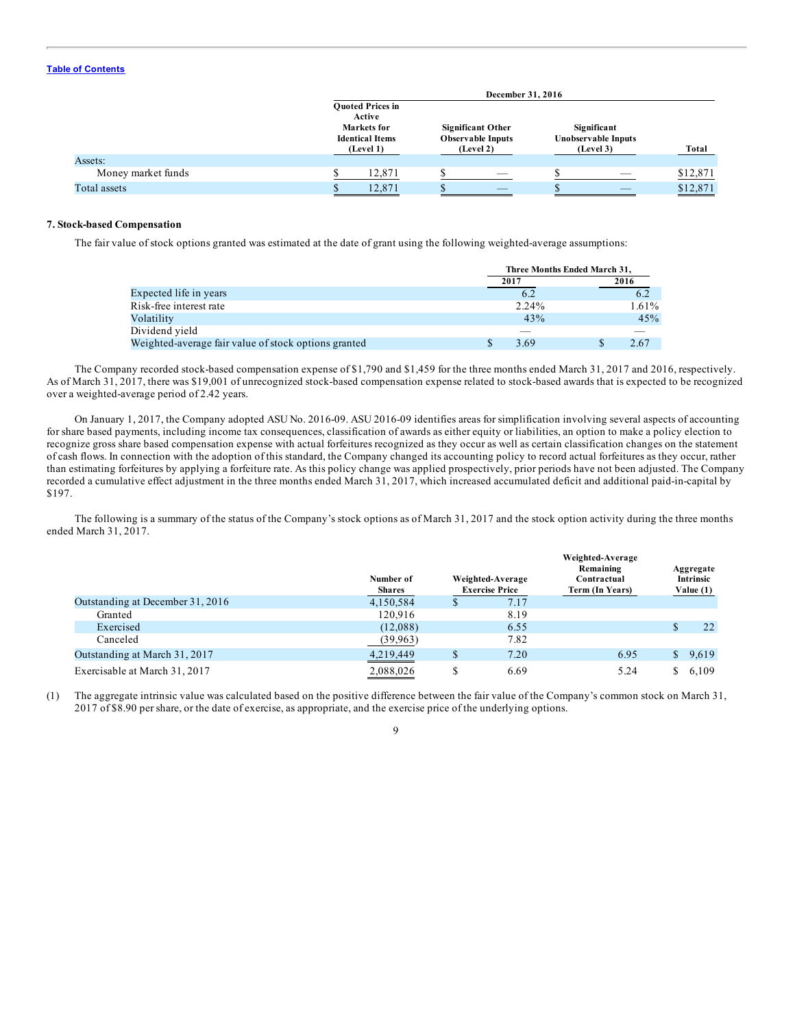Table of Contents

| | December 31, 2016 | | | |
|---|---|---|---|---|
| | Quoted Prices in Active Markets for Identical Items (Level 1) | Significant Other Observable Inputs (Level 2) | Significant Unobservable Inputs (Level 3) | Total |
| Assets: | | | | |
| Money market funds | $ 12,871 | $ — | $ — | $12,871 |
| Total assets | $ 12,871 | $ — | $ — | $12,871 |

**7. Stock-based Compensation**

The fair value of stock options granted was estimated at the date of grant using the following weighted-average assumptions:

| | Three Months Ended March 31, | |
|---|---|---|
| | 2017 | 2016 |
| Expected life in years | 6.2 | 6.2 |
| Risk-free interest rate | 2.24% | 1.61% |
| Volatility | 43% | 45% |
| Dividend yield | — | — |
| Weighted-average fair value of stock options granted | $ 3.69 | $ 2.67 |

The Company recorded stock-based compensation expense of $1,790 and $1,459 for the three months ended March 31, 2017 and 2016, respectively. As of March 31, 2017, there was $19,001 of unrecognized stock-based compensation expense related to stock-based awards that is expected to be recognized over a weighted-average period of 2.42 years.

On January 1, 2017, the Company adopted ASU No. 2016-09. ASU 2016-09 identifies areas for simplification involving several aspects of accounting for share based payments, including income tax consequences, classification of awards as either equity or liabilities, an option to make a policy election to recognize gross share based compensation expense with actual forfeitures recognized as they occur as well as certain classification changes on the statement of cash flows. In connection with the adoption of this standard, the Company changed its accounting policy to record actual forfeitures as they occur, rather than estimating forfeitures by applying a forfeiture rate. As this policy change was applied prospectively, prior periods have not been adjusted. The Company recorded a cumulative effect adjustment in the three months ended March 31, 2017, which increased accumulated deficit and additional paid-in-capital by $197.

The following is a summary of the status of the Company's stock options as of March 31, 2017 and the stock option activity during the three months ended March 31, 2017.

| | Number of Shares | Weighted-Average Exercise Price | Weighted-Average Remaining Contractual Term (In Years) | Aggregate Intrinsic Value (1) |
|---|---|---|---|---|
| Outstanding at December 31, 2016 | 4,150,584 | $ 7.17 | | |
| Granted | 120,916 | 8.19 | | |
| Exercised | (12,088) | 6.55 | | $ 22 |
| Canceled | (39,963) | 7.82 | | |
| Outstanding at March 31, 2017 | 4,219,449 | $ 7.20 | 6.95 | $ 9,619 |
| Exercisable at March 31, 2017 | 2,088,026 | $ 6.69 | 5.24 | $ 6,109 |

(1) The aggregate intrinsic value was calculated based on the positive difference between the fair value of the Company's common stock on March 31, 2017 of $8.90 per share, or the date of exercise, as appropriate, and the exercise price of the underlying options.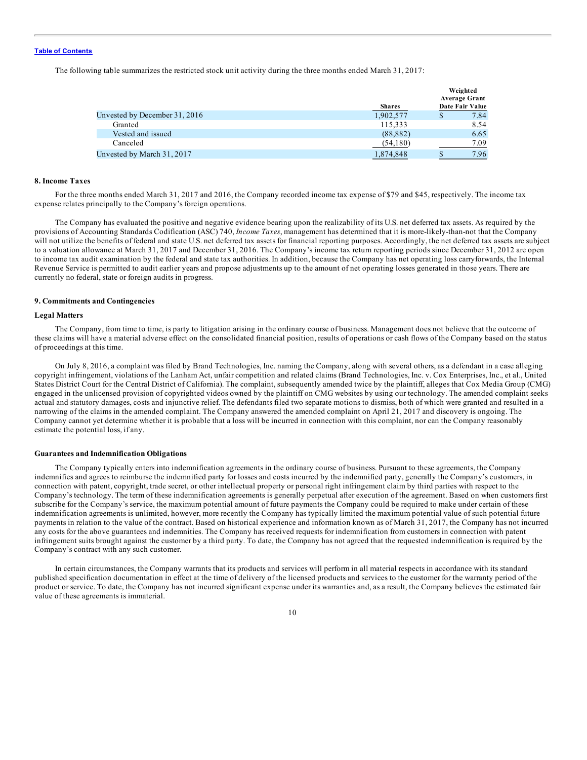The following table summarizes the restricted stock unit activity during the three months ended March 31, 2017:

| | Shares | Weighted Average Grant Date Fair Value |
|---|---|---|
| Unvested by December 31, 2016 | 1,902,577 | $ 7.84 |
| Granted | 115,333 | 8.54 |
| Vested and issued | (88,882) | 6.65 |
| Canceled | (54,180) | 7.09 |
| Unvested by March 31, 2017 | 1,874,848 | $ 7.96 |

### 8. Income Taxes

For the three months ended March 31, 2017 and 2016, the Company recorded income tax expense of $79 and $45, respectively. The income tax expense relates principally to the Company's foreign operations.

The Company has evaluated the positive and negative evidence bearing upon the realizability of its U.S. net deferred tax assets. As required by the provisions of Accounting Standards Codification (ASC) 740, *Income Taxes*, management has determined that it is more-likely-than-not that the Company will not utilize the benefits of federal and state U.S. net deferred tax assets for financial reporting purposes. Accordingly, the net deferred tax assets are subject to a valuation allowance at March 31, 2017 and December 31, 2016. The Company's income tax return reporting periods since December 31, 2012 are open to income tax audit examination by the federal and state tax authorities. In addition, because the Company has net operating loss carryforwards, the Internal Revenue Service is permitted to audit earlier years and propose adjustments up to the amount of net operating losses generated in those years. There are currently no federal, state or foreign audits in progress.

### 9. Commitments and Contingencies

#### Legal Matters

The Company, from time to time, is party to litigation arising in the ordinary course of business. Management does not believe that the outcome of these claims will have a material adverse effect on the consolidated financial position, results of operations or cash flows of the Company based on the status of proceedings at this time.

On July 8, 2016, a complaint was filed by Brand Technologies, Inc. naming the Company, along with several others, as a defendant in a case alleging copyright infringement, violations of the Lanham Act, unfair competition and related claims (Brand Technologies, Inc. v. Cox Enterprises, Inc., et al., United States District Court for the Central District of California). The complaint, subsequently amended twice by the plaintiff, alleges that Cox Media Group (CMG) engaged in the unlicensed provision of copyrighted videos owned by the plaintiff on CMG websites by using our technology. The amended complaint seeks actual and statutory damages, costs and injunctive relief. The defendants filed two separate motions to dismiss, both of which were granted and resulted in a narrowing of the claims in the amended complaint. The Company answered the amended complaint on April 21, 2017 and discovery is ongoing. The Company cannot yet determine whether it is probable that a loss will be incurred in connection with this complaint, nor can the Company reasonably estimate the potential loss, if any.

#### Guarantees and Indemnification Obligations

The Company typically enters into indemnification agreements in the ordinary course of business. Pursuant to these agreements, the Company indemnifies and agrees to reimburse the indemnified party for losses and costs incurred by the indemnified party, generally the Company's customers, in connection with patent, copyright, trade secret, or other intellectual property or personal right infringement claim by third parties with respect to the Company's technology. The term of these indemnification agreements is generally perpetual after execution of the agreement. Based on when customers first subscribe for the Company's service, the maximum potential amount of future payments the Company could be required to make under certain of these indemnification agreements is unlimited, however, more recently the Company has typically limited the maximum potential value of such potential future payments in relation to the value of the contract. Based on historical experience and information known as of March 31, 2017, the Company has not incurred any costs for the above guarantees and indemnities. The Company has received requests for indemnification from customers in connection with patent infringement suits brought against the customer by a third party. To date, the Company has not agreed that the requested indemnification is required by the Company's contract with any such customer.

In certain circumstances, the Company warrants that its products and services will perform in all material respects in accordance with its standard published specification documentation in effect at the time of delivery of the licensed products and services to the customer for the warranty period of the product or service. To date, the Company has not incurred significant expense under its warranties and, as a result, the Company believes the estimated fair value of these agreements is immaterial.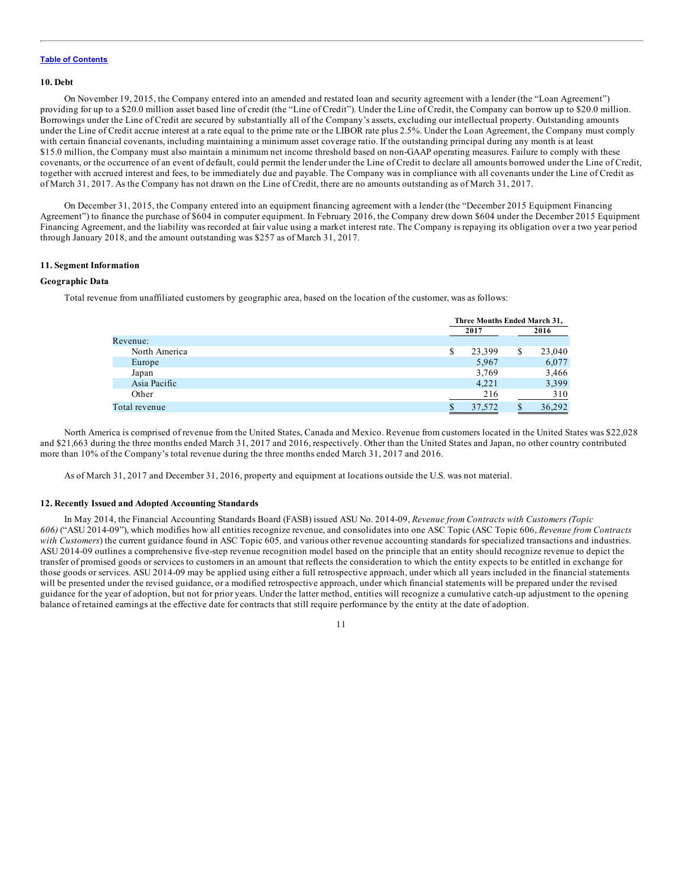[Table of Contents](#)

### 10. Debt

On November 19, 2015, the Company entered into an amended and restated loan and security agreement with a lender (the "Loan Agreement") providing for up to a $20.0 million asset based line of credit (the "Line of Credit"). Under the Line of Credit, the Company can borrow up to $20.0 million. Borrowings under the Line of Credit are secured by substantially all of the Company's assets, excluding our intellectual property. Outstanding amounts under the Line of Credit accrue interest at a rate equal to the prime rate or the LIBOR rate plus 2.5%. Under the Loan Agreement, the Company must comply with certain financial covenants, including maintaining a minimum asset coverage ratio. If the outstanding principal during any month is at least $15.0 million, the Company must also maintain a minimum net income threshold based on non-GAAP operating measures. Failure to comply with these covenants, or the occurrence of an event of default, could permit the lender under the Line of Credit to declare all amounts borrowed under the Line of Credit, together with accrued interest and fees, to be immediately due and payable. The Company was in compliance with all covenants under the Line of Credit as of March 31, 2017. As the Company has not drawn on the Line of Credit, there are no amounts outstanding as of March 31, 2017.

On December 31, 2015, the Company entered into an equipment financing agreement with a lender (the "December 2015 Equipment Financing Agreement") to finance the purchase of $604 in computer equipment. In February 2016, the Company drew down $604 under the December 2015 Equipment Financing Agreement, and the liability was recorded at fair value using a market interest rate. The Company is repaying its obligation over a two year period through January 2018, and the amount outstanding was $257 as of March 31, 2017.

### 11. Segment Information

#### Geographic Data

Total revenue from unaffiliated customers by geographic area, based on the location of the customer, was as follows:

| | Three Months Ended March 31, | |
|---|---|---|
| | 2017 | 2016 |
| Revenue: | | |
| North America | $ 23,399 | $ 23,040 |
| Europe | 5,967 | 6,077 |
| Japan | 3,769 | 3,466 |
| Asia Pacific | 4,221 | 3,399 |
| Other | 216 | 310 |
| Total revenue | $ 37,572 | $ 36,292 |

North America is comprised of revenue from the United States, Canada and Mexico. Revenue from customers located in the United States was $22,028 and $21,663 during the three months ended March 31, 2017 and 2016, respectively. Other than the United States and Japan, no other country contributed more than 10% of the Company's total revenue during the three months ended March 31, 2017 and 2016.

As of March 31, 2017 and December 31, 2016, property and equipment at locations outside the U.S. was not material.

### 12. Recently Issued and Adopted Accounting Standards

In May 2014, the Financial Accounting Standards Board (FASB) issued ASU No. 2014-09, *Revenue from Contracts with Customers (Topic 606)* ("ASU 2014-09"), which modifies how all entities recognize revenue, and consolidates into one ASC Topic (ASC Topic 606, *Revenue from Contracts with Customers*) the current guidance found in ASC Topic 605, and various other revenue accounting standards for specialized transactions and industries. ASU 2014-09 outlines a comprehensive five-step revenue recognition model based on the principle that an entity should recognize revenue to depict the transfer of promised goods or services to customers in an amount that reflects the consideration to which the entity expects to be entitled in exchange for those goods or services. ASU 2014-09 may be applied using either a full retrospective approach, under which all years included in the financial statements will be presented under the revised guidance, or a modified retrospective approach, under which financial statements will be prepared under the revised guidance for the year of adoption, but not for prior years. Under the latter method, entities will recognize a cumulative catch-up adjustment to the opening balance of retained earnings at the effective date for contracts that still require performance by the entity at the date of adoption.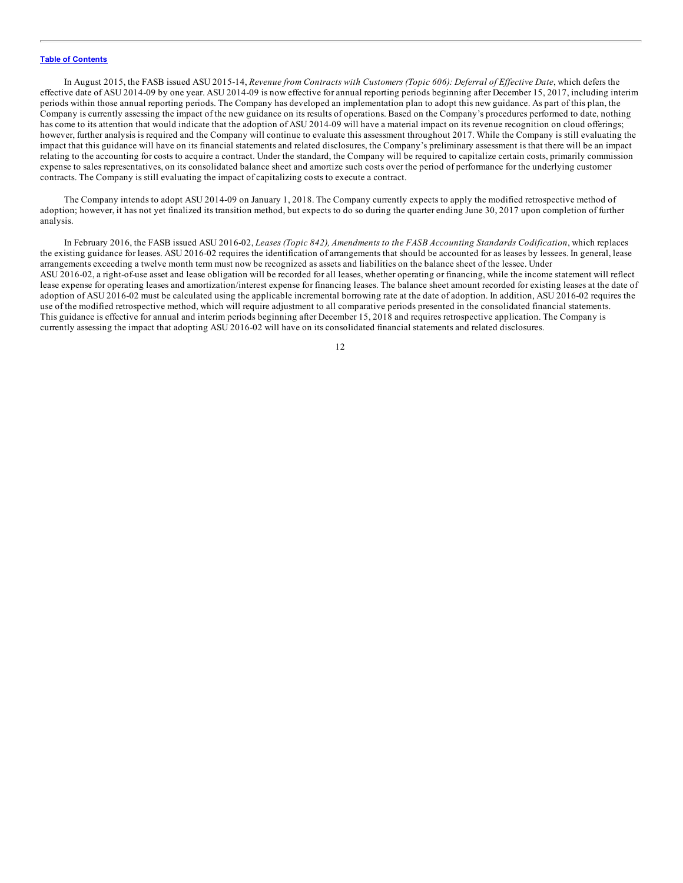In August 2015, the FASB issued ASU 2015-14, *Revenue from Contracts with Customers (Topic 606): Deferral of Effective Date*, which defers the effective date of ASU 2014-09 by one year. ASU 2014-09 is now effective for annual reporting periods beginning after December 15, 2017, including interim periods within those annual reporting periods. The Company has developed an implementation plan to adopt this new guidance. As part of this plan, the Company is currently assessing the impact of the new guidance on its results of operations. Based on the Company's procedures performed to date, nothing has come to its attention that would indicate that the adoption of ASU 2014-09 will have a material impact on its revenue recognition on cloud offerings; however, further analysis is required and the Company will continue to evaluate this assessment throughout 2017. While the Company is still evaluating the impact that this guidance will have on its financial statements and related disclosures, the Company's preliminary assessment is that there will be an impact relating to the accounting for costs to acquire a contract. Under the standard, the Company will be required to capitalize certain costs, primarily commission expense to sales representatives, on its consolidated balance sheet and amortize such costs over the period of performance for the underlying customer contracts. The Company is still evaluating the impact of capitalizing costs to execute a contract.

The Company intends to adopt ASU 2014-09 on January 1, 2018. The Company currently expects to apply the modified retrospective method of adoption; however, it has not yet finalized its transition method, but expects to do so during the quarter ending June 30, 2017 upon completion of further analysis.

In February 2016, the FASB issued ASU 2016-02, *Leases (Topic 842), Amendments to the FASB Accounting Standards Codification*, which replaces the existing guidance for leases. ASU 2016-02 requires the identification of arrangements that should be accounted for as leases by lessees. In general, lease arrangements exceeding a twelve month term must now be recognized as assets and liabilities on the balance sheet of the lessee. Under ASU 2016-02, a right-of-use asset and lease obligation will be recorded for all leases, whether operating or financing, while the income statement will reflect lease expense for operating leases and amortization/interest expense for financing leases. The balance sheet amount recorded for existing leases at the date of adoption of ASU 2016-02 must be calculated using the applicable incremental borrowing rate at the date of adoption. In addition, ASU 2016-02 requires the use of the modified retrospective method, which will require adjustment to all comparative periods presented in the consolidated financial statements. This guidance is effective for annual and interim periods beginning after December 15, 2018 and requires retrospective application. The Company is currently assessing the impact that adopting ASU 2016-02 will have on its consolidated financial statements and related disclosures.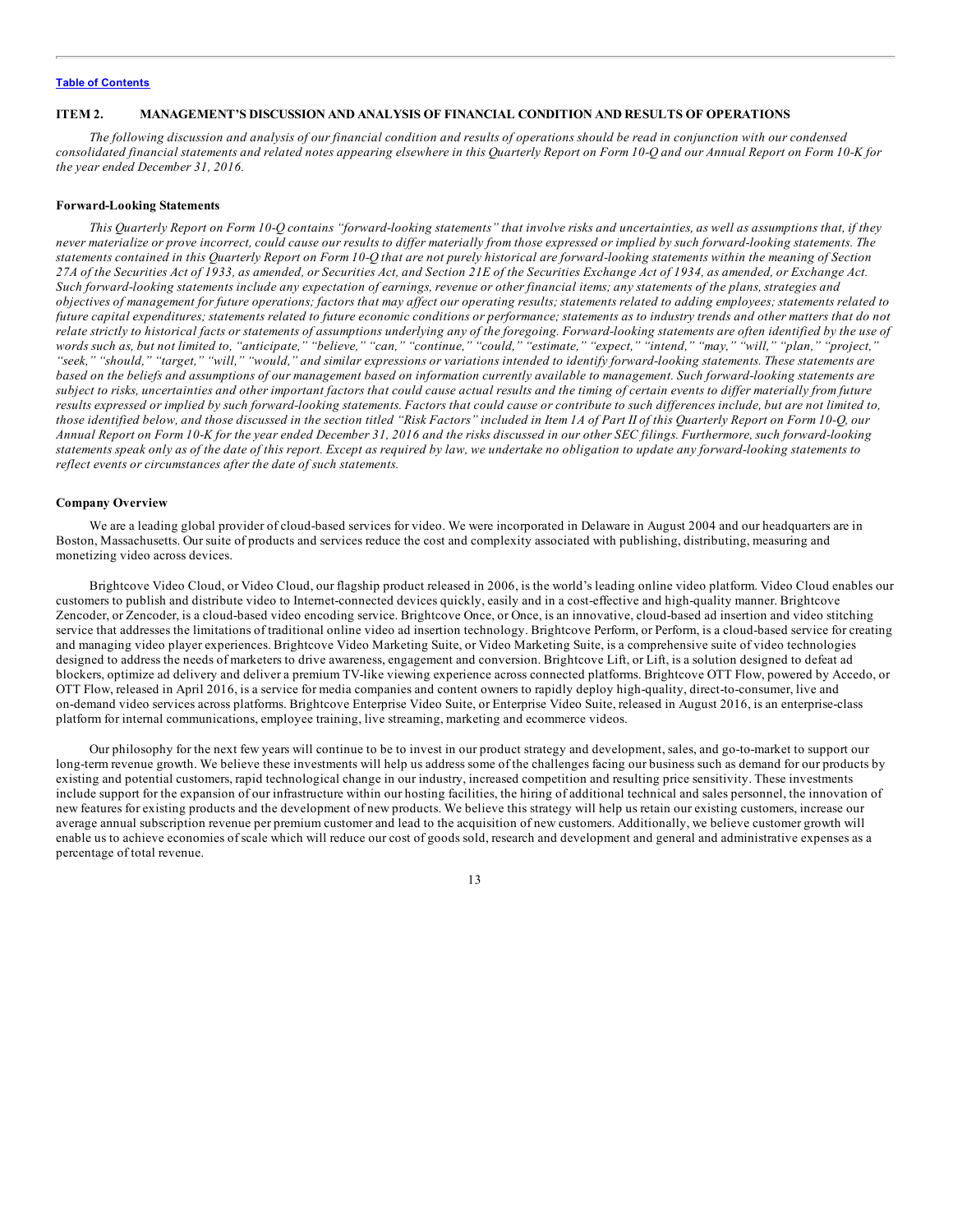## ITEM 2. MANAGEMENT'S DISCUSSION AND ANALYSIS OF FINANCIAL CONDITION AND RESULTS OF OPERATIONS

*The following discussion and analysis of our financial condition and results of operations should be read in conjunction with our condensed consolidated financial statements and related notes appearing elsewhere in this Quarterly Report on Form 10-Q and our Annual Report on Form 10-K for the year ended December 31, 2016.*

### Forward-Looking Statements

*This Quarterly Report on Form 10-Q contains "forward-looking statements" that involve risks and uncertainties, as well as assumptions that, if they never materialize or prove incorrect, could cause our results to differ materially from those expressed or implied by such forward-looking statements. The statements contained in this Quarterly Report on Form 10-Q that are not purely historical are forward-looking statements within the meaning of Section 27A of the Securities Act of 1933, as amended, or Securities Act, and Section 21E of the Securities Exchange Act of 1934, as amended, or Exchange Act. Such forward-looking statements include any expectation of earnings, revenue or other financial items; any statements of the plans, strategies and objectives of management for future operations; factors that may affect our operating results; statements related to adding employees; statements related to future capital expenditures; statements related to future economic conditions or performance; statements as to industry trends and other matters that do not relate strictly to historical facts or statements of assumptions underlying any of the foregoing. Forward-looking statements are often identified by the use of words such as, but not limited to, "anticipate," "believe," "can," "continue," "could," "estimate," "expect," "intend," "may," "will," "plan," "project," "seek," "should," "target," "will," "would," and similar expressions or variations intended to identify forward-looking statements. These statements are based on the beliefs and assumptions of our management based on information currently available to management. Such forward-looking statements are subject to risks, uncertainties and other important factors that could cause actual results and the timing of certain events to differ materially from future results expressed or implied by such forward-looking statements. Factors that could cause or contribute to such differences include, but are not limited to, those identified below, and those discussed in the section titled "Risk Factors" included in Item 1A of Part II of this Quarterly Report on Form 10-Q, our Annual Report on Form 10-K for the year ended December 31, 2016 and the risks discussed in our other SEC filings. Furthermore, such forward-looking statements speak only as of the date of this report. Except as required by law, we undertake no obligation to update any forward-looking statements to reflect events or circumstances after the date of such statements.*

### Company Overview

We are a leading global provider of cloud-based services for video. We were incorporated in Delaware in August 2004 and our headquarters are in Boston, Massachusetts. Our suite of products and services reduce the cost and complexity associated with publishing, distributing, measuring and monetizing video across devices.

Brightcove Video Cloud, or Video Cloud, our flagship product released in 2006, is the world's leading online video platform. Video Cloud enables our customers to publish and distribute video to Internet-connected devices quickly, easily and in a cost-effective and high-quality manner. Brightcove Zencoder, or Zencoder, is a cloud-based video encoding service. Brightcove Once, or Once, is an innovative, cloud-based ad insertion and video stitching service that addresses the limitations of traditional online video ad insertion technology. Brightcove Perform, or Perform, is a cloud-based service for creating and managing video player experiences. Brightcove Video Marketing Suite, or Video Marketing Suite, is a comprehensive suite of video technologies designed to address the needs of marketers to drive awareness, engagement and conversion. Brightcove Lift, or Lift, is a solution designed to defeat ad blockers, optimize ad delivery and deliver a premium TV-like viewing experience across connected platforms. Brightcove OTT Flow, powered by Accedo, or OTT Flow, released in April 2016, is a service for media companies and content owners to rapidly deploy high-quality, direct-to-consumer, live and on-demand video services across platforms. Brightcove Enterprise Video Suite, or Enterprise Video Suite, released in August 2016, is an enterprise-class platform for internal communications, employee training, live streaming, marketing and ecommerce videos.

Our philosophy for the next few years will continue to be to invest in our product strategy and development, sales, and go-to-market to support our long-term revenue growth. We believe these investments will help us address some of the challenges facing our business such as demand for our products by existing and potential customers, rapid technological change in our industry, increased competition and resulting price sensitivity. These investments include support for the expansion of our infrastructure within our hosting facilities, the hiring of additional technical and sales personnel, the innovation of new features for existing products and the development of new products. We believe this strategy will help us retain our existing customers, increase our average annual subscription revenue per premium customer and lead to the acquisition of new customers. Additionally, we believe customer growth will enable us to achieve economies of scale which will reduce our cost of goods sold, research and development and general and administrative expenses as a percentage of total revenue.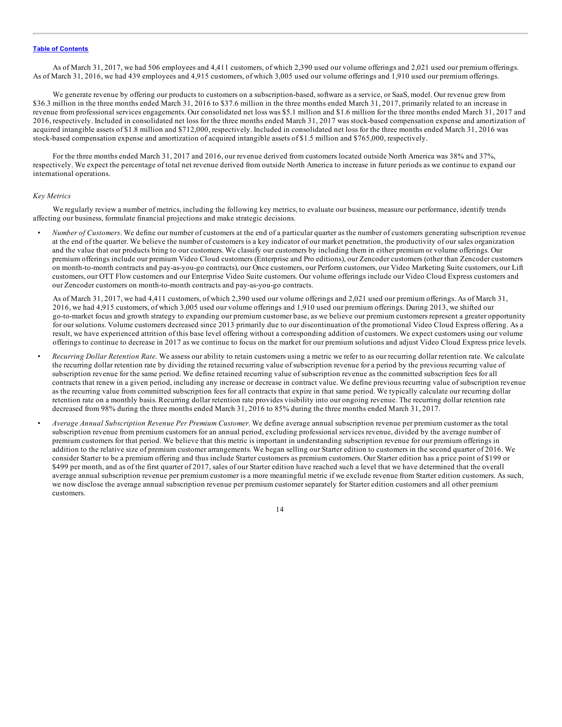As of March 31, 2017, we had 506 employees and 4,411 customers, of which 2,390 used our volume offerings and 2,021 used our premium offerings. As of March 31, 2016, we had 439 employees and 4,915 customers, of which 3,005 used our volume offerings and 1,910 used our premium offerings.

We generate revenue by offering our products to customers on a subscription-based, software as a service, or SaaS, model. Our revenue grew from $36.3 million in the three months ended March 31, 2016 to $37.6 million in the three months ended March 31, 2017, primarily related to an increase in revenue from professional services engagements. Our consolidated net loss was $5.1 million and $1.6 million for the three months ended March 31, 2017 and 2016, respectively. Included in consolidated net loss for the three months ended March 31, 2017 was stock-based compensation expense and amortization of acquired intangible assets of $1.8 million and $712,000, respectively. Included in consolidated net loss for the three months ended March 31, 2016 was stock-based compensation expense and amortization of acquired intangible assets of $1.5 million and $765,000, respectively.

For the three months ended March 31, 2017 and 2016, our revenue derived from customers located outside North America was 38% and 37%, respectively. We expect the percentage of total net revenue derived from outside North America to increase in future periods as we continue to expand our international operations.

*Key Metrics*

We regularly review a number of metrics, including the following key metrics, to evaluate our business, measure our performance, identify trends affecting our business, formulate financial projections and make strategic decisions.

- *Number of Customers*. We define our number of customers at the end of a particular quarter as the number of customers generating subscription revenue at the end of the quarter. We believe the number of customers is a key indicator of our market penetration, the productivity of our sales organization and the value that our products bring to our customers. We classify our customers by including them in either premium or volume offerings. Our premium offerings include our premium Video Cloud customers (Enterprise and Pro editions), our Zencoder customers (other than Zencoder customers on month-to-month contracts and pay-as-you-go contracts), our Once customers, our Perform customers, our Video Marketing Suite customers, our Lift customers, our OTT Flow customers and our Enterprise Video Suite customers. Our volume offerings include our Video Cloud Express customers and our Zencoder customers on month-to-month contracts and pay-as-you-go contracts.

  As of March 31, 2017, we had 4,411 customers, of which 2,390 used our volume offerings and 2,021 used our premium offerings. As of March 31, 2016, we had 4,915 customers, of which 3,005 used our volume offerings and 1,910 used our premium offerings. During 2013, we shifted our go-to-market focus and growth strategy to expanding our premium customer base, as we believe our premium customers represent a greater opportunity for our solutions. Volume customers decreased since 2013 primarily due to our discontinuation of the promotional Video Cloud Express offering. As a result, we have experienced attrition of this base level offering without a corresponding addition of customers. We expect customers using our volume offerings to continue to decrease in 2017 as we continue to focus on the market for our premium solutions and adjust Video Cloud Express price levels.

- *Recurring Dollar Retention Rate*. We assess our ability to retain customers using a metric we refer to as our recurring dollar retention rate. We calculate the recurring dollar retention rate by dividing the retained recurring value of subscription revenue for a period by the previous recurring value of subscription revenue for the same period. We define retained recurring value of subscription revenue as the committed subscription fees for all contracts that renew in a given period, including any increase or decrease in contract value. We define previous recurring value of subscription revenue as the recurring value from committed subscription fees for all contracts that expire in that same period. We typically calculate our recurring dollar retention rate on a monthly basis. Recurring dollar retention rate provides visibility into our ongoing revenue. The recurring dollar retention rate decreased from 98% during the three months ended March 31, 2016 to 85% during the three months ended March 31, 2017.

- *Average Annual Subscription Revenue Per Premium Customer*. We define average annual subscription revenue per premium customer as the total subscription revenue from premium customers for an annual period, excluding professional services revenue, divided by the average number of premium customers for that period. We believe that this metric is important in understanding subscription revenue for our premium offerings in addition to the relative size of premium customer arrangements. We began selling our Starter edition to customers in the second quarter of 2016. We consider Starter to be a premium offering and thus include Starter customers as premium customers. Our Starter edition has a price point of $199 or $499 per month, and as of the first quarter of 2017, sales of our Starter edition have reached such a level that we have determined that the overall average annual subscription revenue per premium customer is a more meaningful metric if we exclude revenue from Starter edition customers. As such, we now disclose the average annual subscription revenue per premium customer separately for Starter edition customers and all other premium customers.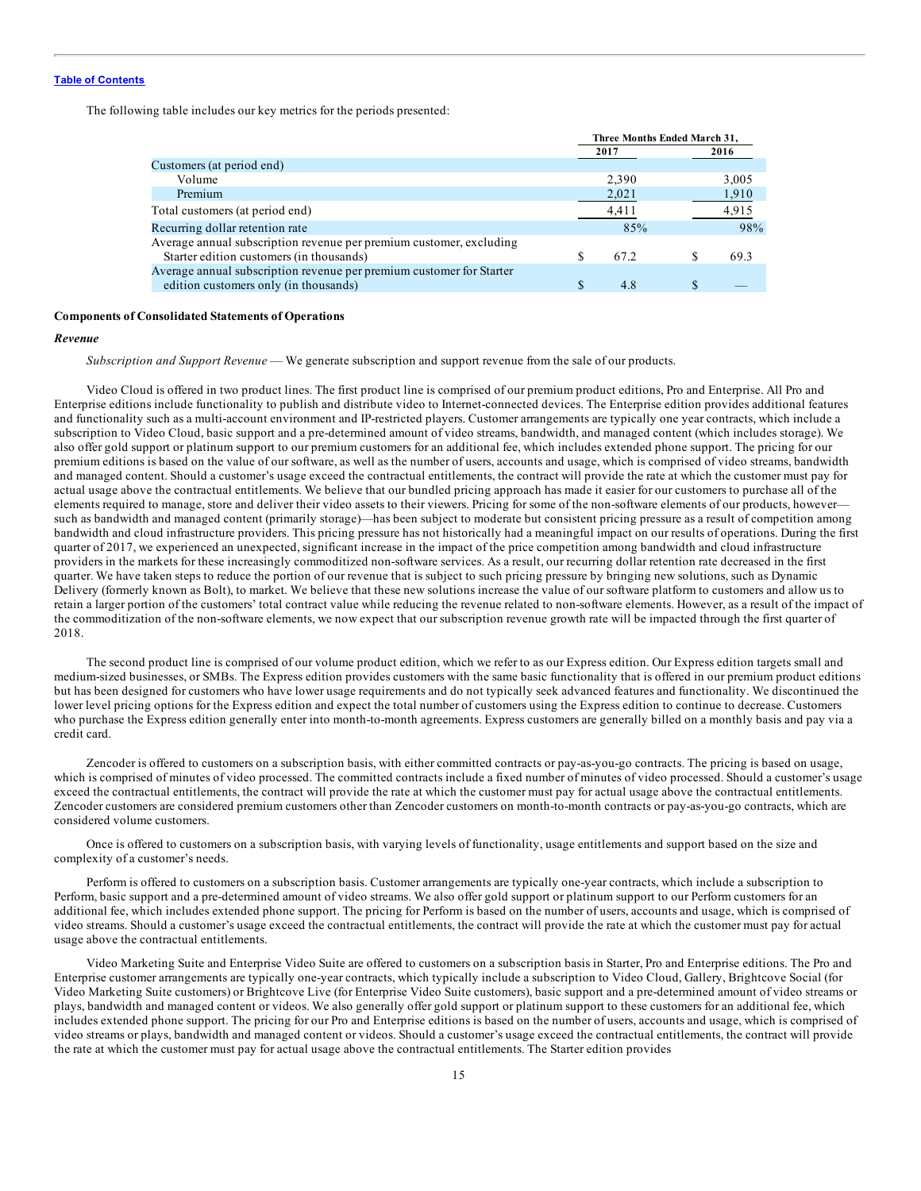[Table of Contents](#)

The following table includes our key metrics for the periods presented:

| | Three Months Ended March 31, | |
|---|---|---|
| | 2017 | 2016 |
| Customers (at period end) | | |
| Volume | 2,390 | 3,005 |
| Premium | 2,021 | 1,910 |
| Total customers (at period end) | 4,411 | 4,915 |
| Recurring dollar retention rate | 85% | 98% |
| Average annual subscription revenue per premium customer, excluding Starter edition customers (in thousands) | $ 67.2 | $ 69.3 |
| Average annual subscription revenue per premium customer for Starter edition customers only (in thousands) | $ 4.8 | $ — |

**Components of Consolidated Statements of Operations**

***Revenue***

*Subscription and Support Revenue* — We generate subscription and support revenue from the sale of our products.

Video Cloud is offered in two product lines. The first product line is comprised of our premium product editions, Pro and Enterprise. All Pro and Enterprise editions include functionality to publish and distribute video to Internet-connected devices. The Enterprise edition provides additional features and functionality such as a multi-account environment and IP-restricted players. Customer arrangements are typically one year contracts, which include a subscription to Video Cloud, basic support and a pre-determined amount of video streams, bandwidth, and managed content (which includes storage). We also offer gold support or platinum support to our premium customers for an additional fee, which includes extended phone support. The pricing for our premium editions is based on the value of our software, as well as the number of users, accounts and usage, which is comprised of video streams, bandwidth and managed content. Should a customer's usage exceed the contractual entitlements, the contract will provide the rate at which the customer must pay for actual usage above the contractual entitlements. We believe that our bundled pricing approach has made it easier for our customers to purchase all of the elements required to manage, store and deliver their video assets to their viewers. Pricing for some of the non-software elements of our products, however—such as bandwidth and managed content (primarily storage)—has been subject to moderate but consistent pricing pressure as a result of competition among bandwidth and cloud infrastructure providers. This pricing pressure has not historically had a meaningful impact on our results of operations. During the first quarter of 2017, we experienced an unexpected, significant increase in the impact of the price competition among bandwidth and cloud infrastructure providers in the markets for these increasingly commoditized non-software services. As a result, our recurring dollar retention rate decreased in the first quarter. We have taken steps to reduce the portion of our revenue that is subject to such pricing pressure by bringing new solutions, such as Dynamic Delivery (formerly known as Bolt), to market. We believe that these new solutions increase the value of our software platform to customers and allow us to retain a larger portion of the customers' total contract value while reducing the revenue related to non-software elements. However, as a result of the impact of the commoditization of the non-software elements, we now expect that our subscription revenue growth rate will be impacted through the first quarter of 2018.

The second product line is comprised of our volume product edition, which we refer to as our Express edition. Our Express edition targets small and medium-sized businesses, or SMBs. The Express edition provides customers with the same basic functionality that is offered in our premium product editions but has been designed for customers who have lower usage requirements and do not typically seek advanced features and functionality. We discontinued the lower level pricing options for the Express edition and expect the total number of customers using the Express edition to continue to decrease. Customers who purchase the Express edition generally enter into month-to-month agreements. Express customers are generally billed on a monthly basis and pay via a credit card.

Zencoder is offered to customers on a subscription basis, with either committed contracts or pay-as-you-go contracts. The pricing is based on usage, which is comprised of minutes of video processed. The committed contracts include a fixed number of minutes of video processed. Should a customer's usage exceed the contractual entitlements, the contract will provide the rate at which the customer must pay for actual usage above the contractual entitlements. Zencoder customers are considered premium customers other than Zencoder customers on month-to-month contracts or pay-as-you-go contracts, which are considered volume customers.

Once is offered to customers on a subscription basis, with varying levels of functionality, usage entitlements and support based on the size and complexity of a customer's needs.

Perform is offered to customers on a subscription basis. Customer arrangements are typically one-year contracts, which include a subscription to Perform, basic support and a pre-determined amount of video streams. We also offer gold support or platinum support to our Perform customers for an additional fee, which includes extended phone support. The pricing for Perform is based on the number of users, accounts and usage, which is comprised of video streams. Should a customer's usage exceed the contractual entitlements, the contract will provide the rate at which the customer must pay for actual usage above the contractual entitlements.

Video Marketing Suite and Enterprise Video Suite are offered to customers on a subscription basis in Starter, Pro and Enterprise editions. The Pro and Enterprise customer arrangements are typically one-year contracts, which typically include a subscription to Video Cloud, Gallery, Brightcove Social (for Video Marketing Suite customers) or Brightcove Live (for Enterprise Video Suite customers), basic support and a pre-determined amount of video streams or plays, bandwidth and managed content or videos. We also generally offer gold support or platinum support to these customers for an additional fee, which includes extended phone support. The pricing for our Pro and Enterprise editions is based on the number of users, accounts and usage, which is comprised of video streams or plays, bandwidth and managed content or videos. Should a customer's usage exceed the contractual entitlements, the contract will provide the rate at which the customer must pay for actual usage above the contractual entitlements. The Starter edition provides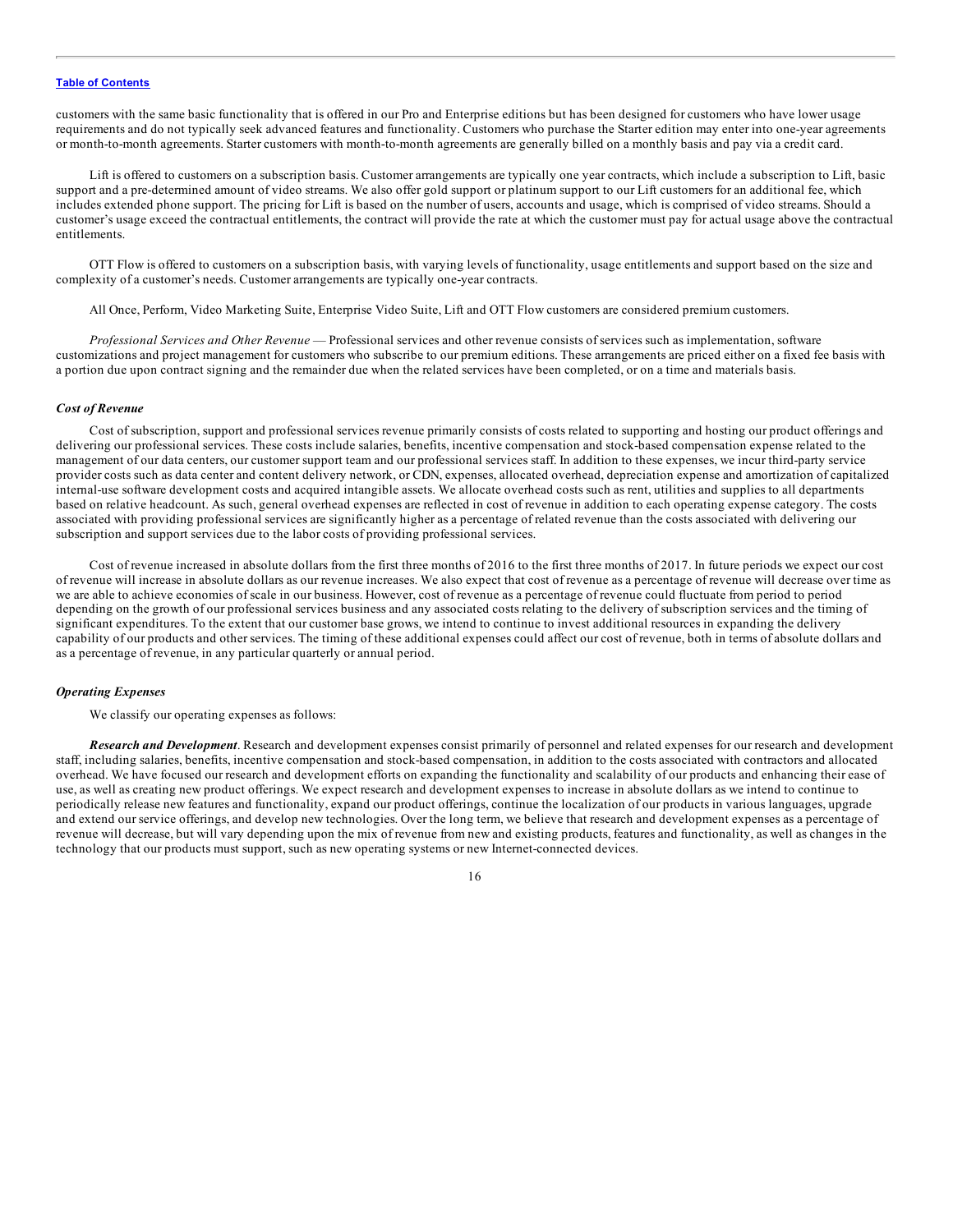customers with the same basic functionality that is offered in our Pro and Enterprise editions but has been designed for customers who have lower usage requirements and do not typically seek advanced features and functionality. Customers who purchase the Starter edition may enter into one-year agreements or month-to-month agreements. Starter customers with month-to-month agreements are generally billed on a monthly basis and pay via a credit card.

Lift is offered to customers on a subscription basis. Customer arrangements are typically one year contracts, which include a subscription to Lift, basic support and a pre-determined amount of video streams. We also offer gold support or platinum support to our Lift customers for an additional fee, which includes extended phone support. The pricing for Lift is based on the number of users, accounts and usage, which is comprised of video streams. Should a customer's usage exceed the contractual entitlements, the contract will provide the rate at which the customer must pay for actual usage above the contractual entitlements.

OTT Flow is offered to customers on a subscription basis, with varying levels of functionality, usage entitlements and support based on the size and complexity of a customer's needs. Customer arrangements are typically one-year contracts.

All Once, Perform, Video Marketing Suite, Enterprise Video Suite, Lift and OTT Flow customers are considered premium customers.

*Professional Services and Other Revenue* — Professional services and other revenue consists of services such as implementation, software customizations and project management for customers who subscribe to our premium editions. These arrangements are priced either on a fixed fee basis with a portion due upon contract signing and the remainder due when the related services have been completed, or on a time and materials basis.

### *Cost of Revenue*

Cost of subscription, support and professional services revenue primarily consists of costs related to supporting and hosting our product offerings and delivering our professional services. These costs include salaries, benefits, incentive compensation and stock-based compensation expense related to the management of our data centers, our customer support team and our professional services staff. In addition to these expenses, we incur third-party service provider costs such as data center and content delivery network, or CDN, expenses, allocated overhead, depreciation expense and amortization of capitalized internal-use software development costs and acquired intangible assets. We allocate overhead costs such as rent, utilities and supplies to all departments based on relative headcount. As such, general overhead expenses are reflected in cost of revenue in addition to each operating expense category. The costs associated with providing professional services are significantly higher as a percentage of related revenue than the costs associated with delivering our subscription and support services due to the labor costs of providing professional services.

Cost of revenue increased in absolute dollars from the first three months of 2016 to the first three months of 2017. In future periods we expect our cost of revenue will increase in absolute dollars as our revenue increases. We also expect that cost of revenue as a percentage of revenue will decrease over time as we are able to achieve economies of scale in our business. However, cost of revenue as a percentage of revenue could fluctuate from period to period depending on the growth of our professional services business and any associated costs relating to the delivery of subscription services and the timing of significant expenditures. To the extent that our customer base grows, we intend to continue to invest additional resources in expanding the delivery capability of our products and other services. The timing of these additional expenses could affect our cost of revenue, both in terms of absolute dollars and as a percentage of revenue, in any particular quarterly or annual period.

### *Operating Expenses*

We classify our operating expenses as follows:

***Research and Development***. Research and development expenses consist primarily of personnel and related expenses for our research and development staff, including salaries, benefits, incentive compensation and stock-based compensation, in addition to the costs associated with contractors and allocated overhead. We have focused our research and development efforts on expanding the functionality and scalability of our products and enhancing their ease of use, as well as creating new product offerings. We expect research and development expenses to increase in absolute dollars as we intend to continue to periodically release new features and functionality, expand our product offerings, continue the localization of our products in various languages, upgrade and extend our service offerings, and develop new technologies. Over the long term, we believe that research and development expenses as a percentage of revenue will decrease, but will vary depending upon the mix of revenue from new and existing products, features and functionality, as well as changes in the technology that our products must support, such as new operating systems or new Internet-connected devices.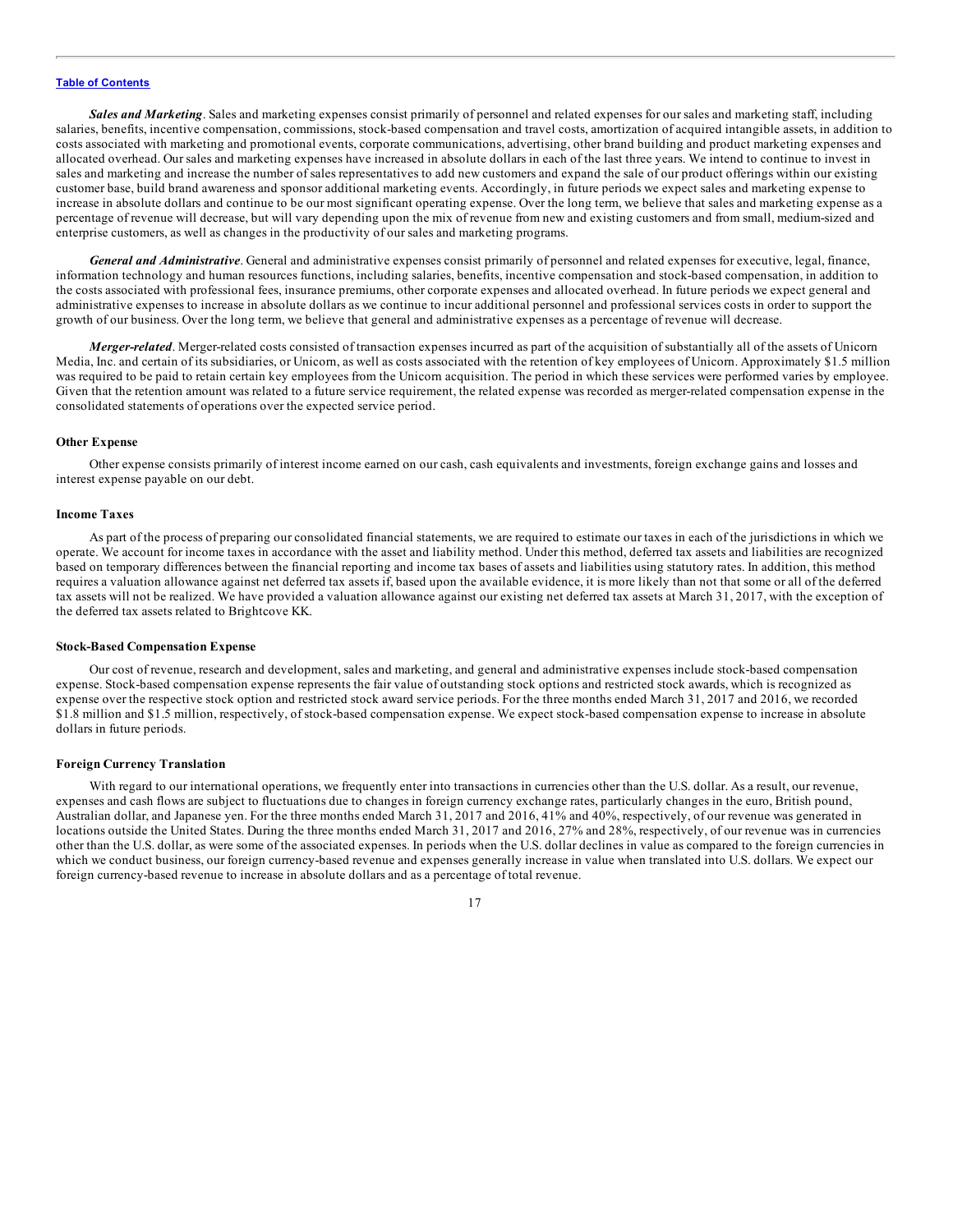*Sales and Marketing*. Sales and marketing expenses consist primarily of personnel and related expenses for our sales and marketing staff, including salaries, benefits, incentive compensation, commissions, stock-based compensation and travel costs, amortization of acquired intangible assets, in addition to costs associated with marketing and promotional events, corporate communications, advertising, other brand building and product marketing expenses and allocated overhead. Our sales and marketing expenses have increased in absolute dollars in each of the last three years. We intend to continue to invest in sales and marketing and increase the number of sales representatives to add new customers and expand the sale of our product offerings within our existing customer base, build brand awareness and sponsor additional marketing events. Accordingly, in future periods we expect sales and marketing expense to increase in absolute dollars and continue to be our most significant operating expense. Over the long term, we believe that sales and marketing expense as a percentage of revenue will decrease, but will vary depending upon the mix of revenue from new and existing customers and from small, medium-sized and enterprise customers, as well as changes in the productivity of our sales and marketing programs.

*General and Administrative*. General and administrative expenses consist primarily of personnel and related expenses for executive, legal, finance, information technology and human resources functions, including salaries, benefits, incentive compensation and stock-based compensation, in addition to the costs associated with professional fees, insurance premiums, other corporate expenses and allocated overhead. In future periods we expect general and administrative expenses to increase in absolute dollars as we continue to incur additional personnel and professional services costs in order to support the growth of our business. Over the long term, we believe that general and administrative expenses as a percentage of revenue will decrease.

*Merger-related*. Merger-related costs consisted of transaction expenses incurred as part of the acquisition of substantially all of the assets of Unicorn Media, Inc. and certain of its subsidiaries, or Unicorn, as well as costs associated with the retention of key employees of Unicorn. Approximately $1.5 million was required to be paid to retain certain key employees from the Unicorn acquisition. The period in which these services were performed varies by employee. Given that the retention amount was related to a future service requirement, the related expense was recorded as merger-related compensation expense in the consolidated statements of operations over the expected service period.

### Other Expense

Other expense consists primarily of interest income earned on our cash, cash equivalents and investments, foreign exchange gains and losses and interest expense payable on our debt.

### Income Taxes

As part of the process of preparing our consolidated financial statements, we are required to estimate our taxes in each of the jurisdictions in which we operate. We account for income taxes in accordance with the asset and liability method. Under this method, deferred tax assets and liabilities are recognized based on temporary differences between the financial reporting and income tax bases of assets and liabilities using statutory rates. In addition, this method requires a valuation allowance against net deferred tax assets if, based upon the available evidence, it is more likely than not that some or all of the deferred tax assets will not be realized. We have provided a valuation allowance against our existing net deferred tax assets at March 31, 2017, with the exception of the deferred tax assets related to Brightcove KK.

### Stock-Based Compensation Expense

Our cost of revenue, research and development, sales and marketing, and general and administrative expenses include stock-based compensation expense. Stock-based compensation expense represents the fair value of outstanding stock options and restricted stock awards, which is recognized as expense over the respective stock option and restricted stock award service periods. For the three months ended March 31, 2017 and 2016, we recorded $1.8 million and $1.5 million, respectively, of stock-based compensation expense. We expect stock-based compensation expense to increase in absolute dollars in future periods.

### Foreign Currency Translation

With regard to our international operations, we frequently enter into transactions in currencies other than the U.S. dollar. As a result, our revenue, expenses and cash flows are subject to fluctuations due to changes in foreign currency exchange rates, particularly changes in the euro, British pound, Australian dollar, and Japanese yen. For the three months ended March 31, 2017 and 2016, 41% and 40%, respectively, of our revenue was generated in locations outside the United States. During the three months ended March 31, 2017 and 2016, 27% and 28%, respectively, of our revenue was in currencies other than the U.S. dollar, as were some of the associated expenses. In periods when the U.S. dollar declines in value as compared to the foreign currencies in which we conduct business, our foreign currency-based revenue and expenses generally increase in value when translated into U.S. dollars. We expect our foreign currency-based revenue to increase in absolute dollars and as a percentage of total revenue.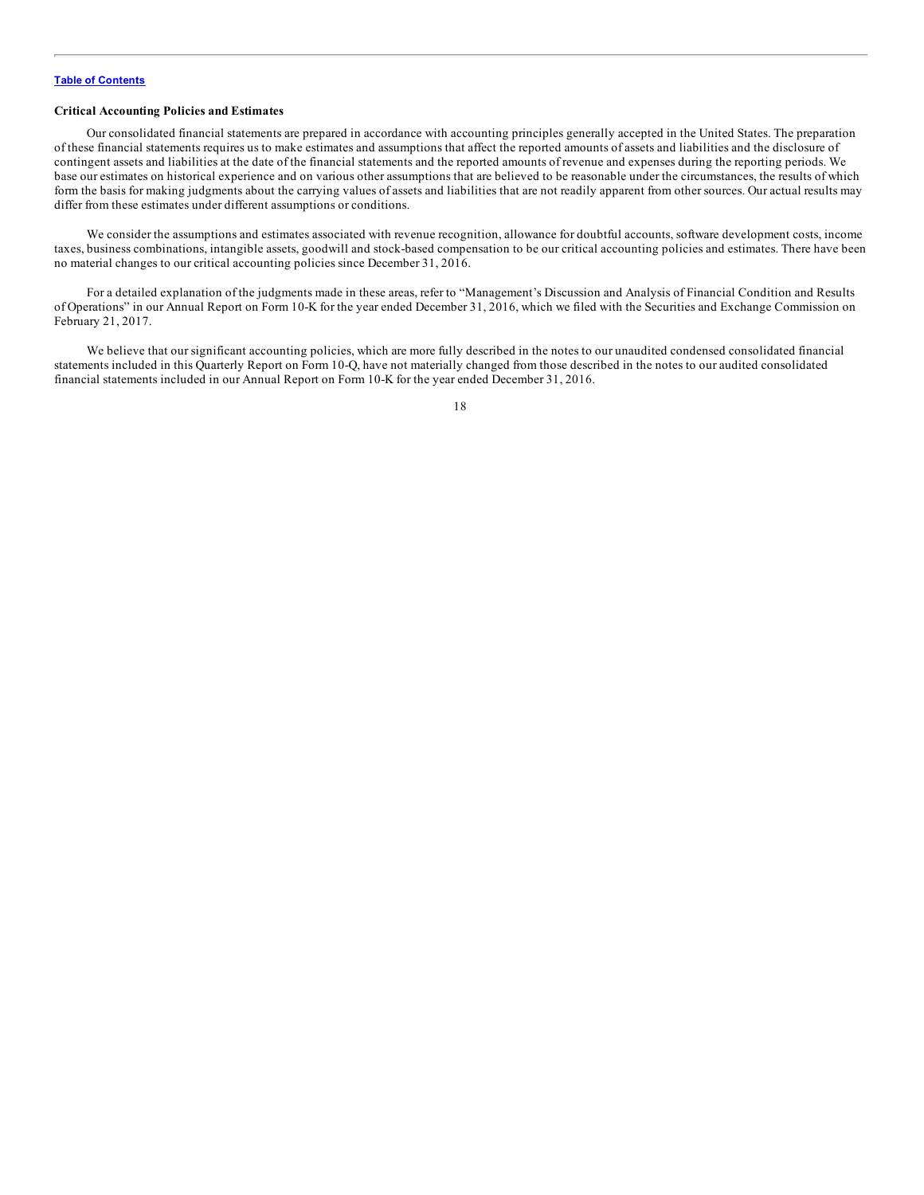### Critical Accounting Policies and Estimates

Our consolidated financial statements are prepared in accordance with accounting principles generally accepted in the United States. The preparation of these financial statements requires us to make estimates and assumptions that affect the reported amounts of assets and liabilities and the disclosure of contingent assets and liabilities at the date of the financial statements and the reported amounts of revenue and expenses during the reporting periods. We base our estimates on historical experience and on various other assumptions that are believed to be reasonable under the circumstances, the results of which form the basis for making judgments about the carrying values of assets and liabilities that are not readily apparent from other sources. Our actual results may differ from these estimates under different assumptions or conditions.

We consider the assumptions and estimates associated with revenue recognition, allowance for doubtful accounts, software development costs, income taxes, business combinations, intangible assets, goodwill and stock-based compensation to be our critical accounting policies and estimates. There have been no material changes to our critical accounting policies since December 31, 2016.

For a detailed explanation of the judgments made in these areas, refer to "Management's Discussion and Analysis of Financial Condition and Results of Operations" in our Annual Report on Form 10-K for the year ended December 31, 2016, which we filed with the Securities and Exchange Commission on February 21, 2017.

We believe that our significant accounting policies, which are more fully described in the notes to our unaudited condensed consolidated financial statements included in this Quarterly Report on Form 10-Q, have not materially changed from those described in the notes to our audited consolidated financial statements included in our Annual Report on Form 10-K for the year ended December 31, 2016.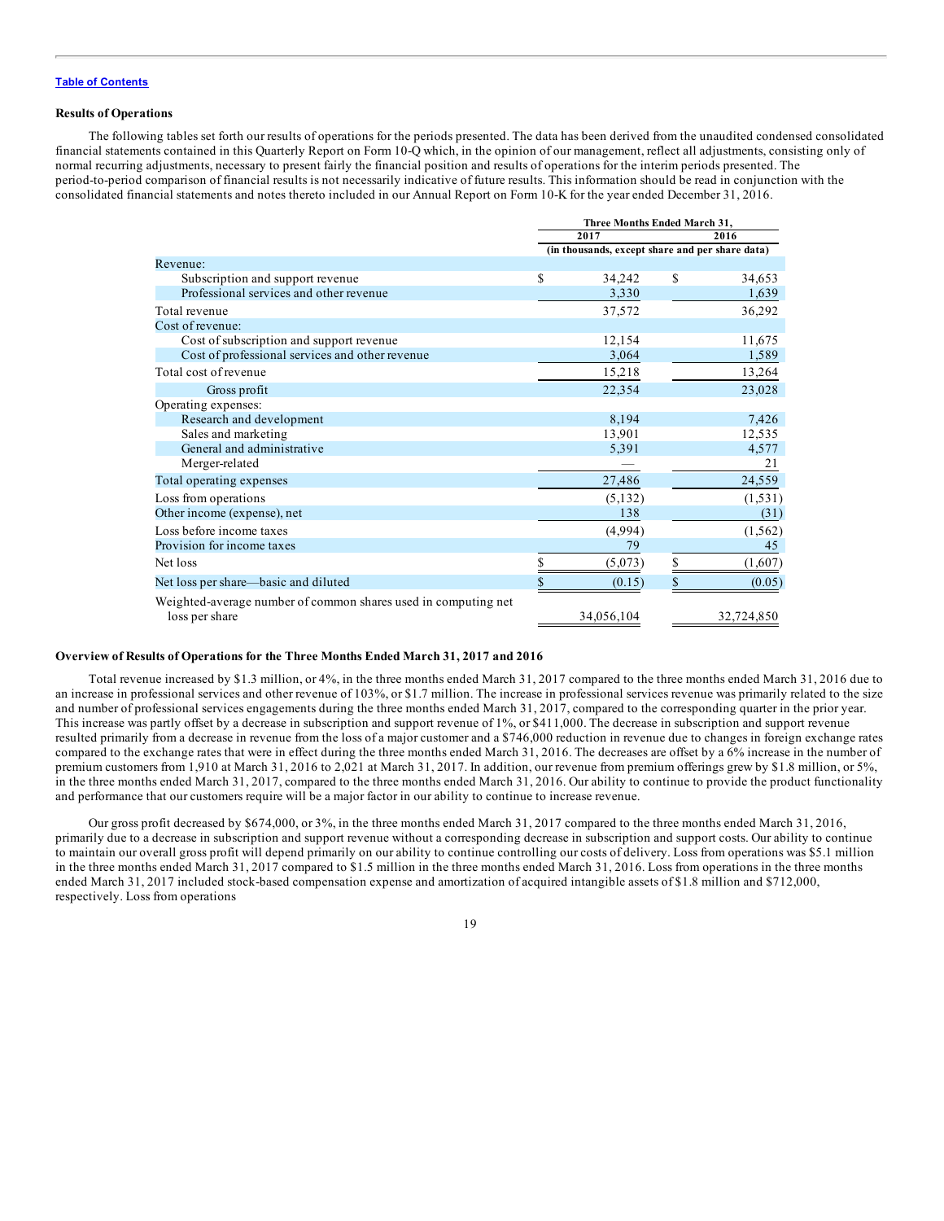[Table of Contents](#)

**Results of Operations**

The following tables set forth our results of operations for the periods presented. The data has been derived from the unaudited condensed consolidated financial statements contained in this Quarterly Report on Form 10-Q which, in the opinion of our management, reflect all adjustments, consisting only of normal recurring adjustments, necessary to present fairly the financial position and results of operations for the interim periods presented. The period-to-period comparison of financial results is not necessarily indicative of future results. This information should be read in conjunction with the consolidated financial statements and notes thereto included in our Annual Report on Form 10-K for the year ended December 31, 2016.

| | Three Months Ended March 31, | |
|---|---|---|
| | 2017 | 2016 |
| | (in thousands, except share and per share data) | |
| Revenue: | | |
| Subscription and support revenue | $ 34,242 | $ 34,653 |
| Professional services and other revenue | 3,330 | 1,639 |
| Total revenue | 37,572 | 36,292 |
| Cost of revenue: | | |
| Cost of subscription and support revenue | 12,154 | 11,675 |
| Cost of professional services and other revenue | 3,064 | 1,589 |
| Total cost of revenue | 15,218 | 13,264 |
| Gross profit | 22,354 | 23,028 |
| Operating expenses: | | |
| Research and development | 8,194 | 7,426 |
| Sales and marketing | 13,901 | 12,535 |
| General and administrative | 5,391 | 4,577 |
| Merger-related | — | 21 |
| Total operating expenses | 27,486 | 24,559 |
| Loss from operations | (5,132) | (1,531) |
| Other income (expense), net | 138 | (31) |
| Loss before income taxes | (4,994) | (1,562) |
| Provision for income taxes | 79 | 45 |
| Net loss | $ (5,073) | $ (1,607) |
| Net loss per share—basic and diluted | $ (0.15) | $ (0.05) |
| Weighted-average number of common shares used in computing net loss per share | 34,056,104 | 32,724,850 |

**Overview of Results of Operations for the Three Months Ended March 31, 2017 and 2016**

Total revenue increased by $1.3 million, or 4%, in the three months ended March 31, 2017 compared to the three months ended March 31, 2016 due to an increase in professional services and other revenue of 103%, or $1.7 million. The increase in professional services revenue was primarily related to the size and number of professional services engagements during the three months ended March 31, 2017, compared to the corresponding quarter in the prior year. This increase was partly offset by a decrease in subscription and support revenue of 1%, or $411,000. The decrease in subscription and support revenue resulted primarily from a decrease in revenue from the loss of a major customer and a $746,000 reduction in revenue due to changes in foreign exchange rates compared to the exchange rates that were in effect during the three months ended March 31, 2016. The decreases are offset by a 6% increase in the number of premium customers from 1,910 at March 31, 2016 to 2,021 at March 31, 2017. In addition, our revenue from premium offerings grew by $1.8 million, or 5%, in the three months ended March 31, 2017, compared to the three months ended March 31, 2016. Our ability to continue to provide the product functionality and performance that our customers require will be a major factor in our ability to continue to increase revenue.

Our gross profit decreased by $674,000, or 3%, in the three months ended March 31, 2017 compared to the three months ended March 31, 2016, primarily due to a decrease in subscription and support revenue without a corresponding decrease in subscription and support costs. Our ability to continue to maintain our overall gross profit will depend primarily on our ability to continue controlling our costs of delivery. Loss from operations was $5.1 million in the three months ended March 31, 2017 compared to $1.5 million in the three months ended March 31, 2016. Loss from operations in the three months ended March 31, 2017 included stock-based compensation expense and amortization of acquired intangible assets of $1.8 million and $712,000, respectively. Loss from operations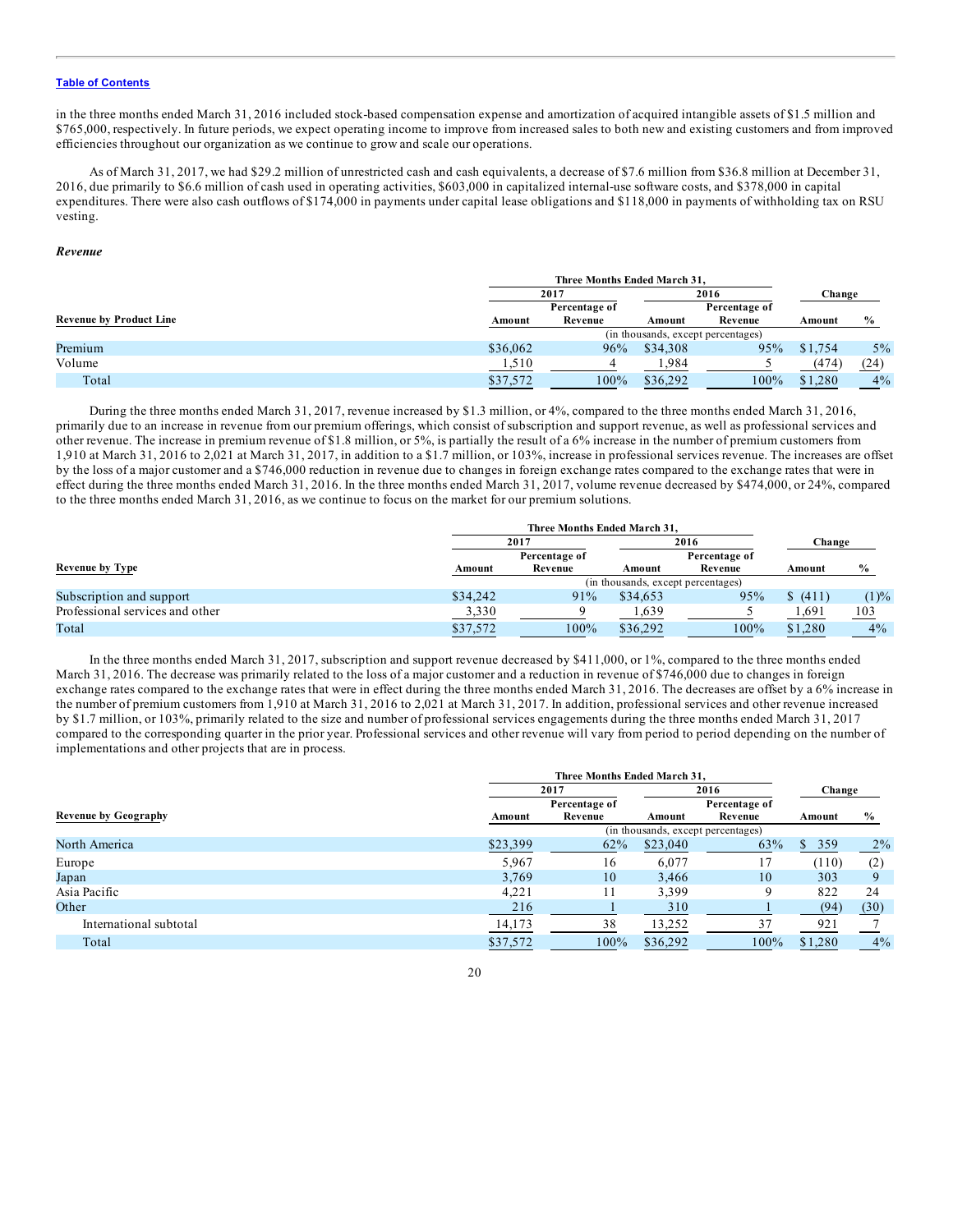in the three months ended March 31, 2016 included stock-based compensation expense and amortization of acquired intangible assets of $1.5 million and $765,000, respectively. In future periods, we expect operating income to improve from increased sales to both new and existing customers and from improved efficiencies throughout our organization as we continue to grow and scale our operations.

As of March 31, 2017, we had $29.2 million of unrestricted cash and cash equivalents, a decrease of $7.6 million from $36.8 million at December 31, 2016, due primarily to $6.6 million of cash used in operating activities, $603,000 in capitalized internal-use software costs, and $378,000 in capital expenditures. There were also cash outflows of $174,000 in payments under capital lease obligations and $118,000 in payments of withholding tax on RSU vesting.

### *Revenue*

| | Three Months Ended March 31, | | | | Change | |
|---|---|---|---|---|---|---|
| | 2017 | | 2016 | | | |
| **Revenue by Product Line** | Amount | Percentage of Revenue | Amount | Percentage of Revenue | Amount | % |
| | (in thousands, except percentages) | | | | | |
| Premium | $36,062 | 96% | $34,308 | 95% | $1,754 | 5% |
| Volume | 1,510 | 4 | 1,984 | 5 | (474) | (24) |
| Total | $37,572 | 100% | $36,292 | 100% | $1,280 | 4% |

During the three months ended March 31, 2017, revenue increased by $1.3 million, or 4%, compared to the three months ended March 31, 2016, primarily due to an increase in revenue from our premium offerings, which consist of subscription and support revenue, as well as professional services and other revenue. The increase in premium revenue of $1.8 million, or 5%, is partially the result of a 6% increase in the number of premium customers from 1,910 at March 31, 2016 to 2,021 at March 31, 2017, in addition to a $1.7 million, or 103%, increase in professional services revenue. The increases are offset by the loss of a major customer and a $746,000 reduction in revenue due to changes in foreign exchange rates compared to the exchange rates that were in effect during the three months ended March 31, 2016. In the three months ended March 31, 2017, volume revenue decreased by $474,000, or 24%, compared to the three months ended March 31, 2016, as we continue to focus on the market for our premium solutions.

| | Three Months Ended March 31, | | | | Change | |
|---|---|---|---|---|---|---|
| | 2017 | | 2016 | | | |
| **Revenue by Type** | Amount | Percentage of Revenue | Amount | Percentage of Revenue | Amount | % |
| | (in thousands, except percentages) | | | | | |
| Subscription and support | $34,242 | 91% | $34,653 | 95% | $ (411) | (1)% |
| Professional services and other | 3,330 | 9 | 1,639 | 5 | 1,691 | 103 |
| Total | $37,572 | 100% | $36,292 | 100% | $1,280 | 4% |

In the three months ended March 31, 2017, subscription and support revenue decreased by $411,000, or 1%, compared to the three months ended March 31, 2016. The decrease was primarily related to the loss of a major customer and a reduction in revenue of $746,000 due to changes in foreign exchange rates compared to the exchange rates that were in effect during the three months ended March 31, 2016. The decreases are offset by a 6% increase in the number of premium customers from 1,910 at March 31, 2016 to 2,021 at March 31, 2017. In addition, professional services and other revenue increased by $1.7 million, or 103%, primarily related to the size and number of professional services engagements during the three months ended March 31, 2017 compared to the corresponding quarter in the prior year. Professional services and other revenue will vary from period to period depending on the number of implementations and other projects that are in process.

| | Three Months Ended March 31, | | | | Change | |
|---|---|---|---|---|---|---|
| | 2017 | | 2016 | | | |
| **Revenue by Geography** | Amount | Percentage of Revenue | Amount | Percentage of Revenue | Amount | % |
| | (in thousands, except percentages) | | | | | |
| North America | $23,399 | 62% | $23,040 | 63% | $ 359 | 2% |
| Europe | 5,967 | 16 | 6,077 | 17 | (110) | (2) |
| Japan | 3,769 | 10 | 3,466 | 10 | 303 | 9 |
| Asia Pacific | 4,221 | 11 | 3,399 | 9 | 822 | 24 |
| Other | 216 | 1 | 310 | 1 | (94) | (30) |
| International subtotal | 14,173 | 38 | 13,252 | 37 | 921 | 7 |
| Total | $37,572 | 100% | $36,292 | 100% | $1,280 | 4% |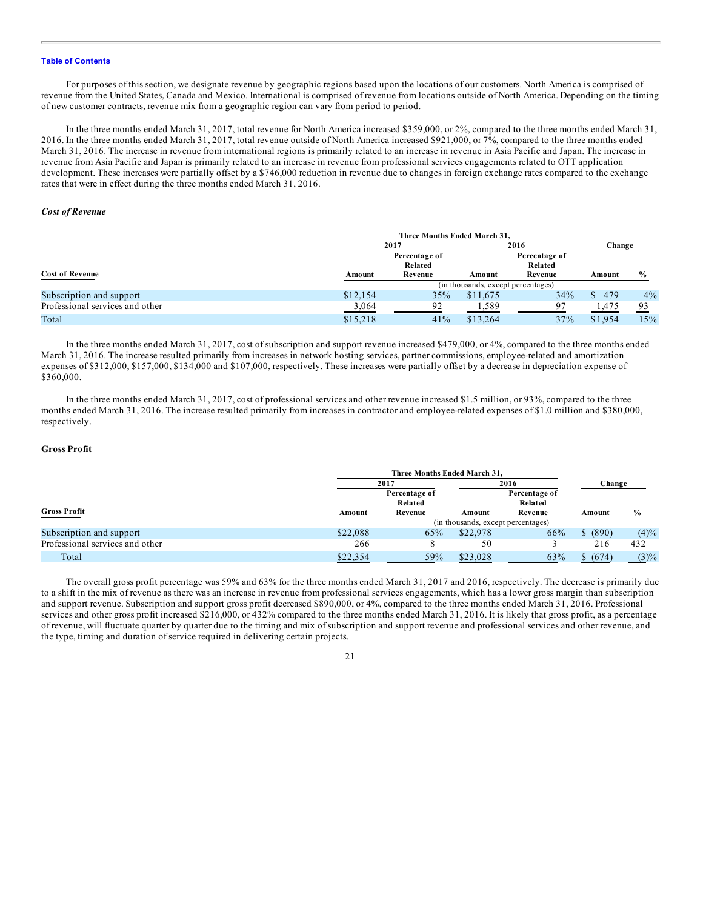Table of Contents

For purposes of this section, we designate revenue by geographic regions based upon the locations of our customers. North America is comprised of revenue from the United States, Canada and Mexico. International is comprised of revenue from locations outside of North America. Depending on the timing of new customer contracts, revenue mix from a geographic region can vary from period to period.

In the three months ended March 31, 2017, total revenue for North America increased $359,000, or 2%, compared to the three months ended March 31, 2016. In the three months ended March 31, 2017, total revenue outside of North America increased $921,000, or 7%, compared to the three months ended March 31, 2016. The increase in revenue from international regions is primarily related to an increase in revenue in Asia Pacific and Japan. The increase in revenue from Asia Pacific and Japan is primarily related to an increase in revenue from professional services engagements related to OTT application development. These increases were partially offset by a $746,000 reduction in revenue due to changes in foreign exchange rates compared to the exchange rates that were in effect during the three months ended March 31, 2016.

### *Cost of Revenue*

| | Three Months Ended March 31, | | | | Change | |
|---|---|---|---|---|---|---|
| | 2017 | | 2016 | | | |
| **Cost of Revenue** | Amount | Percentage of Related Revenue | Amount | Percentage of Related Revenue | Amount | % |
| | (in thousands, except percentages) | | | | | |
| Subscription and support | $12,154 | 35% | $11,675 | 34% | $ 479 | 4% |
| Professional services and other | 3,064 | 92 | 1,589 | 97 | 1,475 | 93 |
| Total | $15,218 | 41% | $13,264 | 37% | $1,954 | 15% |

In the three months ended March 31, 2017, cost of subscription and support revenue increased $479,000, or 4%, compared to the three months ended March 31, 2016. The increase resulted primarily from increases in network hosting services, partner commissions, employee-related and amortization expenses of $312,000, $157,000, $134,000 and $107,000, respectively. These increases were partially offset by a decrease in depreciation expense of $360,000.

In the three months ended March 31, 2017, cost of professional services and other revenue increased $1.5 million, or 93%, compared to the three months ended March 31, 2016. The increase resulted primarily from increases in contractor and employee-related expenses of $1.0 million and $380,000, respectively.

### Gross Profit

| | Three Months Ended March 31, | | | | Change | |
|---|---|---|---|---|---|---|
| | 2017 | | 2016 | | | |
| **Gross Profit** | Amount | Percentage of Related Revenue | Amount | Percentage of Related Revenue | Amount | % |
| | (in thousands, except percentages) | | | | | |
| Subscription and support | $22,088 | 65% | $22,978 | 66% | $ (890) | (4)% |
| Professional services and other | 266 | 8 | 50 | 3 | 216 | 432 |
| Total | $22,354 | 59% | $23,028 | 63% | $ (674) | (3)% |

The overall gross profit percentage was 59% and 63% for the three months ended March 31, 2017 and 2016, respectively. The decrease is primarily due to a shift in the mix of revenue as there was an increase in revenue from professional services engagements, which has a lower gross margin than subscription and support revenue. Subscription and support gross profit decreased $890,000, or 4%, compared to the three months ended March 31, 2016. Professional services and other gross profit increased $216,000, or 432% compared to the three months ended March 31, 2016. It is likely that gross profit, as a percentage of revenue, will fluctuate quarter by quarter due to the timing and mix of subscription and support revenue and professional services and other revenue, and the type, timing and duration of service required in delivering certain projects.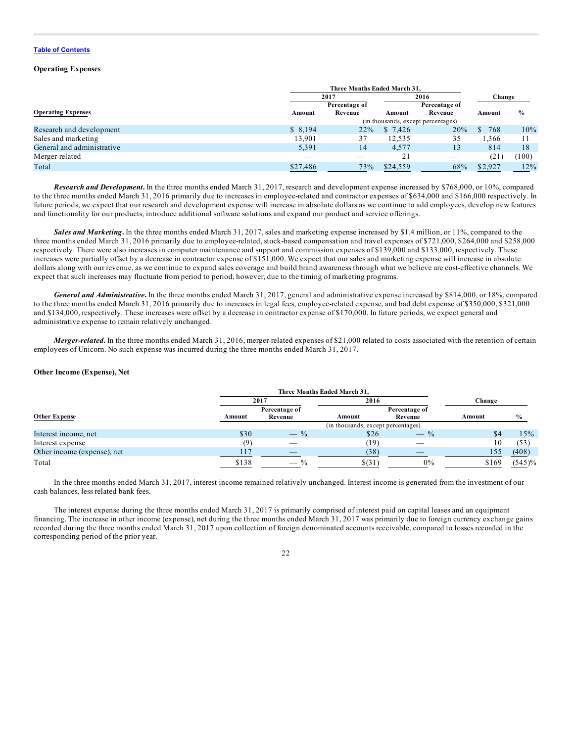[Table of Contents](#)

**Operating Expenses**

| Operating Expenses | Three Months Ended March 31, | | | | Change | |
|---|---|---|---|---|---|---|
| | 2017 | | 2016 | | | |
| | Amount | Percentage of Revenue | Amount | Percentage of Revenue | Amount | % |
| | (in thousands, except percentages) | | | | | |
| Research and development | $ 8,194 | 22% | $ 7,426 | 20% | $ 768 | 10% |
| Sales and marketing | 13,901 | 37 | 12,535 | 35 | 1,366 | 11 |
| General and administrative | 5,391 | 14 | 4,577 | 13 | 814 | 18 |
| Merger-related | — | — | 21 | — | (21) | (100) |
| Total | $27,486 | 73% | $24,559 | 68% | $2,927 | 12% |

***Research and Development.*** In the three months ended March 31, 2017, research and development expense increased by $768,000, or 10%, compared to the three months ended March 31, 2016 primarily due to increases in employee-related and contractor expenses of $634,000 and $166,000 respectively. In future periods, we expect that our research and development expense will increase in absolute dollars as we continue to add employees, develop new features and functionality for our products, introduce additional software solutions and expand our product and service offerings.

***Sales and Marketing.*** In the three months ended March 31, 2017, sales and marketing expense increased by $1.4 million, or 11%, compared to the three months ended March 31, 2016 primarily due to employee-related, stock-based compensation and travel expenses of $721,000, $264,000 and $258,000 respectively. There were also increases in computer maintenance and support and commission expenses of $139,000 and $133,000, respectively. These increases were partially offset by a decrease in contractor expense of $151,000. We expect that our sales and marketing expense will increase in absolute dollars along with our revenue, as we continue to expand sales coverage and build brand awareness through what we believe are cost-effective channels. We expect that such increases may fluctuate from period to period, however, due to the timing of marketing programs.

***General and Administrative.*** In the three months ended March 31, 2017, general and administrative expense increased by $814,000, or 18%, compared to the three months ended March 31, 2016 primarily due to increases in legal fees, employee-related expense, and bad debt expense of $350,000, $321,000 and $134,000, respectively. These increases were offset by a decrease in contractor expense of $170,000. In future periods, we expect general and administrative expense to remain relatively unchanged.

***Merger-related.*** In the three months ended March 31, 2016, merger-related expenses of $21,000 related to costs associated with the retention of certain employees of Unicorn. No such expense was incurred during the three months ended March 31, 2017.

**Other Income (Expense), Net**

| Other Expense | Three Months Ended March 31, | | | | Change | |
|---|---|---|---|---|---|---|
| | 2017 | | 2016 | | | |
| | Amount | Percentage of Revenue | Amount | Percentage of Revenue | Amount | % |
| | (in thousands, except percentages) | | | | | |
| Interest income, net | $30 | — % | $26 | — % | $4 | 15% |
| Interest expense | (9) | — | (19) | — | 10 | (53) |
| Other income (expense), net | 117 | — | (38) | — | 155 | (408) |
| Total | $138 | — % | $(31) | 0% | $169 | (545)% |

In the three months ended March 31, 2017, interest income remained relatively unchanged. Interest income is generated from the investment of our cash balances, less related bank fees.

The interest expense during the three months ended March 31, 2017 is primarily comprised of interest paid on capital leases and an equipment financing. The increase in other income (expense), net during the three months ended March 31, 2017 was primarily due to foreign currency exchange gains recorded during the three months ended March 31, 2017 upon collection of foreign denominated accounts receivable, compared to losses recorded in the corresponding period of the prior year.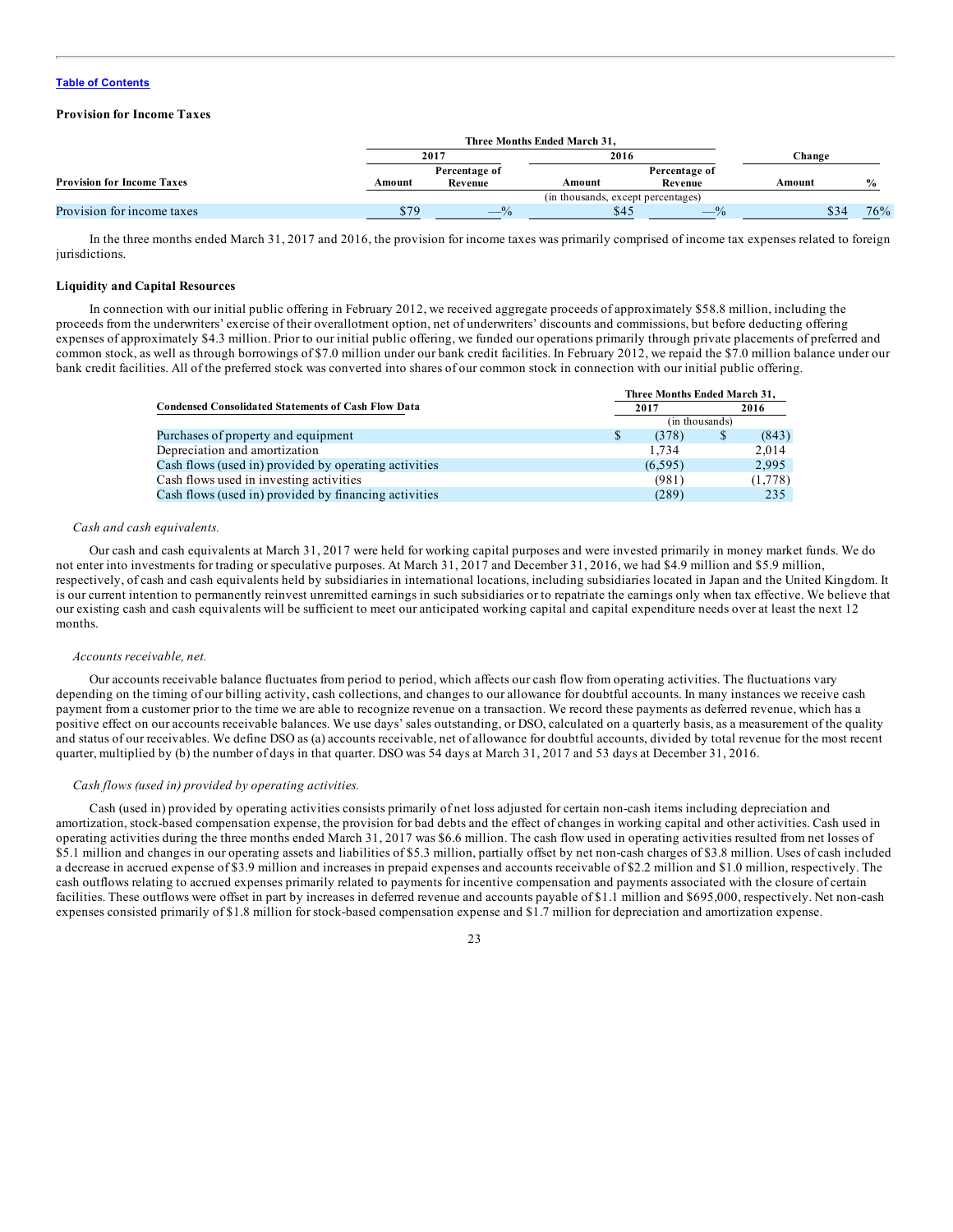[Table of Contents](#)

**Provision for Income Taxes**

| Provision for Income Taxes | Three Months Ended March 31, | | | | Change | |
|---|---|---|---|---|---|---|
| | 2017 | | 2016 | | | |
| | Amount | Percentage of Revenue | Amount | Percentage of Revenue | Amount | % |
| | (in thousands, except percentages) | | | | | |
| Provision for income taxes | $79 | —% | $45 | —% | $34 | 76% |

In the three months ended March 31, 2017 and 2016, the provision for income taxes was primarily comprised of income tax expenses related to foreign jurisdictions.

**Liquidity and Capital Resources**

In connection with our initial public offering in February 2012, we received aggregate proceeds of approximately $58.8 million, including the proceeds from the underwriters' exercise of their overallotment option, net of underwriters' discounts and commissions, but before deducting offering expenses of approximately $4.3 million. Prior to our initial public offering, we funded our operations primarily through private placements of preferred and common stock, as well as through borrowings of $7.0 million under our bank credit facilities. In February 2012, we repaid the $7.0 million balance under our bank credit facilities. All of the preferred stock was converted into shares of our common stock in connection with our initial public offering.

| Condensed Consolidated Statements of Cash Flow Data | Three Months Ended March 31, | |
|---|---|---|
| | 2017 | 2016 |
| | (in thousands) | |
| Purchases of property and equipment | $ (378) | $ (843) |
| Depreciation and amortization | 1,734 | 2,014 |
| Cash flows (used in) provided by operating activities | (6,595) | 2,995 |
| Cash flows used in investing activities | (981) | (1,778) |
| Cash flows (used in) provided by financing activities | (289) | 235 |

*Cash and cash equivalents.*

Our cash and cash equivalents at March 31, 2017 were held for working capital purposes and were invested primarily in money market funds. We do not enter into investments for trading or speculative purposes. At March 31, 2017 and December 31, 2016, we had $4.9 million and $5.9 million, respectively, of cash and cash equivalents held by subsidiaries in international locations, including subsidiaries located in Japan and the United Kingdom. It is our current intention to permanently reinvest unremitted earnings in such subsidiaries or to repatriate the earnings only when tax effective. We believe that our existing cash and cash equivalents will be sufficient to meet our anticipated working capital and capital expenditure needs over at least the next 12 months.

*Accounts receivable, net.*

Our accounts receivable balance fluctuates from period to period, which affects our cash flow from operating activities. The fluctuations vary depending on the timing of our billing activity, cash collections, and changes to our allowance for doubtful accounts. In many instances we receive cash payment from a customer prior to the time we are able to recognize revenue on a transaction. We record these payments as deferred revenue, which has a positive effect on our accounts receivable balances. We use days' sales outstanding, or DSO, calculated on a quarterly basis, as a measurement of the quality and status of our receivables. We define DSO as (a) accounts receivable, net of allowance for doubtful accounts, divided by total revenue for the most recent quarter, multiplied by (b) the number of days in that quarter. DSO was 54 days at March 31, 2017 and 53 days at December 31, 2016.

*Cash flows (used in) provided by operating activities.*

Cash (used in) provided by operating activities consists primarily of net loss adjusted for certain non-cash items including depreciation and amortization, stock-based compensation expense, the provision for bad debts and the effect of changes in working capital and other activities. Cash used in operating activities during the three months ended March 31, 2017 was $6.6 million. The cash flow used in operating activities resulted from net losses of $5.1 million and changes in our operating assets and liabilities of $5.3 million, partially offset by net non-cash charges of $3.8 million. Uses of cash included a decrease in accrued expense of $3.9 million and increases in prepaid expenses and accounts receivable of $2.2 million and $1.0 million, respectively. The cash outflows relating to accrued expenses primarily related to payments for incentive compensation and payments associated with the closure of certain facilities. These outflows were offset in part by increases in deferred revenue and accounts payable of $1.1 million and $695,000, respectively. Net non-cash expenses consisted primarily of $1.8 million for stock-based compensation expense and $1.7 million for depreciation and amortization expense.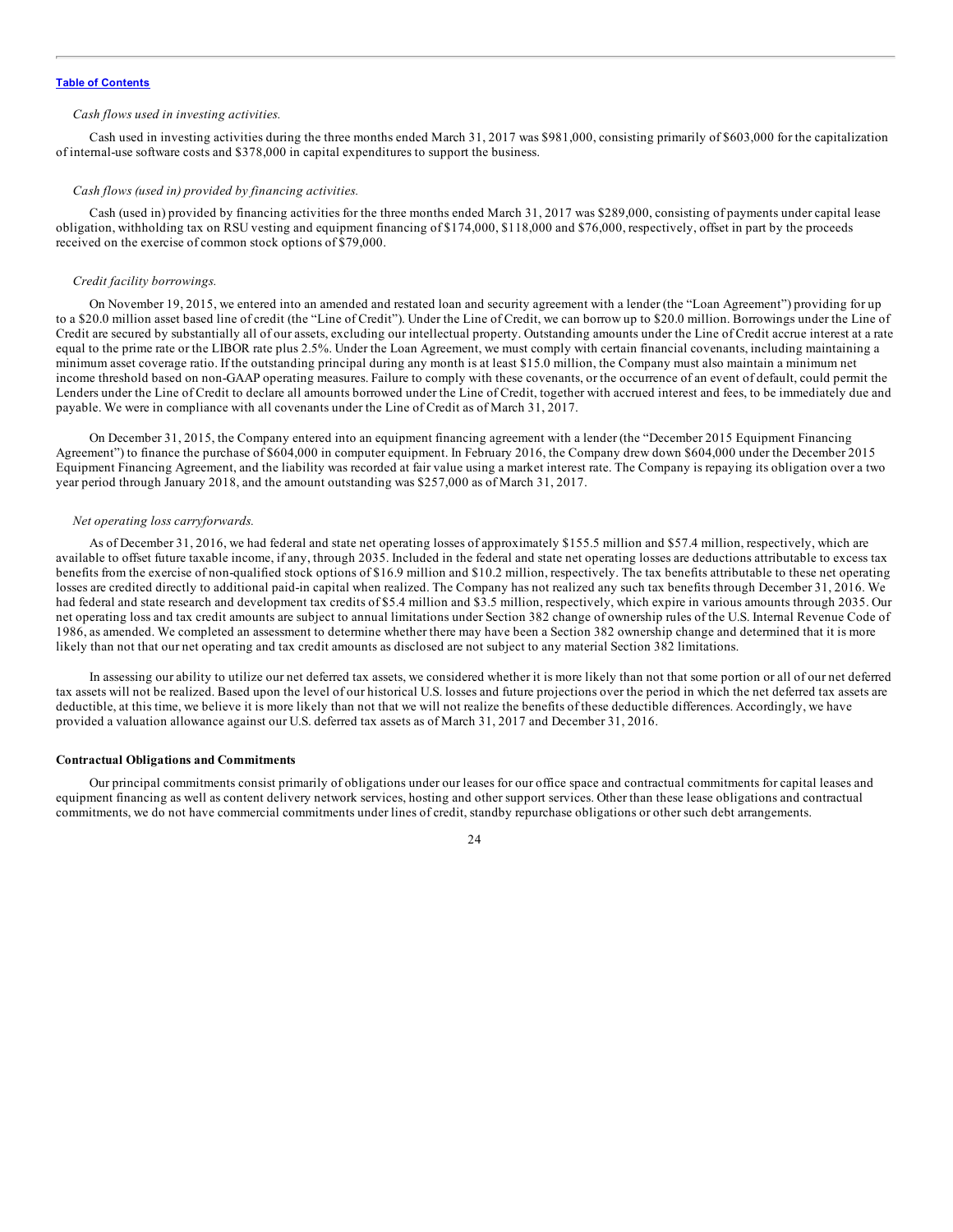*Cash flows used in investing activities.*

Cash used in investing activities during the three months ended March 31, 2017 was $981,000, consisting primarily of $603,000 for the capitalization of internal-use software costs and $378,000 in capital expenditures to support the business.

*Cash flows (used in) provided by financing activities.*

Cash (used in) provided by financing activities for the three months ended March 31, 2017 was $289,000, consisting of payments under capital lease obligation, withholding tax on RSU vesting and equipment financing of $174,000, $118,000 and $76,000, respectively, offset in part by the proceeds received on the exercise of common stock options of $79,000.

*Credit facility borrowings.*

On November 19, 2015, we entered into an amended and restated loan and security agreement with a lender (the "Loan Agreement") providing for up to a $20.0 million asset based line of credit (the "Line of Credit"). Under the Line of Credit, we can borrow up to $20.0 million. Borrowings under the Line of Credit are secured by substantially all of our assets, excluding our intellectual property. Outstanding amounts under the Line of Credit accrue interest at a rate equal to the prime rate or the LIBOR rate plus 2.5%. Under the Loan Agreement, we must comply with certain financial covenants, including maintaining a minimum asset coverage ratio. If the outstanding principal during any month is at least $15.0 million, the Company must also maintain a minimum net income threshold based on non-GAAP operating measures. Failure to comply with these covenants, or the occurrence of an event of default, could permit the Lenders under the Line of Credit to declare all amounts borrowed under the Line of Credit, together with accrued interest and fees, to be immediately due and payable. We were in compliance with all covenants under the Line of Credit as of March 31, 2017.

On December 31, 2015, the Company entered into an equipment financing agreement with a lender (the "December 2015 Equipment Financing Agreement") to finance the purchase of $604,000 in computer equipment. In February 2016, the Company drew down $604,000 under the December 2015 Equipment Financing Agreement, and the liability was recorded at fair value using a market interest rate. The Company is repaying its obligation over a two year period through January 2018, and the amount outstanding was $257,000 as of March 31, 2017.

*Net operating loss carryforwards.*

As of December 31, 2016, we had federal and state net operating losses of approximately $155.5 million and $57.4 million, respectively, which are available to offset future taxable income, if any, through 2035. Included in the federal and state net operating losses are deductions attributable to excess tax benefits from the exercise of non-qualified stock options of $16.9 million and $10.2 million, respectively. The tax benefits attributable to these net operating losses are credited directly to additional paid-in capital when realized. The Company has not realized any such tax benefits through December 31, 2016. We had federal and state research and development tax credits of $5.4 million and $3.5 million, respectively, which expire in various amounts through 2035. Our net operating loss and tax credit amounts are subject to annual limitations under Section 382 change of ownership rules of the U.S. Internal Revenue Code of 1986, as amended. We completed an assessment to determine whether there may have been a Section 382 ownership change and determined that it is more likely than not that our net operating and tax credit amounts as disclosed are not subject to any material Section 382 limitations.

In assessing our ability to utilize our net deferred tax assets, we considered whether it is more likely than not that some portion or all of our net deferred tax assets will not be realized. Based upon the level of our historical U.S. losses and future projections over the period in which the net deferred tax assets are deductible, at this time, we believe it is more likely than not that we will not realize the benefits of these deductible differences. Accordingly, we have provided a valuation allowance against our U.S. deferred tax assets as of March 31, 2017 and December 31, 2016.

**Contractual Obligations and Commitments**

Our principal commitments consist primarily of obligations under our leases for our office space and contractual commitments for capital leases and equipment financing as well as content delivery network services, hosting and other support services. Other than these lease obligations and contractual commitments, we do not have commercial commitments under lines of credit, standby repurchase obligations or other such debt arrangements.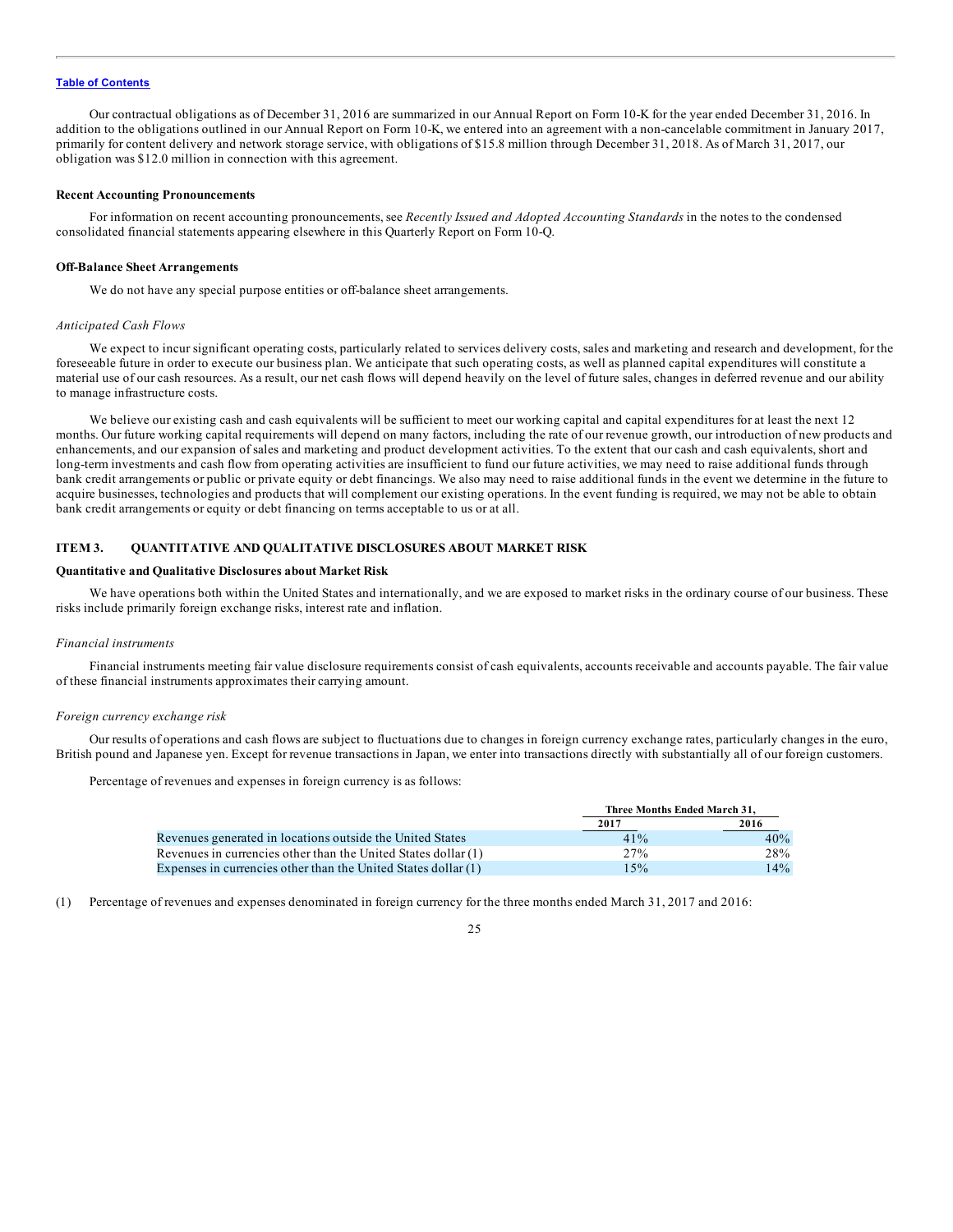Table of Contents

Our contractual obligations as of December 31, 2016 are summarized in our Annual Report on Form 10-K for the year ended December 31, 2016. In addition to the obligations outlined in our Annual Report on Form 10-K, we entered into an agreement with a non-cancelable commitment in January 2017, primarily for content delivery and network storage service, with obligations of $15.8 million through December 31, 2018. As of March 31, 2017, our obligation was $12.0 million in connection with this agreement.

**Recent Accounting Pronouncements**

For information on recent accounting pronouncements, see *Recently Issued and Adopted Accounting Standards* in the notes to the condensed consolidated financial statements appearing elsewhere in this Quarterly Report on Form 10-Q.

**Off-Balance Sheet Arrangements**

We do not have any special purpose entities or off-balance sheet arrangements.

*Anticipated Cash Flows*

We expect to incur significant operating costs, particularly related to services delivery costs, sales and marketing and research and development, for the foreseeable future in order to execute our business plan. We anticipate that such operating costs, as well as planned capital expenditures will constitute a material use of our cash resources. As a result, our net cash flows will depend heavily on the level of future sales, changes in deferred revenue and our ability to manage infrastructure costs.

We believe our existing cash and cash equivalents will be sufficient to meet our working capital and capital expenditures for at least the next 12 months. Our future working capital requirements will depend on many factors, including the rate of our revenue growth, our introduction of new products and enhancements, and our expansion of sales and marketing and product development activities. To the extent that our cash and cash equivalents, short and long-term investments and cash flow from operating activities are insufficient to fund our future activities, we may need to raise additional funds through bank credit arrangements or public or private equity or debt financings. We also may need to raise additional funds in the event we determine in the future to acquire businesses, technologies and products that will complement our existing operations. In the event funding is required, we may not be able to obtain bank credit arrangements or equity or debt financing on terms acceptable to us or at all.

## ITEM 3. QUANTITATIVE AND QUALITATIVE DISCLOSURES ABOUT MARKET RISK

**Quantitative and Qualitative Disclosures about Market Risk**

We have operations both within the United States and internationally, and we are exposed to market risks in the ordinary course of our business. These risks include primarily foreign exchange risks, interest rate and inflation.

*Financial instruments*

Financial instruments meeting fair value disclosure requirements consist of cash equivalents, accounts receivable and accounts payable. The fair value of these financial instruments approximates their carrying amount.

*Foreign currency exchange risk*

Our results of operations and cash flows are subject to fluctuations due to changes in foreign currency exchange rates, particularly changes in the euro, British pound and Japanese yen. Except for revenue transactions in Japan, we enter into transactions directly with substantially all of our foreign customers.

Percentage of revenues and expenses in foreign currency is as follows:

| | Three Months Ended March 31, | |
|---|---|---|
| | 2017 | 2016 |
| Revenues generated in locations outside the United States | 41% | 40% |
| Revenues in currencies other than the United States dollar (1) | 27% | 28% |
| Expenses in currencies other than the United States dollar (1) | 15% | 14% |

(1) Percentage of revenues and expenses denominated in foreign currency for the three months ended March 31, 2017 and 2016: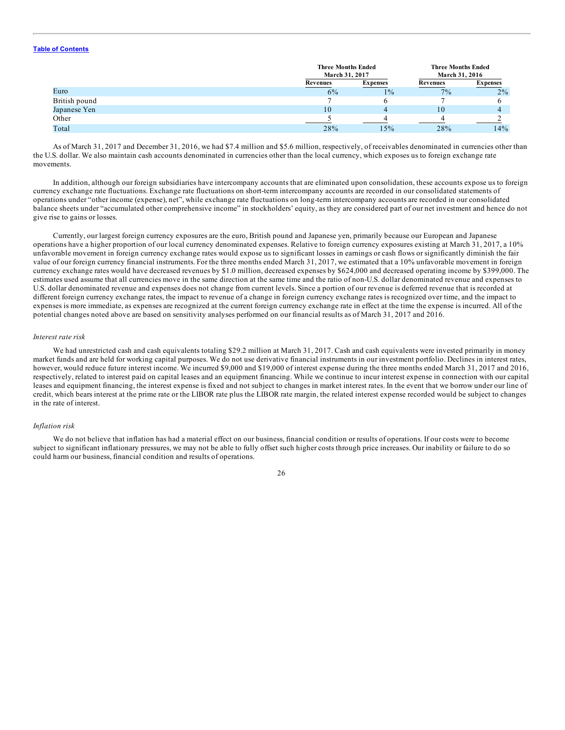| | Three Months Ended March 31, 2017 | | Three Months Ended March 31, 2016 | |
|---|---|---|---|---|
| | Revenues | Expenses | Revenues | Expenses |
| Euro | 6% | 1% | 7% | 2% |
| British pound | 7 | 6 | 7 | 6 |
| Japanese Yen | 10 | 4 | 10 | 4 |
| Other | 5 | 4 | 4 | 2 |
| Total | 28% | 15% | 28% | 14% |

As of March 31, 2017 and December 31, 2016, we had $7.4 million and $5.6 million, respectively, of receivables denominated in currencies other than the U.S. dollar. We also maintain cash accounts denominated in currencies other than the local currency, which exposes us to foreign exchange rate movements.

In addition, although our foreign subsidiaries have intercompany accounts that are eliminated upon consolidation, these accounts expose us to foreign currency exchange rate fluctuations. Exchange rate fluctuations on short-term intercompany accounts are recorded in our consolidated statements of operations under "other income (expense), net", while exchange rate fluctuations on long-term intercompany accounts are recorded in our consolidated balance sheets under "accumulated other comprehensive income" in stockholders' equity, as they are considered part of our net investment and hence do not give rise to gains or losses.

Currently, our largest foreign currency exposures are the euro, British pound and Japanese yen, primarily because our European and Japanese operations have a higher proportion of our local currency denominated expenses. Relative to foreign currency exposures existing at March 31, 2017, a 10% unfavorable movement in foreign currency exchange rates would expose us to significant losses in earnings or cash flows or significantly diminish the fair value of our foreign currency financial instruments. For the three months ended March 31, 2017, we estimated that a 10% unfavorable movement in foreign currency exchange rates would have decreased revenues by $1.0 million, decreased expenses by $624,000 and decreased operating income by $399,000. The estimates used assume that all currencies move in the same direction at the same time and the ratio of non-U.S. dollar denominated revenue and expenses to U.S. dollar denominated revenue and expenses does not change from current levels. Since a portion of our revenue is deferred revenue that is recorded at different foreign currency exchange rates, the impact to revenue of a change in foreign currency exchange rates is recognized over time, and the impact to expenses is more immediate, as expenses are recognized at the current foreign currency exchange rate in effect at the time the expense is incurred. All of the potential changes noted above are based on sensitivity analyses performed on our financial results as of March 31, 2017 and 2016.

*Interest rate risk*

We had unrestricted cash and cash equivalents totaling $29.2 million at March 31, 2017. Cash and cash equivalents were invested primarily in money market funds and are held for working capital purposes. We do not use derivative financial instruments in our investment portfolio. Declines in interest rates, however, would reduce future interest income. We incurred $9,000 and $19,000 of interest expense during the three months ended March 31, 2017 and 2016, respectively, related to interest paid on capital leases and an equipment financing. While we continue to incur interest expense in connection with our capital leases and equipment financing, the interest expense is fixed and not subject to changes in market interest rates. In the event that we borrow under our line of credit, which bears interest at the prime rate or the LIBOR rate plus the LIBOR rate margin, the related interest expense recorded would be subject to changes in the rate of interest.

*Inflation risk*

We do not believe that inflation has had a material effect on our business, financial condition or results of operations. If our costs were to become subject to significant inflationary pressures, we may not be able to fully offset such higher costs through price increases. Our inability or failure to do so could harm our business, financial condition and results of operations.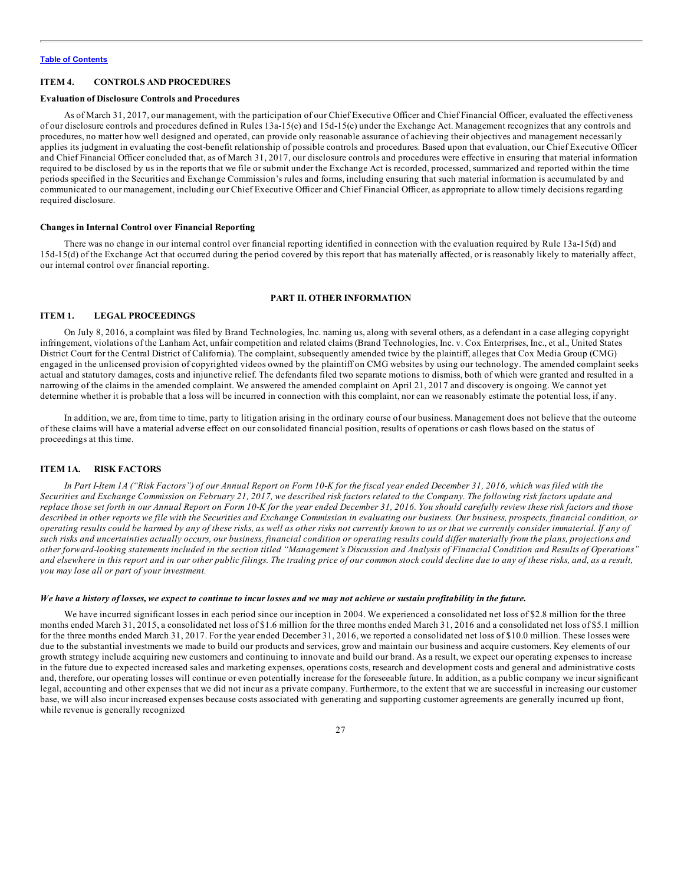## ITEM 4. CONTROLS AND PROCEDURES

### Evaluation of Disclosure Controls and Procedures

As of March 31, 2017, our management, with the participation of our Chief Executive Officer and Chief Financial Officer, evaluated the effectiveness of our disclosure controls and procedures defined in Rules 13a-15(e) and 15d-15(e) under the Exchange Act. Management recognizes that any controls and procedures, no matter how well designed and operated, can provide only reasonable assurance of achieving their objectives and management necessarily applies its judgment in evaluating the cost-benefit relationship of possible controls and procedures. Based upon that evaluation, our Chief Executive Officer and Chief Financial Officer concluded that, as of March 31, 2017, our disclosure controls and procedures were effective in ensuring that material information required to be disclosed by us in the reports that we file or submit under the Exchange Act is recorded, processed, summarized and reported within the time periods specified in the Securities and Exchange Commission's rules and forms, including ensuring that such material information is accumulated by and communicated to our management, including our Chief Executive Officer and Chief Financial Officer, as appropriate to allow timely decisions regarding required disclosure.

### Changes in Internal Control over Financial Reporting

There was no change in our internal control over financial reporting identified in connection with the evaluation required by Rule 13a-15(d) and 15d-15(d) of the Exchange Act that occurred during the period covered by this report that has materially affected, or is reasonably likely to materially affect, our internal control over financial reporting.

# PART II. OTHER INFORMATION

## ITEM 1. LEGAL PROCEEDINGS

On July 8, 2016, a complaint was filed by Brand Technologies, Inc. naming us, along with several others, as a defendant in a case alleging copyright infringement, violations of the Lanham Act, unfair competition and related claims (Brand Technologies, Inc. v. Cox Enterprises, Inc., et al., United States District Court for the Central District of California). The complaint, subsequently amended twice by the plaintiff, alleges that Cox Media Group (CMG) engaged in the unlicensed provision of copyrighted videos owned by the plaintiff on CMG websites by using our technology. The amended complaint seeks actual and statutory damages, costs and injunctive relief. The defendants filed two separate motions to dismiss, both of which were granted and resulted in a narrowing of the claims in the amended complaint. We answered the amended complaint on April 21, 2017 and discovery is ongoing. We cannot yet determine whether it is probable that a loss will be incurred in connection with this complaint, nor can we reasonably estimate the potential loss, if any.

In addition, we are, from time to time, party to litigation arising in the ordinary course of our business. Management does not believe that the outcome of these claims will have a material adverse effect on our consolidated financial position, results of operations or cash flows based on the status of proceedings at this time.

## ITEM 1A. RISK FACTORS

*In Part I-Item 1A ("Risk Factors") of our Annual Report on Form 10-K for the fiscal year ended December 31, 2016, which was filed with the Securities and Exchange Commission on February 21, 2017, we described risk factors related to the Company. The following risk factors update and replace those set forth in our Annual Report on Form 10-K for the year ended December 31, 2016. You should carefully review these risk factors and those described in other reports we file with the Securities and Exchange Commission in evaluating our business. Our business, prospects, financial condition, or operating results could be harmed by any of these risks, as well as other risks not currently known to us or that we currently consider immaterial. If any of such risks and uncertainties actually occurs, our business, financial condition or operating results could differ materially from the plans, projections and other forward-looking statements included in the section titled "Management's Discussion and Analysis of Financial Condition and Results of Operations" and elsewhere in this report and in our other public filings. The trading price of our common stock could decline due to any of these risks, and, as a result, you may lose all or part of your investment.*

***We have a history of losses, we expect to continue to incur losses and we may not achieve or sustain profitability in the future.***

We have incurred significant losses in each period since our inception in 2004. We experienced a consolidated net loss of $2.8 million for the three months ended March 31, 2015, a consolidated net loss of $1.6 million for the three months ended March 31, 2016 and a consolidated net loss of $5.1 million for the three months ended March 31, 2017. For the year ended December 31, 2016, we reported a consolidated net loss of $10.0 million. These losses were due to the substantial investments we made to build our products and services, grow and maintain our business and acquire customers. Key elements of our growth strategy include acquiring new customers and continuing to innovate and build our brand. As a result, we expect our operating expenses to increase in the future due to expected increased sales and marketing expenses, operations costs, research and development costs and general and administrative costs and, therefore, our operating losses will continue or even potentially increase for the foreseeable future. In addition, as a public company we incur significant legal, accounting and other expenses that we did not incur as a private company. Furthermore, to the extent that we are successful in increasing our customer base, we will also incur increased expenses because costs associated with generating and supporting customer agreements are generally incurred up front, while revenue is generally recognized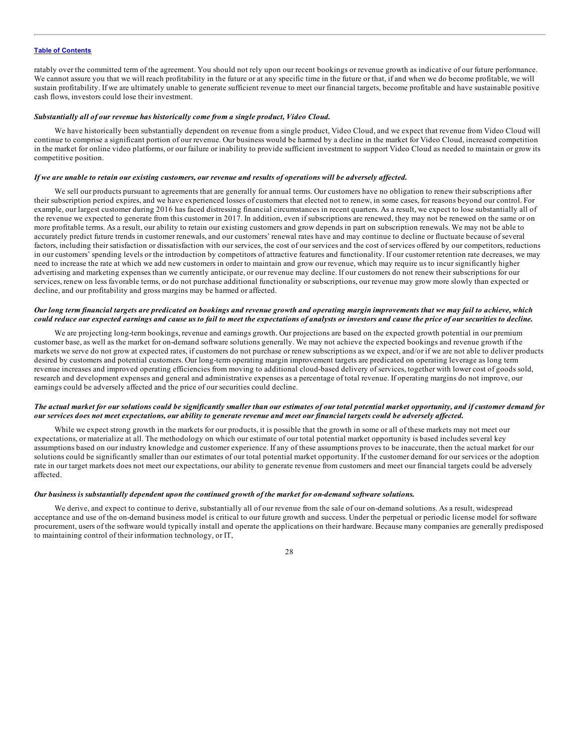ratably over the committed term of the agreement. You should not rely upon our recent bookings or revenue growth as indicative of our future performance. We cannot assure you that we will reach profitability in the future or at any specific time in the future or that, if and when we do become profitable, we will sustain profitability. If we are ultimately unable to generate sufficient revenue to meet our financial targets, become profitable and have sustainable positive cash flows, investors could lose their investment.

***Substantially all of our revenue has historically come from a single product, Video Cloud.***

We have historically been substantially dependent on revenue from a single product, Video Cloud, and we expect that revenue from Video Cloud will continue to comprise a significant portion of our revenue. Our business would be harmed by a decline in the market for Video Cloud, increased competition in the market for online video platforms, or our failure or inability to provide sufficient investment to support Video Cloud as needed to maintain or grow its competitive position.

***If we are unable to retain our existing customers, our revenue and results of operations will be adversely affected.***

We sell our products pursuant to agreements that are generally for annual terms. Our customers have no obligation to renew their subscriptions after their subscription period expires, and we have experienced losses of customers that elected not to renew, in some cases, for reasons beyond our control. For example, our largest customer during 2016 has faced distressing financial circumstances in recent quarters. As a result, we expect to lose substantially all of the revenue we expected to generate from this customer in 2017. In addition, even if subscriptions are renewed, they may not be renewed on the same or on more profitable terms. As a result, our ability to retain our existing customers and grow depends in part on subscription renewals. We may not be able to accurately predict future trends in customer renewals, and our customers' renewal rates have and may continue to decline or fluctuate because of several factors, including their satisfaction or dissatisfaction with our services, the cost of our services and the cost of services offered by our competitors, reductions in our customers' spending levels or the introduction by competitors of attractive features and functionality. If our customer retention rate decreases, we may need to increase the rate at which we add new customers in order to maintain and grow our revenue, which may require us to incur significantly higher advertising and marketing expenses than we currently anticipate, or our revenue may decline. If our customers do not renew their subscriptions for our services, renew on less favorable terms, or do not purchase additional functionality or subscriptions, our revenue may grow more slowly than expected or decline, and our profitability and gross margins may be harmed or affected.

***Our long term financial targets are predicated on bookings and revenue growth and operating margin improvements that we may fail to achieve, which could reduce our expected earnings and cause us to fail to meet the expectations of analysts or investors and cause the price of our securities to decline.***

We are projecting long-term bookings, revenue and earnings growth. Our projections are based on the expected growth potential in our premium customer base, as well as the market for on-demand software solutions generally. We may not achieve the expected bookings and revenue growth if the markets we serve do not grow at expected rates, if customers do not purchase or renew subscriptions as we expect, and/or if we are not able to deliver products desired by customers and potential customers. Our long-term operating margin improvement targets are predicated on operating leverage as long term revenue increases and improved operating efficiencies from moving to additional cloud-based delivery of services, together with lower cost of goods sold, research and development expenses and general and administrative expenses as a percentage of total revenue. If operating margins do not improve, our earnings could be adversely affected and the price of our securities could decline.

***The actual market for our solutions could be significantly smaller than our estimates of our total potential market opportunity, and if customer demand for our services does not meet expectations, our ability to generate revenue and meet our financial targets could be adversely affected.***

While we expect strong growth in the markets for our products, it is possible that the growth in some or all of these markets may not meet our expectations, or materialize at all. The methodology on which our estimate of our total potential market opportunity is based includes several key assumptions based on our industry knowledge and customer experience. If any of these assumptions proves to be inaccurate, then the actual market for our solutions could be significantly smaller than our estimates of our total potential market opportunity. If the customer demand for our services or the adoption rate in our target markets does not meet our expectations, our ability to generate revenue from customers and meet our financial targets could be adversely affected.

***Our business is substantially dependent upon the continued growth of the market for on-demand software solutions.***

We derive, and expect to continue to derive, substantially all of our revenue from the sale of our on-demand solutions. As a result, widespread acceptance and use of the on-demand business model is critical to our future growth and success. Under the perpetual or periodic license model for software procurement, users of the software would typically install and operate the applications on their hardware. Because many companies are generally predisposed to maintaining control of their information technology, or IT,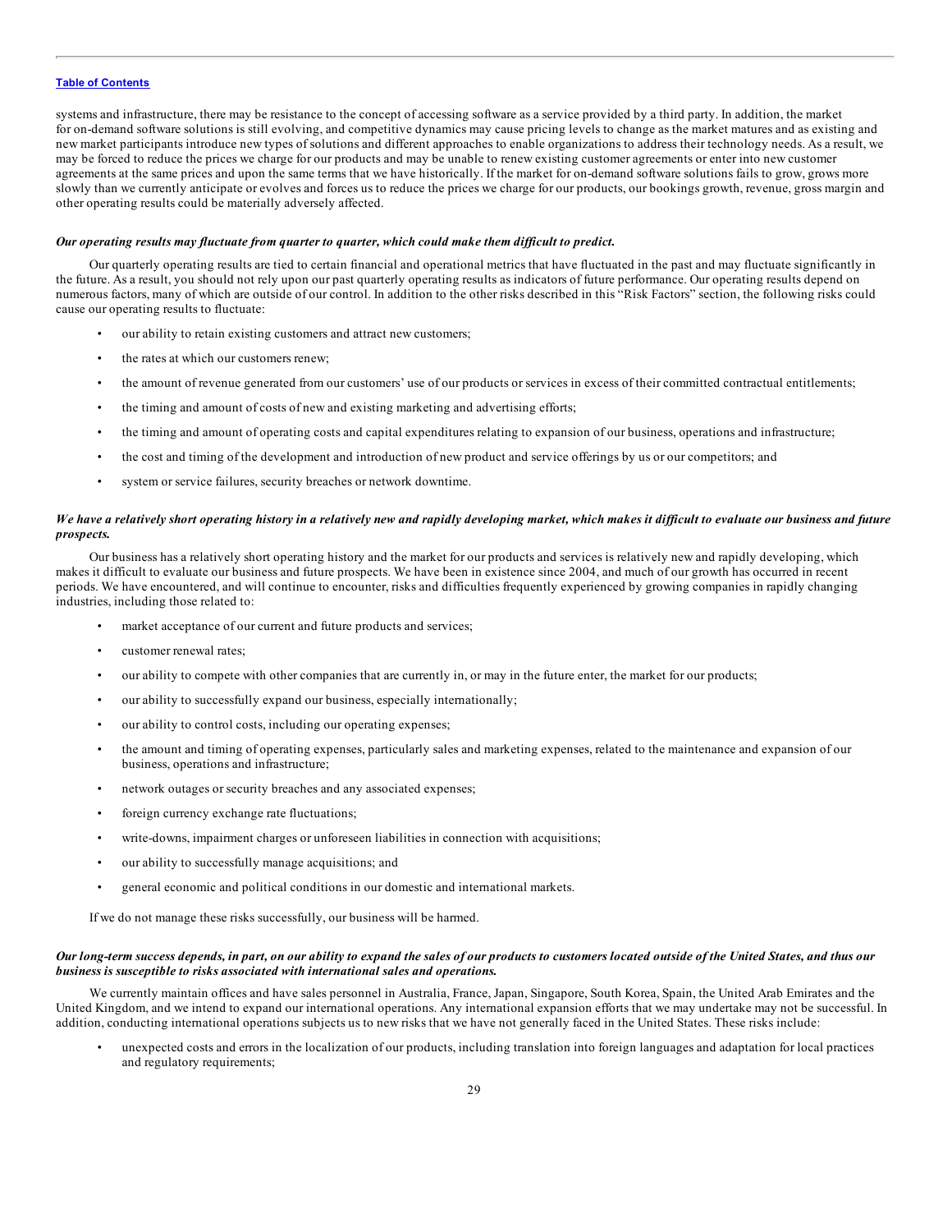systems and infrastructure, there may be resistance to the concept of accessing software as a service provided by a third party. In addition, the market for on-demand software solutions is still evolving, and competitive dynamics may cause pricing levels to change as the market matures and as existing and new market participants introduce new types of solutions and different approaches to enable organizations to address their technology needs. As a result, we may be forced to reduce the prices we charge for our products and may be unable to renew existing customer agreements or enter into new customer agreements at the same prices and upon the same terms that we have historically. If the market for on-demand software solutions fails to grow, grows more slowly than we currently anticipate or evolves and forces us to reduce the prices we charge for our products, our bookings growth, revenue, gross margin and other operating results could be materially adversely affected.

***Our operating results may fluctuate from quarter to quarter, which could make them difficult to predict.***

Our quarterly operating results are tied to certain financial and operational metrics that have fluctuated in the past and may fluctuate significantly in the future. As a result, you should not rely upon our past quarterly operating results as indicators of future performance. Our operating results depend on numerous factors, many of which are outside of our control. In addition to the other risks described in this "Risk Factors" section, the following risks could cause our operating results to fluctuate:

- our ability to retain existing customers and attract new customers;
- the rates at which our customers renew;
- the amount of revenue generated from our customers' use of our products or services in excess of their committed contractual entitlements;
- the timing and amount of costs of new and existing marketing and advertising efforts;
- the timing and amount of operating costs and capital expenditures relating to expansion of our business, operations and infrastructure;
- the cost and timing of the development and introduction of new product and service offerings by us or our competitors; and
- system or service failures, security breaches or network downtime.

***We have a relatively short operating history in a relatively new and rapidly developing market, which makes it difficult to evaluate our business and future prospects.***

Our business has a relatively short operating history and the market for our products and services is relatively new and rapidly developing, which makes it difficult to evaluate our business and future prospects. We have been in existence since 2004, and much of our growth has occurred in recent periods. We have encountered, and will continue to encounter, risks and difficulties frequently experienced by growing companies in rapidly changing industries, including those related to:

- market acceptance of our current and future products and services;
- customer renewal rates;
- our ability to compete with other companies that are currently in, or may in the future enter, the market for our products;
- our ability to successfully expand our business, especially internationally;
- our ability to control costs, including our operating expenses;
- the amount and timing of operating expenses, particularly sales and marketing expenses, related to the maintenance and expansion of our business, operations and infrastructure;
- network outages or security breaches and any associated expenses;
- foreign currency exchange rate fluctuations;
- write-downs, impairment charges or unforeseen liabilities in connection with acquisitions;
- our ability to successfully manage acquisitions; and
- general economic and political conditions in our domestic and international markets.

If we do not manage these risks successfully, our business will be harmed.

***Our long-term success depends, in part, on our ability to expand the sales of our products to customers located outside of the United States, and thus our business is susceptible to risks associated with international sales and operations.***

We currently maintain offices and have sales personnel in Australia, France, Japan, Singapore, South Korea, Spain, the United Arab Emirates and the United Kingdom, and we intend to expand our international operations. Any international expansion efforts that we may undertake may not be successful. In addition, conducting international operations subjects us to new risks that we have not generally faced in the United States. These risks include:

- unexpected costs and errors in the localization of our products, including translation into foreign languages and adaptation for local practices and regulatory requirements;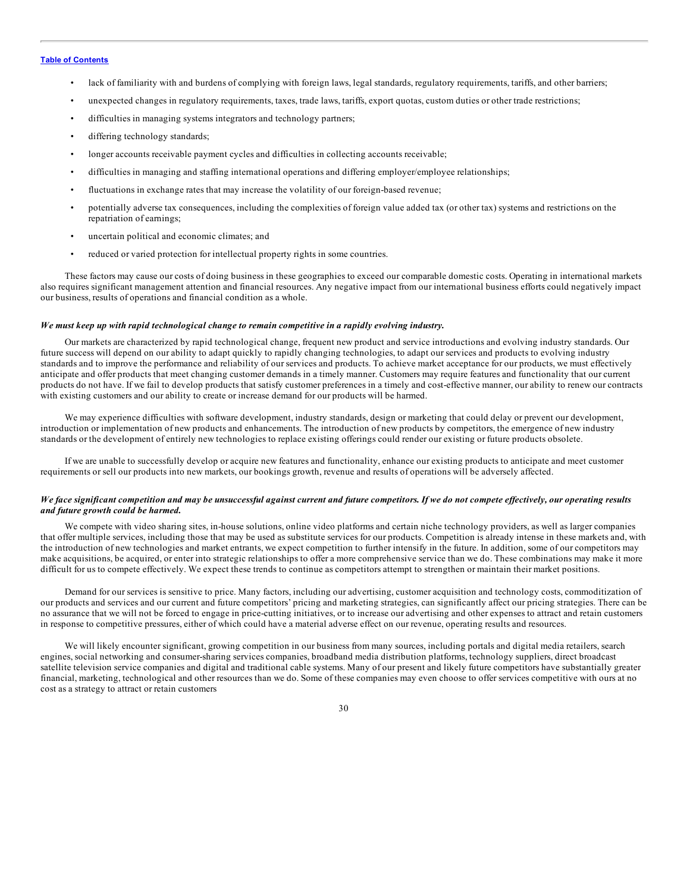- lack of familiarity with and burdens of complying with foreign laws, legal standards, regulatory requirements, tariffs, and other barriers;
- unexpected changes in regulatory requirements, taxes, trade laws, tariffs, export quotas, custom duties or other trade restrictions;
- difficulties in managing systems integrators and technology partners;
- differing technology standards;
- longer accounts receivable payment cycles and difficulties in collecting accounts receivable;
- difficulties in managing and staffing international operations and differing employer/employee relationships;
- fluctuations in exchange rates that may increase the volatility of our foreign-based revenue;
- potentially adverse tax consequences, including the complexities of foreign value added tax (or other tax) systems and restrictions on the repatriation of earnings;
- uncertain political and economic climates; and
- reduced or varied protection for intellectual property rights in some countries.

These factors may cause our costs of doing business in these geographies to exceed our comparable domestic costs. Operating in international markets also requires significant management attention and financial resources. Any negative impact from our international business efforts could negatively impact our business, results of operations and financial condition as a whole.

***We must keep up with rapid technological change to remain competitive in a rapidly evolving industry.***

Our markets are characterized by rapid technological change, frequent new product and service introductions and evolving industry standards. Our future success will depend on our ability to adapt quickly to rapidly changing technologies, to adapt our services and products to evolving industry standards and to improve the performance and reliability of our services and products. To achieve market acceptance for our products, we must effectively anticipate and offer products that meet changing customer demands in a timely manner. Customers may require features and functionality that our current products do not have. If we fail to develop products that satisfy customer preferences in a timely and cost-effective manner, our ability to renew our contracts with existing customers and our ability to create or increase demand for our products will be harmed.

We may experience difficulties with software development, industry standards, design or marketing that could delay or prevent our development, introduction or implementation of new products and enhancements. The introduction of new products by competitors, the emergence of new industry standards or the development of entirely new technologies to replace existing offerings could render our existing or future products obsolete.

If we are unable to successfully develop or acquire new features and functionality, enhance our existing products to anticipate and meet customer requirements or sell our products into new markets, our bookings growth, revenue and results of operations will be adversely affected.

***We face significant competition and may be unsuccessful against current and future competitors. If we do not compete effectively, our operating results and future growth could be harmed.***

We compete with video sharing sites, in-house solutions, online video platforms and certain niche technology providers, as well as larger companies that offer multiple services, including those that may be used as substitute services for our products. Competition is already intense in these markets and, with the introduction of new technologies and market entrants, we expect competition to further intensify in the future. In addition, some of our competitors may make acquisitions, be acquired, or enter into strategic relationships to offer a more comprehensive service than we do. These combinations may make it more difficult for us to compete effectively. We expect these trends to continue as competitors attempt to strengthen or maintain their market positions.

Demand for our services is sensitive to price. Many factors, including our advertising, customer acquisition and technology costs, commoditization of our products and services and our current and future competitors' pricing and marketing strategies, can significantly affect our pricing strategies. There can be no assurance that we will not be forced to engage in price-cutting initiatives, or to increase our advertising and other expenses to attract and retain customers in response to competitive pressures, either of which could have a material adverse effect on our revenue, operating results and resources.

We will likely encounter significant, growing competition in our business from many sources, including portals and digital media retailers, search engines, social networking and consumer-sharing services companies, broadband media distribution platforms, technology suppliers, direct broadcast satellite television service companies and digital and traditional cable systems. Many of our present and likely future competitors have substantially greater financial, marketing, technological and other resources than we do. Some of these companies may even choose to offer services competitive with ours at no cost as a strategy to attract or retain customers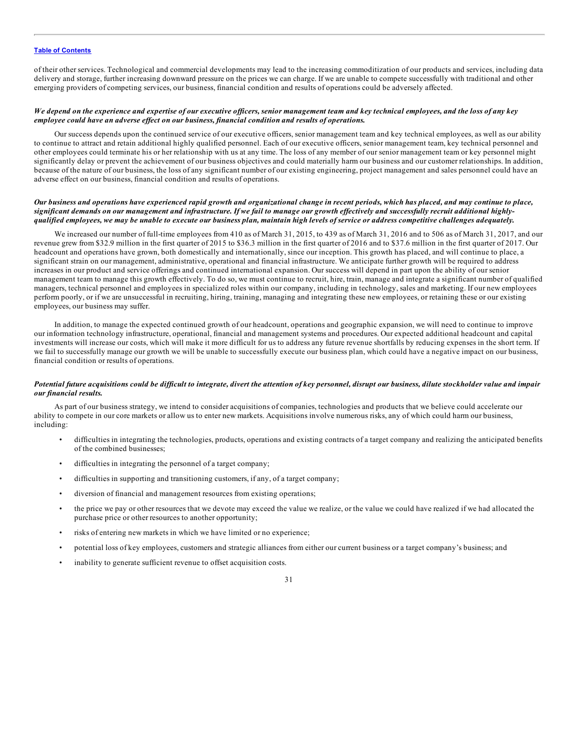of their other services. Technological and commercial developments may lead to the increasing commoditization of our products and services, including data delivery and storage, further increasing downward pressure on the prices we can charge. If we are unable to compete successfully with traditional and other emerging providers of competing services, our business, financial condition and results of operations could be adversely affected.

***We depend on the experience and expertise of our executive officers, senior management team and key technical employees, and the loss of any key employee could have an adverse effect on our business, financial condition and results of operations.***

Our success depends upon the continued service of our executive officers, senior management team and key technical employees, as well as our ability to continue to attract and retain additional highly qualified personnel. Each of our executive officers, senior management team, key technical personnel and other employees could terminate his or her relationship with us at any time. The loss of any member of our senior management team or key personnel might significantly delay or prevent the achievement of our business objectives and could materially harm our business and our customer relationships. In addition, because of the nature of our business, the loss of any significant number of our existing engineering, project management and sales personnel could have an adverse effect on our business, financial condition and results of operations.

***Our business and operations have experienced rapid growth and organizational change in recent periods, which has placed, and may continue to place, significant demands on our management and infrastructure. If we fail to manage our growth effectively and successfully recruit additional highly-qualified employees, we may be unable to execute our business plan, maintain high levels of service or address competitive challenges adequately.***

We increased our number of full-time employees from 410 as of March 31, 2015, to 439 as of March 31, 2016 and to 506 as of March 31, 2017, and our revenue grew from $32.9 million in the first quarter of 2015 to $36.3 million in the first quarter of 2016 and to $37.6 million in the first quarter of 2017. Our headcount and operations have grown, both domestically and internationally, since our inception. This growth has placed, and will continue to place, a significant strain on our management, administrative, operational and financial infrastructure. We anticipate further growth will be required to address increases in our product and service offerings and continued international expansion. Our success will depend in part upon the ability of our senior management team to manage this growth effectively. To do so, we must continue to recruit, hire, train, manage and integrate a significant number of qualified managers, technical personnel and employees in specialized roles within our company, including in technology, sales and marketing. If our new employees perform poorly, or if we are unsuccessful in recruiting, hiring, training, managing and integrating these new employees, or retaining these or our existing employees, our business may suffer.

In addition, to manage the expected continued growth of our headcount, operations and geographic expansion, we will need to continue to improve our information technology infrastructure, operational, financial and management systems and procedures. Our expected additional headcount and capital investments will increase our costs, which will make it more difficult for us to address any future revenue shortfalls by reducing expenses in the short term. If we fail to successfully manage our growth we will be unable to successfully execute our business plan, which could have a negative impact on our business, financial condition or results of operations.

***Potential future acquisitions could be difficult to integrate, divert the attention of key personnel, disrupt our business, dilute stockholder value and impair our financial results.***

As part of our business strategy, we intend to consider acquisitions of companies, technologies and products that we believe could accelerate our ability to compete in our core markets or allow us to enter new markets. Acquisitions involve numerous risks, any of which could harm our business, including:

- difficulties in integrating the technologies, products, operations and existing contracts of a target company and realizing the anticipated benefits of the combined businesses;
- difficulties in integrating the personnel of a target company;
- difficulties in supporting and transitioning customers, if any, of a target company;
- diversion of financial and management resources from existing operations;
- the price we pay or other resources that we devote may exceed the value we realize, or the value we could have realized if we had allocated the purchase price or other resources to another opportunity;
- risks of entering new markets in which we have limited or no experience;
- potential loss of key employees, customers and strategic alliances from either our current business or a target company's business; and
- inability to generate sufficient revenue to offset acquisition costs.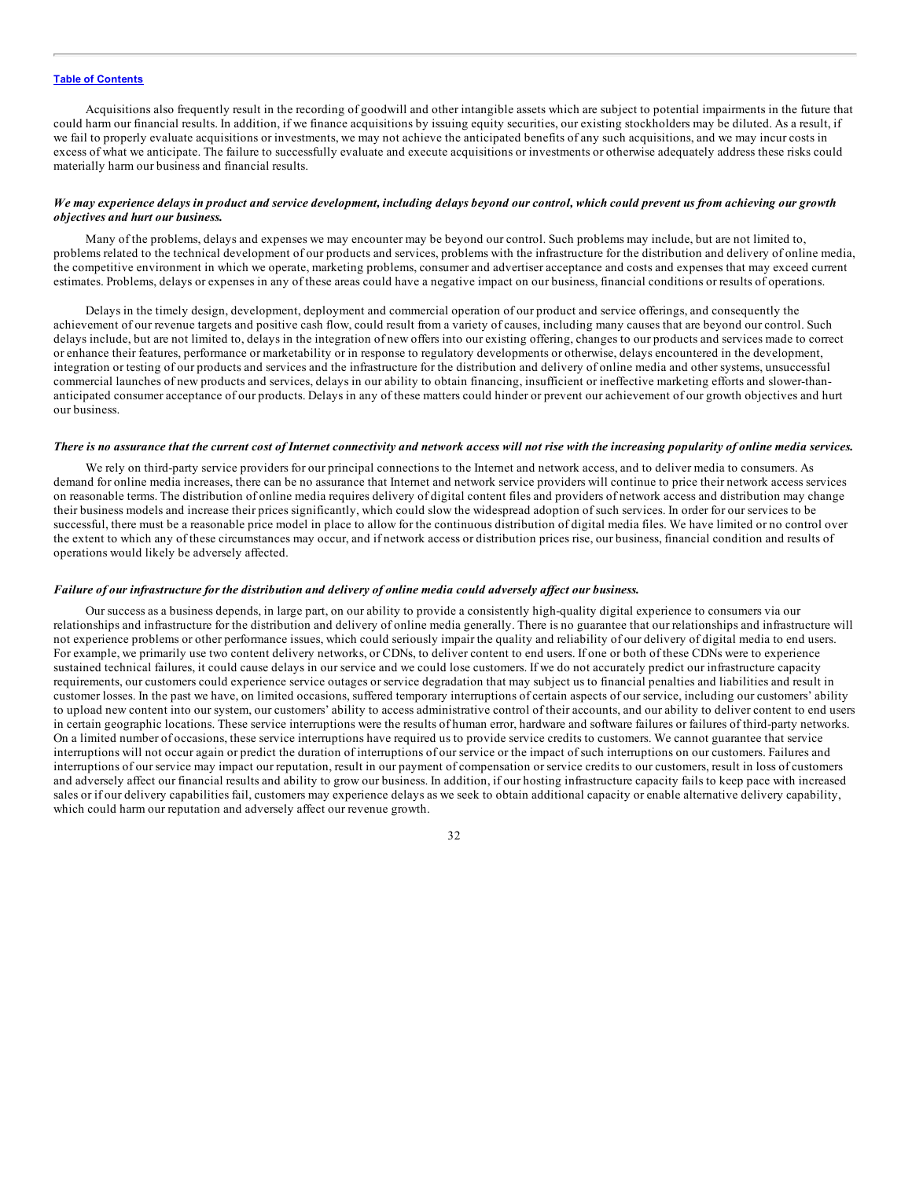Acquisitions also frequently result in the recording of goodwill and other intangible assets which are subject to potential impairments in the future that could harm our financial results. In addition, if we finance acquisitions by issuing equity securities, our existing stockholders may be diluted. As a result, if we fail to properly evaluate acquisitions or investments, we may not achieve the anticipated benefits of any such acquisitions, and we may incur costs in excess of what we anticipate. The failure to successfully evaluate and execute acquisitions or investments or otherwise adequately address these risks could materially harm our business and financial results.

***We may experience delays in product and service development, including delays beyond our control, which could prevent us from achieving our growth objectives and hurt our business.***

Many of the problems, delays and expenses we may encounter may be beyond our control. Such problems may include, but are not limited to, problems related to the technical development of our products and services, problems with the infrastructure for the distribution and delivery of online media, the competitive environment in which we operate, marketing problems, consumer and advertiser acceptance and costs and expenses that may exceed current estimates. Problems, delays or expenses in any of these areas could have a negative impact on our business, financial conditions or results of operations.

Delays in the timely design, development, deployment and commercial operation of our product and service offerings, and consequently the achievement of our revenue targets and positive cash flow, could result from a variety of causes, including many causes that are beyond our control. Such delays include, but are not limited to, delays in the integration of new offers into our existing offering, changes to our products and services made to correct or enhance their features, performance or marketability or in response to regulatory developments or otherwise, delays encountered in the development, integration or testing of our products and services and the infrastructure for the distribution and delivery of online media and other systems, unsuccessful commercial launches of new products and services, delays in our ability to obtain financing, insufficient or ineffective marketing efforts and slower-than-anticipated consumer acceptance of our products. Delays in any of these matters could hinder or prevent our achievement of our growth objectives and hurt our business.

***There is no assurance that the current cost of Internet connectivity and network access will not rise with the increasing popularity of online media services.***

We rely on third-party service providers for our principal connections to the Internet and network access, and to deliver media to consumers. As demand for online media increases, there can be no assurance that Internet and network service providers will continue to price their network access services on reasonable terms. The distribution of online media requires delivery of digital content files and providers of network access and distribution may change their business models and increase their prices significantly, which could slow the widespread adoption of such services. In order for our services to be successful, there must be a reasonable price model in place to allow for the continuous distribution of digital media files. We have limited or no control over the extent to which any of these circumstances may occur, and if network access or distribution prices rise, our business, financial condition and results of operations would likely be adversely affected.

***Failure of our infrastructure for the distribution and delivery of online media could adversely affect our business.***

Our success as a business depends, in large part, on our ability to provide a consistently high-quality digital experience to consumers via our relationships and infrastructure for the distribution and delivery of online media generally. There is no guarantee that our relationships and infrastructure will not experience problems or other performance issues, which could seriously impair the quality and reliability of our delivery of digital media to end users. For example, we primarily use two content delivery networks, or CDNs, to deliver content to end users. If one or both of these CDNs were to experience sustained technical failures, it could cause delays in our service and we could lose customers. If we do not accurately predict our infrastructure capacity requirements, our customers could experience service outages or service degradation that may subject us to financial penalties and liabilities and result in customer losses. In the past we have, on limited occasions, suffered temporary interruptions of certain aspects of our service, including our customers' ability to upload new content into our system, our customers' ability to access administrative control of their accounts, and our ability to deliver content to end users in certain geographic locations. These service interruptions were the results of human error, hardware and software failures or failures of third-party networks. On a limited number of occasions, these service interruptions have required us to provide service credits to customers. We cannot guarantee that service interruptions will not occur again or predict the duration of interruptions of our service or the impact of such interruptions on our customers. Failures and interruptions of our service may impact our reputation, result in our payment of compensation or service credits to our customers, result in loss of customers and adversely affect our financial results and ability to grow our business. In addition, if our hosting infrastructure capacity fails to keep pace with increased sales or if our delivery capabilities fail, customers may experience delays as we seek to obtain additional capacity or enable alternative delivery capability, which could harm our reputation and adversely affect our revenue growth.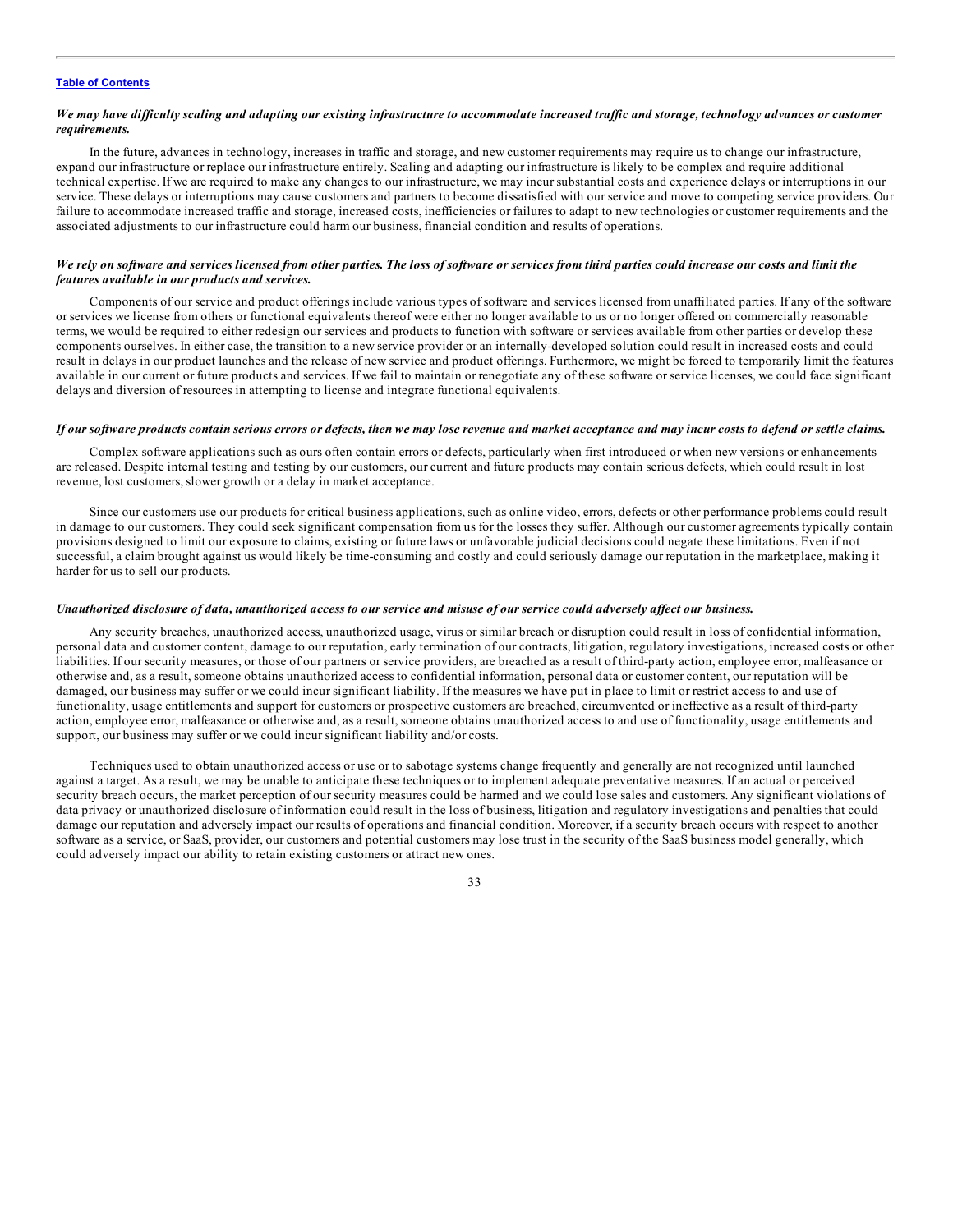*We may have difficulty scaling and adapting our existing infrastructure to accommodate increased traffic and storage, technology advances or customer requirements.*

In the future, advances in technology, increases in traffic and storage, and new customer requirements may require us to change our infrastructure, expand our infrastructure or replace our infrastructure entirely. Scaling and adapting our infrastructure is likely to be complex and require additional technical expertise. If we are required to make any changes to our infrastructure, we may incur substantial costs and experience delays or interruptions in our service. These delays or interruptions may cause customers and partners to become dissatisfied with our service and move to competing service providers. Our failure to accommodate increased traffic and storage, increased costs, inefficiencies or failures to adapt to new technologies or customer requirements and the associated adjustments to our infrastructure could harm our business, financial condition and results of operations.

*We rely on software and services licensed from other parties. The loss of software or services from third parties could increase our costs and limit the features available in our products and services.*

Components of our service and product offerings include various types of software and services licensed from unaffiliated parties. If any of the software or services we license from others or functional equivalents thereof were either no longer available to us or no longer offered on commercially reasonable terms, we would be required to either redesign our services and products to function with software or services available from other parties or develop these components ourselves. In either case, the transition to a new service provider or an internally-developed solution could result in increased costs and could result in delays in our product launches and the release of new service and product offerings. Furthermore, we might be forced to temporarily limit the features available in our current or future products and services. If we fail to maintain or renegotiate any of these software or service licenses, we could face significant delays and diversion of resources in attempting to license and integrate functional equivalents.

*If our software products contain serious errors or defects, then we may lose revenue and market acceptance and may incur costs to defend or settle claims.*

Complex software applications such as ours often contain errors or defects, particularly when first introduced or when new versions or enhancements are released. Despite internal testing and testing by our customers, our current and future products may contain serious defects, which could result in lost revenue, lost customers, slower growth or a delay in market acceptance.

Since our customers use our products for critical business applications, such as online video, errors, defects or other performance problems could result in damage to our customers. They could seek significant compensation from us for the losses they suffer. Although our customer agreements typically contain provisions designed to limit our exposure to claims, existing or future laws or unfavorable judicial decisions could negate these limitations. Even if not successful, a claim brought against us would likely be time-consuming and costly and could seriously damage our reputation in the marketplace, making it harder for us to sell our products.

*Unauthorized disclosure of data, unauthorized access to our service and misuse of our service could adversely affect our business.*

Any security breaches, unauthorized access, unauthorized usage, virus or similar breach or disruption could result in loss of confidential information, personal data and customer content, damage to our reputation, early termination of our contracts, litigation, regulatory investigations, increased costs or other liabilities. If our security measures, or those of our partners or service providers, are breached as a result of third-party action, employee error, malfeasance or otherwise and, as a result, someone obtains unauthorized access to confidential information, personal data or customer content, our reputation will be damaged, our business may suffer or we could incur significant liability. If the measures we have put in place to limit or restrict access to and use of functionality, usage entitlements and support for customers or prospective customers are breached, circumvented or ineffective as a result of third-party action, employee error, malfeasance or otherwise and, as a result, someone obtains unauthorized access to and use of functionality, usage entitlements and support, our business may suffer or we could incur significant liability and/or costs.

Techniques used to obtain unauthorized access or use or to sabotage systems change frequently and generally are not recognized until launched against a target. As a result, we may be unable to anticipate these techniques or to implement adequate preventative measures. If an actual or perceived security breach occurs, the market perception of our security measures could be harmed and we could lose sales and customers. Any significant violations of data privacy or unauthorized disclosure of information could result in the loss of business, litigation and regulatory investigations and penalties that could damage our reputation and adversely impact our results of operations and financial condition. Moreover, if a security breach occurs with respect to another software as a service, or SaaS, provider, our customers and potential customers may lose trust in the security of the SaaS business model generally, which could adversely impact our ability to retain existing customers or attract new ones.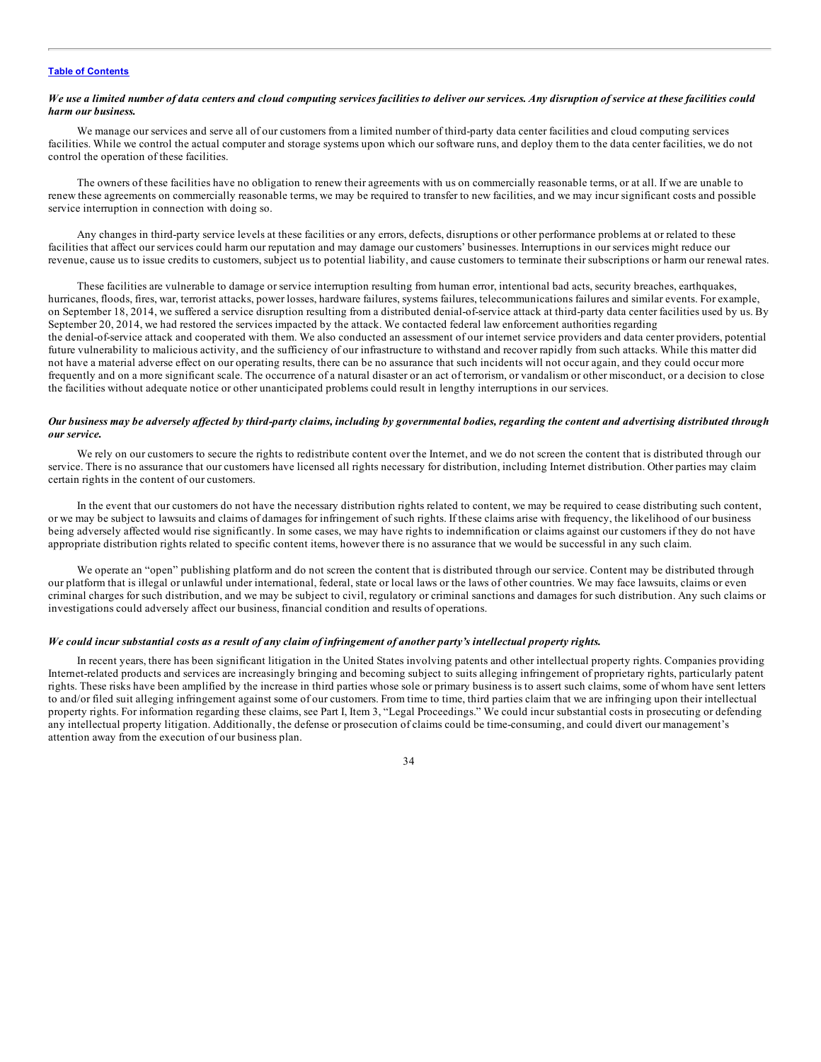***We use a limited number of data centers and cloud computing services facilities to deliver our services. Any disruption of service at these facilities could harm our business.***

We manage our services and serve all of our customers from a limited number of third-party data center facilities and cloud computing services facilities. While we control the actual computer and storage systems upon which our software runs, and deploy them to the data center facilities, we do not control the operation of these facilities.

The owners of these facilities have no obligation to renew their agreements with us on commercially reasonable terms, or at all. If we are unable to renew these agreements on commercially reasonable terms, we may be required to transfer to new facilities, and we may incur significant costs and possible service interruption in connection with doing so.

Any changes in third-party service levels at these facilities or any errors, defects, disruptions or other performance problems at or related to these facilities that affect our services could harm our reputation and may damage our customers' businesses. Interruptions in our services might reduce our revenue, cause us to issue credits to customers, subject us to potential liability, and cause customers to terminate their subscriptions or harm our renewal rates.

These facilities are vulnerable to damage or service interruption resulting from human error, intentional bad acts, security breaches, earthquakes, hurricanes, floods, fires, war, terrorist attacks, power losses, hardware failures, systems failures, telecommunications failures and similar events. For example, on September 18, 2014, we suffered a service disruption resulting from a distributed denial-of-service attack at third-party data center facilities used by us. By September 20, 2014, we had restored the services impacted by the attack. We contacted federal law enforcement authorities regarding the denial-of-service attack and cooperated with them. We also conducted an assessment of our internet service providers and data center providers, potential future vulnerability to malicious activity, and the sufficiency of our infrastructure to withstand and recover rapidly from such attacks. While this matter did not have a material adverse effect on our operating results, there can be no assurance that such incidents will not occur again, and they could occur more frequently and on a more significant scale. The occurrence of a natural disaster or an act of terrorism, or vandalism or other misconduct, or a decision to close the facilities without adequate notice or other unanticipated problems could result in lengthy interruptions in our services.

***Our business may be adversely affected by third-party claims, including by governmental bodies, regarding the content and advertising distributed through our service.***

We rely on our customers to secure the rights to redistribute content over the Internet, and we do not screen the content that is distributed through our service. There is no assurance that our customers have licensed all rights necessary for distribution, including Internet distribution. Other parties may claim certain rights in the content of our customers.

In the event that our customers do not have the necessary distribution rights related to content, we may be required to cease distributing such content, or we may be subject to lawsuits and claims of damages for infringement of such rights. If these claims arise with frequency, the likelihood of our business being adversely affected would rise significantly. In some cases, we may have rights to indemnification or claims against our customers if they do not have appropriate distribution rights related to specific content items, however there is no assurance that we would be successful in any such claim.

We operate an "open" publishing platform and do not screen the content that is distributed through our service. Content may be distributed through our platform that is illegal or unlawful under international, federal, state or local laws or the laws of other countries. We may face lawsuits, claims or even criminal charges for such distribution, and we may be subject to civil, regulatory or criminal sanctions and damages for such distribution. Any such claims or investigations could adversely affect our business, financial condition and results of operations.

***We could incur substantial costs as a result of any claim of infringement of another party's intellectual property rights.***

In recent years, there has been significant litigation in the United States involving patents and other intellectual property rights. Companies providing Internet-related products and services are increasingly bringing and becoming subject to suits alleging infringement of proprietary rights, particularly patent rights. These risks have been amplified by the increase in third parties whose sole or primary business is to assert such claims, some of whom have sent letters to and/or filed suit alleging infringement against some of our customers. From time to time, third parties claim that we are infringing upon their intellectual property rights. For information regarding these claims, see Part I, Item 3, "Legal Proceedings." We could incur substantial costs in prosecuting or defending any intellectual property litigation. Additionally, the defense or prosecution of claims could be time-consuming, and could divert our management's attention away from the execution of our business plan.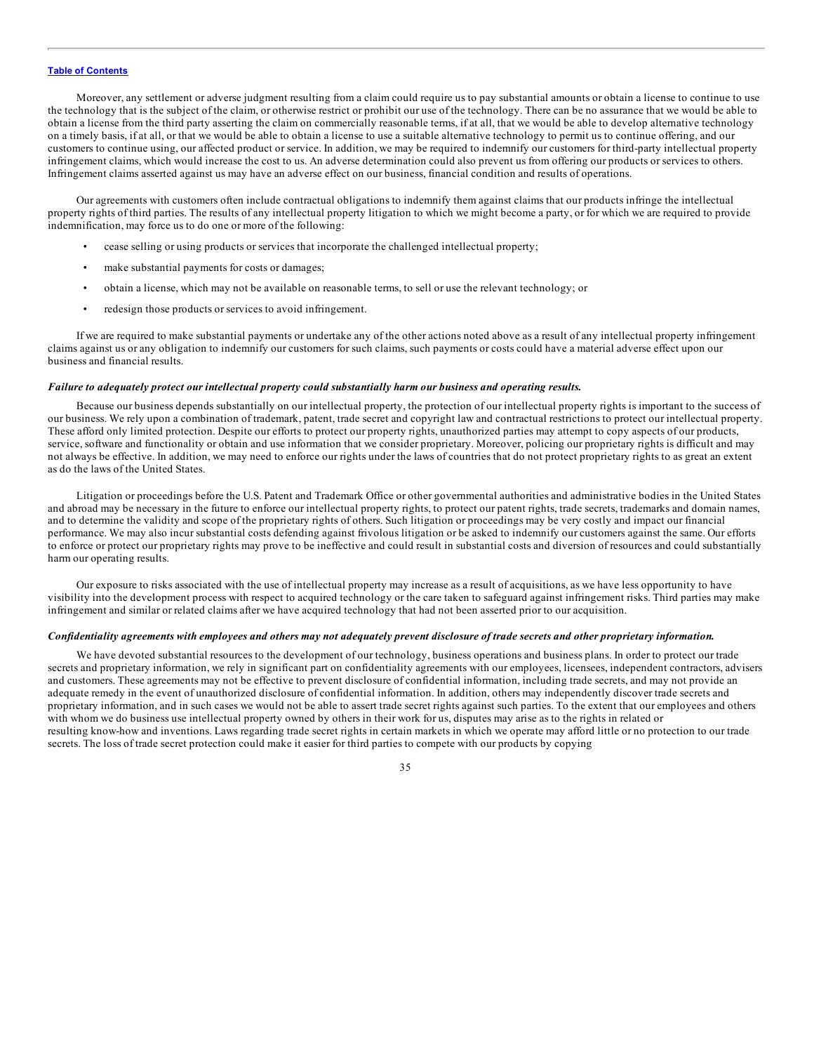Moreover, any settlement or adverse judgment resulting from a claim could require us to pay substantial amounts or obtain a license to continue to use the technology that is the subject of the claim, or otherwise restrict or prohibit our use of the technology. There can be no assurance that we would be able to obtain a license from the third party asserting the claim on commercially reasonable terms, if at all, that we would be able to develop alternative technology on a timely basis, if at all, or that we would be able to obtain a license to use a suitable alternative technology to permit us to continue offering, and our customers to continue using, our affected product or service. In addition, we may be required to indemnify our customers for third-party intellectual property infringement claims, which would increase the cost to us. An adverse determination could also prevent us from offering our products or services to others. Infringement claims asserted against us may have an adverse effect on our business, financial condition and results of operations.

Our agreements with customers often include contractual obligations to indemnify them against claims that our products infringe the intellectual property rights of third parties. The results of any intellectual property litigation to which we might become a party, or for which we are required to provide indemnification, may force us to do one or more of the following:

- cease selling or using products or services that incorporate the challenged intellectual property;
- make substantial payments for costs or damages;
- obtain a license, which may not be available on reasonable terms, to sell or use the relevant technology; or
- redesign those products or services to avoid infringement.

If we are required to make substantial payments or undertake any of the other actions noted above as a result of any intellectual property infringement claims against us or any obligation to indemnify our customers for such claims, such payments or costs could have a material adverse effect upon our business and financial results.

***Failure to adequately protect our intellectual property could substantially harm our business and operating results.***

Because our business depends substantially on our intellectual property, the protection of our intellectual property rights is important to the success of our business. We rely upon a combination of trademark, patent, trade secret and copyright law and contractual restrictions to protect our intellectual property. These afford only limited protection. Despite our efforts to protect our property rights, unauthorized parties may attempt to copy aspects of our products, service, software and functionality or obtain and use information that we consider proprietary. Moreover, policing our proprietary rights is difficult and may not always be effective. In addition, we may need to enforce our rights under the laws of countries that do not protect proprietary rights to as great an extent as do the laws of the United States.

Litigation or proceedings before the U.S. Patent and Trademark Office or other governmental authorities and administrative bodies in the United States and abroad may be necessary in the future to enforce our intellectual property rights, to protect our patent rights, trade secrets, trademarks and domain names, and to determine the validity and scope of the proprietary rights of others. Such litigation or proceedings may be very costly and impact our financial performance. We may also incur substantial costs defending against frivolous litigation or be asked to indemnify our customers against the same. Our efforts to enforce or protect our proprietary rights may prove to be ineffective and could result in substantial costs and diversion of resources and could substantially harm our operating results.

Our exposure to risks associated with the use of intellectual property may increase as a result of acquisitions, as we have less opportunity to have visibility into the development process with respect to acquired technology or the care taken to safeguard against infringement risks. Third parties may make infringement and similar or related claims after we have acquired technology that had not been asserted prior to our acquisition.

***Confidentiality agreements with employees and others may not adequately prevent disclosure of trade secrets and other proprietary information.***

We have devoted substantial resources to the development of our technology, business operations and business plans. In order to protect our trade secrets and proprietary information, we rely in significant part on confidentiality agreements with our employees, licensees, independent contractors, advisers and customers. These agreements may not be effective to prevent disclosure of confidential information, including trade secrets, and may not provide an adequate remedy in the event of unauthorized disclosure of confidential information. In addition, others may independently discover trade secrets and proprietary information, and in such cases we would not be able to assert trade secret rights against such parties. To the extent that our employees and others with whom we do business use intellectual property owned by others in their work for us, disputes may arise as to the rights in related or resulting know-how and inventions. Laws regarding trade secret rights in certain markets in which we operate may afford little or no protection to our trade secrets. The loss of trade secret protection could make it easier for third parties to compete with our products by copying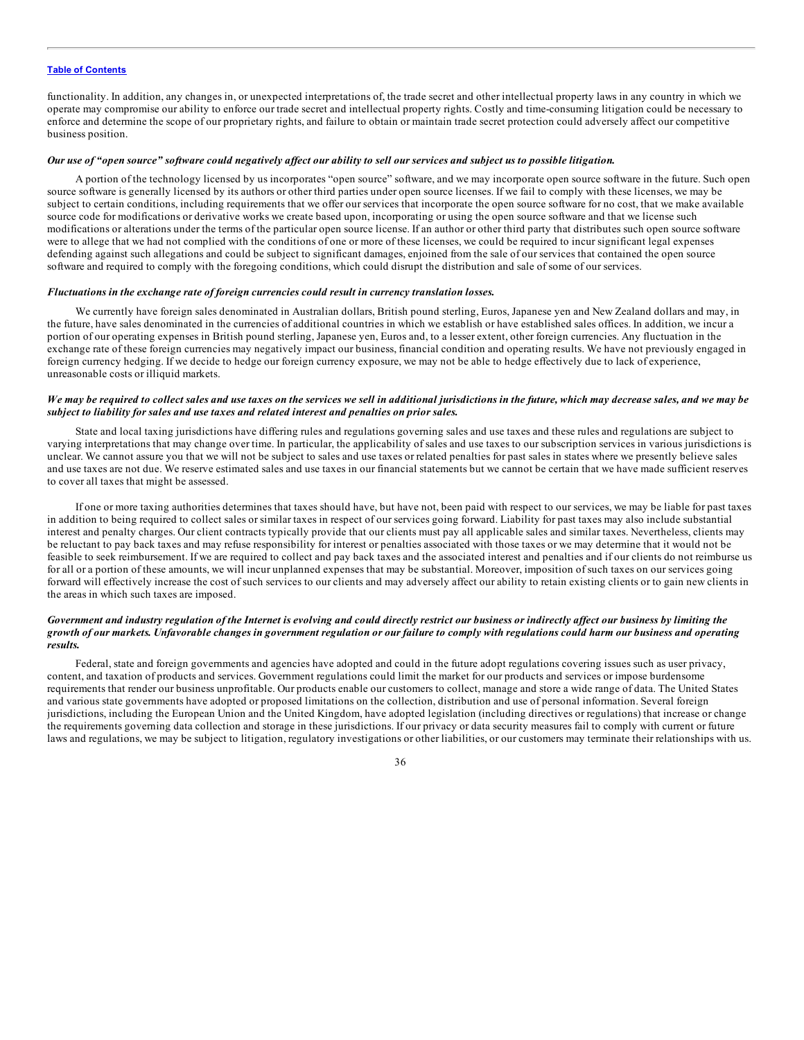functionality. In addition, any changes in, or unexpected interpretations of, the trade secret and other intellectual property laws in any country in which we operate may compromise our ability to enforce our trade secret and intellectual property rights. Costly and time-consuming litigation could be necessary to enforce and determine the scope of our proprietary rights, and failure to obtain or maintain trade secret protection could adversely affect our competitive business position.

***Our use of "open source" software could negatively affect our ability to sell our services and subject us to possible litigation.***

A portion of the technology licensed by us incorporates "open source" software, and we may incorporate open source software in the future. Such open source software is generally licensed by its authors or other third parties under open source licenses. If we fail to comply with these licenses, we may be subject to certain conditions, including requirements that we offer our services that incorporate the open source software for no cost, that we make available source code for modifications or derivative works we create based upon, incorporating or using the open source software and that we license such modifications or alterations under the terms of the particular open source license. If an author or other third party that distributes such open source software were to allege that we had not complied with the conditions of one or more of these licenses, we could be required to incur significant legal expenses defending against such allegations and could be subject to significant damages, enjoined from the sale of our services that contained the open source software and required to comply with the foregoing conditions, which could disrupt the distribution and sale of some of our services.

***Fluctuations in the exchange rate of foreign currencies could result in currency translation losses.***

We currently have foreign sales denominated in Australian dollars, British pound sterling, Euros, Japanese yen and New Zealand dollars and may, in the future, have sales denominated in the currencies of additional countries in which we establish or have established sales offices. In addition, we incur a portion of our operating expenses in British pound sterling, Japanese yen, Euros and, to a lesser extent, other foreign currencies. Any fluctuation in the exchange rate of these foreign currencies may negatively impact our business, financial condition and operating results. We have not previously engaged in foreign currency hedging. If we decide to hedge our foreign currency exposure, we may not be able to hedge effectively due to lack of experience, unreasonable costs or illiquid markets.

***We may be required to collect sales and use taxes on the services we sell in additional jurisdictions in the future, which may decrease sales, and we may be subject to liability for sales and use taxes and related interest and penalties on prior sales.***

State and local taxing jurisdictions have differing rules and regulations governing sales and use taxes and these rules and regulations are subject to varying interpretations that may change over time. In particular, the applicability of sales and use taxes to our subscription services in various jurisdictions is unclear. We cannot assure you that we will not be subject to sales and use taxes or related penalties for past sales in states where we presently believe sales and use taxes are not due. We reserve estimated sales and use taxes in our financial statements but we cannot be certain that we have made sufficient reserves to cover all taxes that might be assessed.

If one or more taxing authorities determines that taxes should have, but have not, been paid with respect to our services, we may be liable for past taxes in addition to being required to collect sales or similar taxes in respect of our services going forward. Liability for past taxes may also include substantial interest and penalty charges. Our client contracts typically provide that our clients must pay all applicable sales and similar taxes. Nevertheless, clients may be reluctant to pay back taxes and may refuse responsibility for interest or penalties associated with those taxes or we may determine that it would not be feasible to seek reimbursement. If we are required to collect and pay back taxes and the associated interest and penalties and if our clients do not reimburse us for all or a portion of these amounts, we will incur unplanned expenses that may be substantial. Moreover, imposition of such taxes on our services going forward will effectively increase the cost of such services to our clients and may adversely affect our ability to retain existing clients or to gain new clients in the areas in which such taxes are imposed.

***Government and industry regulation of the Internet is evolving and could directly restrict our business or indirectly affect our business by limiting the growth of our markets. Unfavorable changes in government regulation or our failure to comply with regulations could harm our business and operating results.***

Federal, state and foreign governments and agencies have adopted and could in the future adopt regulations covering issues such as user privacy, content, and taxation of products and services. Government regulations could limit the market for our products and services or impose burdensome requirements that render our business unprofitable. Our products enable our customers to collect, manage and store a wide range of data. The United States and various state governments have adopted or proposed limitations on the collection, distribution and use of personal information. Several foreign jurisdictions, including the European Union and the United Kingdom, have adopted legislation (including directives or regulations) that increase or change the requirements governing data collection and storage in these jurisdictions. If our privacy or data security measures fail to comply with current or future laws and regulations, we may be subject to litigation, regulatory investigations or other liabilities, or our customers may terminate their relationships with us.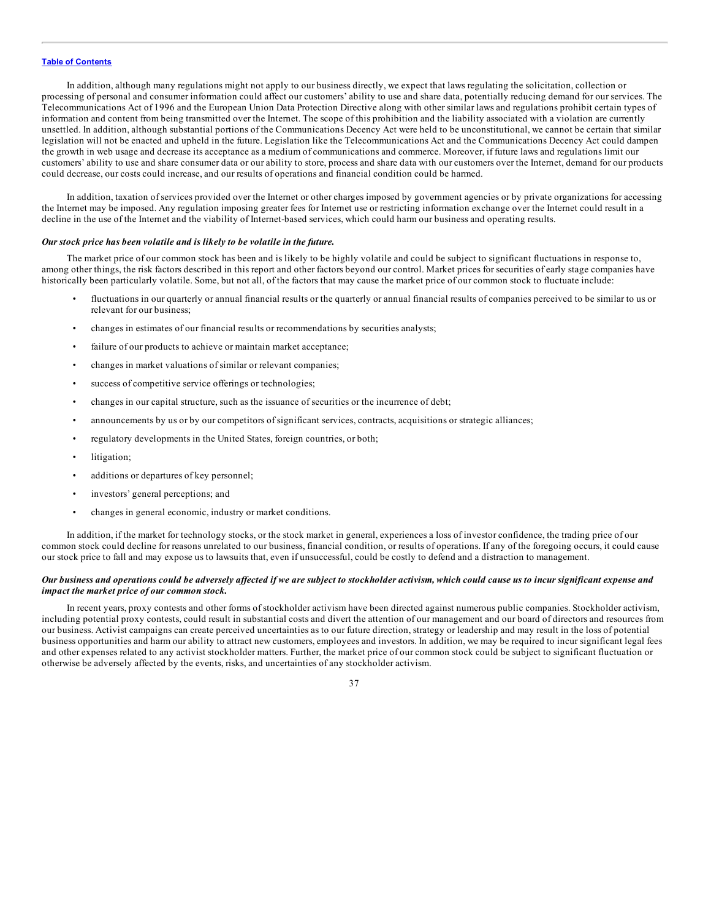In addition, although many regulations might not apply to our business directly, we expect that laws regulating the solicitation, collection or processing of personal and consumer information could affect our customers' ability to use and share data, potentially reducing demand for our services. The Telecommunications Act of 1996 and the European Union Data Protection Directive along with other similar laws and regulations prohibit certain types of information and content from being transmitted over the Internet. The scope of this prohibition and the liability associated with a violation are currently unsettled. In addition, although substantial portions of the Communications Decency Act were held to be unconstitutional, we cannot be certain that similar legislation will not be enacted and upheld in the future. Legislation like the Telecommunications Act and the Communications Decency Act could dampen the growth in web usage and decrease its acceptance as a medium of communications and commerce. Moreover, if future laws and regulations limit our customers' ability to use and share consumer data or our ability to store, process and share data with our customers over the Internet, demand for our products could decrease, our costs could increase, and our results of operations and financial condition could be harmed.

In addition, taxation of services provided over the Internet or other charges imposed by government agencies or by private organizations for accessing the Internet may be imposed. Any regulation imposing greater fees for Internet use or restricting information exchange over the Internet could result in a decline in the use of the Internet and the viability of Internet-based services, which could harm our business and operating results.

***Our stock price has been volatile and is likely to be volatile in the future.***

The market price of our common stock has been and is likely to be highly volatile and could be subject to significant fluctuations in response to, among other things, the risk factors described in this report and other factors beyond our control. Market prices for securities of early stage companies have historically been particularly volatile. Some, but not all, of the factors that may cause the market price of our common stock to fluctuate include:

- fluctuations in our quarterly or annual financial results or the quarterly or annual financial results of companies perceived to be similar to us or relevant for our business;
- changes in estimates of our financial results or recommendations by securities analysts;
- failure of our products to achieve or maintain market acceptance;
- changes in market valuations of similar or relevant companies;
- success of competitive service offerings or technologies;
- changes in our capital structure, such as the issuance of securities or the incurrence of debt;
- announcements by us or by our competitors of significant services, contracts, acquisitions or strategic alliances;
- regulatory developments in the United States, foreign countries, or both;
- litigation;
- additions or departures of key personnel;
- investors' general perceptions; and
- changes in general economic, industry or market conditions.

In addition, if the market for technology stocks, or the stock market in general, experiences a loss of investor confidence, the trading price of our common stock could decline for reasons unrelated to our business, financial condition, or results of operations. If any of the foregoing occurs, it could cause our stock price to fall and may expose us to lawsuits that, even if unsuccessful, could be costly to defend and a distraction to management.

***Our business and operations could be adversely affected if we are subject to stockholder activism, which could cause us to incur significant expense and impact the market price of our common stock.***

In recent years, proxy contests and other forms of stockholder activism have been directed against numerous public companies. Stockholder activism, including potential proxy contests, could result in substantial costs and divert the attention of our management and our board of directors and resources from our business. Activist campaigns can create perceived uncertainties as to our future direction, strategy or leadership and may result in the loss of potential business opportunities and harm our ability to attract new customers, employees and investors. In addition, we may be required to incur significant legal fees and other expenses related to any activist stockholder matters. Further, the market price of our common stock could be subject to significant fluctuation or otherwise be adversely affected by the events, risks, and uncertainties of any stockholder activism.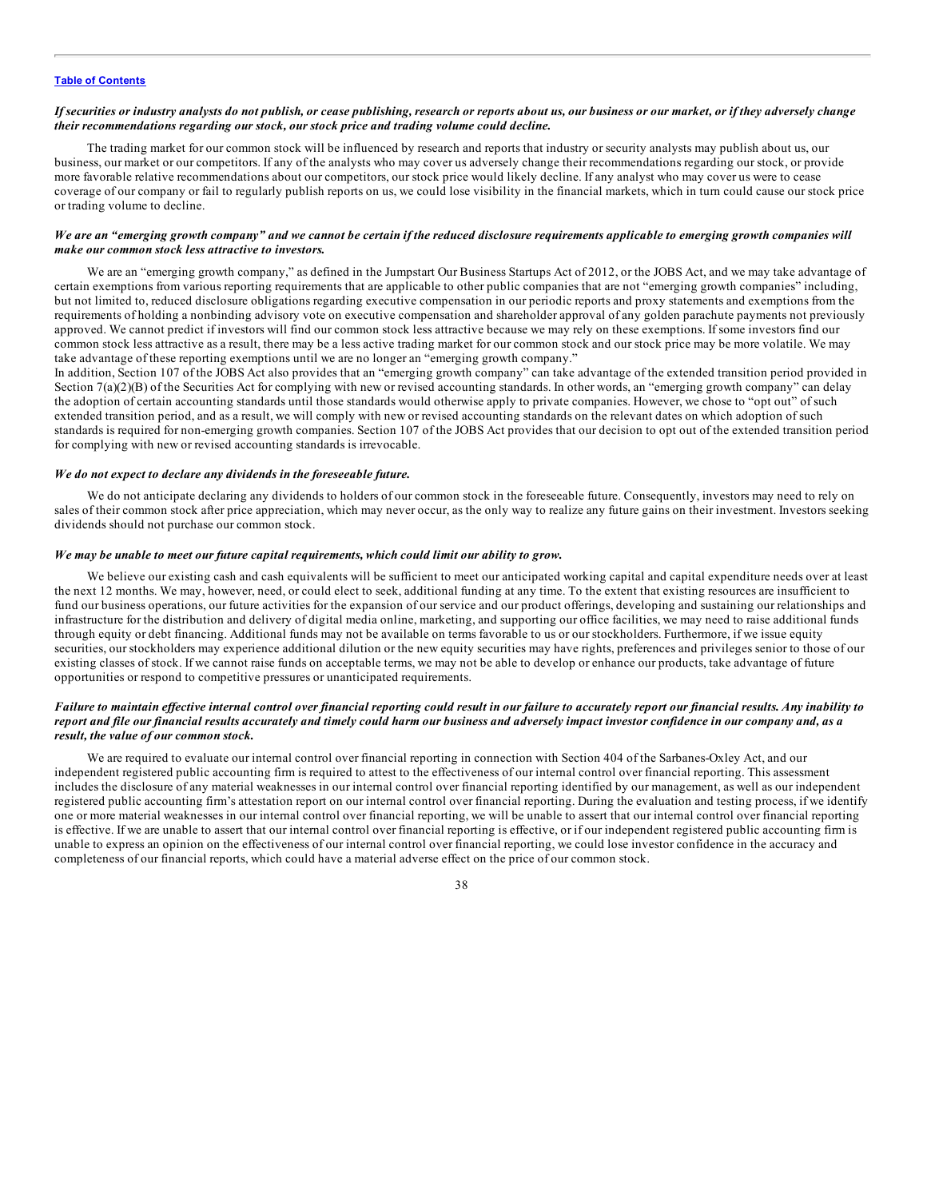***If securities or industry analysts do not publish, or cease publishing, research or reports about us, our business or our market, or if they adversely change their recommendations regarding our stock, our stock price and trading volume could decline.***

The trading market for our common stock will be influenced by research and reports that industry or security analysts may publish about us, our business, our market or our competitors. If any of the analysts who may cover us adversely change their recommendations regarding our stock, or provide more favorable relative recommendations about our competitors, our stock price would likely decline. If any analyst who may cover us were to cease coverage of our company or fail to regularly publish reports on us, we could lose visibility in the financial markets, which in turn could cause our stock price or trading volume to decline.

***We are an "emerging growth company" and we cannot be certain if the reduced disclosure requirements applicable to emerging growth companies will make our common stock less attractive to investors.***

We are an "emerging growth company," as defined in the Jumpstart Our Business Startups Act of 2012, or the JOBS Act, and we may take advantage of certain exemptions from various reporting requirements that are applicable to other public companies that are not "emerging growth companies" including, but not limited to, reduced disclosure obligations regarding executive compensation in our periodic reports and proxy statements and exemptions from the requirements of holding a nonbinding advisory vote on executive compensation and shareholder approval of any golden parachute payments not previously approved. We cannot predict if investors will find our common stock less attractive because we may rely on these exemptions. If some investors find our common stock less attractive as a result, there may be a less active trading market for our common stock and our stock price may be more volatile. We may take advantage of these reporting exemptions until we are no longer an "emerging growth company."

In addition, Section 107 of the JOBS Act also provides that an "emerging growth company" can take advantage of the extended transition period provided in Section 7(a)(2)(B) of the Securities Act for complying with new or revised accounting standards. In other words, an "emerging growth company" can delay the adoption of certain accounting standards until those standards would otherwise apply to private companies. However, we chose to "opt out" of such extended transition period, and as a result, we will comply with new or revised accounting standards on the relevant dates on which adoption of such standards is required for non-emerging growth companies. Section 107 of the JOBS Act provides that our decision to opt out of the extended transition period for complying with new or revised accounting standards is irrevocable.

***We do not expect to declare any dividends in the foreseeable future.***

We do not anticipate declaring any dividends to holders of our common stock in the foreseeable future. Consequently, investors may need to rely on sales of their common stock after price appreciation, which may never occur, as the only way to realize any future gains on their investment. Investors seeking dividends should not purchase our common stock.

***We may be unable to meet our future capital requirements, which could limit our ability to grow.***

We believe our existing cash and cash equivalents will be sufficient to meet our anticipated working capital and capital expenditure needs over at least the next 12 months. We may, however, need, or could elect to seek, additional funding at any time. To the extent that existing resources are insufficient to fund our business operations, our future activities for the expansion of our service and our product offerings, developing and sustaining our relationships and infrastructure for the distribution and delivery of digital media online, marketing, and supporting our office facilities, we may need to raise additional funds through equity or debt financing. Additional funds may not be available on terms favorable to us or our stockholders. Furthermore, if we issue equity securities, our stockholders may experience additional dilution or the new equity securities may have rights, preferences and privileges senior to those of our existing classes of stock. If we cannot raise funds on acceptable terms, we may not be able to develop or enhance our products, take advantage of future opportunities or respond to competitive pressures or unanticipated requirements.

***Failure to maintain effective internal control over financial reporting could result in our failure to accurately report our financial results. Any inability to report and file our financial results accurately and timely could harm our business and adversely impact investor confidence in our company and, as a result, the value of our common stock.***

We are required to evaluate our internal control over financial reporting in connection with Section 404 of the Sarbanes-Oxley Act, and our independent registered public accounting firm is required to attest to the effectiveness of our internal control over financial reporting. This assessment includes the disclosure of any material weaknesses in our internal control over financial reporting identified by our management, as well as our independent registered public accounting firm's attestation report on our internal control over financial reporting. During the evaluation and testing process, if we identify one or more material weaknesses in our internal control over financial reporting, we will be unable to assert that our internal control over financial reporting is effective. If we are unable to assert that our internal control over financial reporting is effective, or if our independent registered public accounting firm is unable to express an opinion on the effectiveness of our internal control over financial reporting, we could lose investor confidence in the accuracy and completeness of our financial reports, which could have a material adverse effect on the price of our common stock.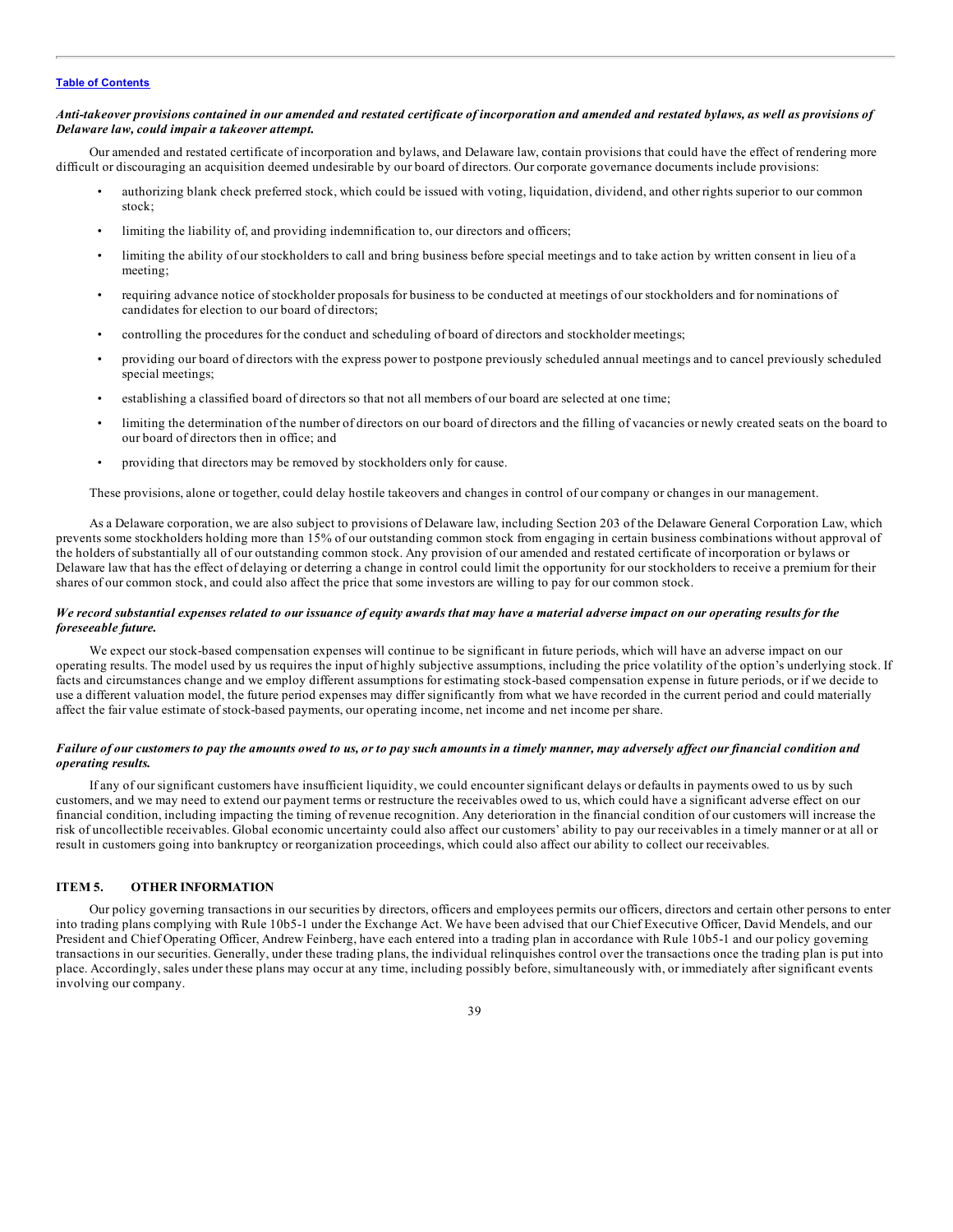*Anti-takeover provisions contained in our amended and restated certificate of incorporation and amended and restated bylaws, as well as provisions of Delaware law, could impair a takeover attempt.*

Our amended and restated certificate of incorporation and bylaws, and Delaware law, contain provisions that could have the effect of rendering more difficult or discouraging an acquisition deemed undesirable by our board of directors. Our corporate governance documents include provisions:

- authorizing blank check preferred stock, which could be issued with voting, liquidation, dividend, and other rights superior to our common stock;
- limiting the liability of, and providing indemnification to, our directors and officers;
- limiting the ability of our stockholders to call and bring business before special meetings and to take action by written consent in lieu of a meeting;
- requiring advance notice of stockholder proposals for business to be conducted at meetings of our stockholders and for nominations of candidates for election to our board of directors;
- controlling the procedures for the conduct and scheduling of board of directors and stockholder meetings;
- providing our board of directors with the express power to postpone previously scheduled annual meetings and to cancel previously scheduled special meetings;
- establishing a classified board of directors so that not all members of our board are selected at one time;
- limiting the determination of the number of directors on our board of directors and the filling of vacancies or newly created seats on the board to our board of directors then in office; and
- providing that directors may be removed by stockholders only for cause.

These provisions, alone or together, could delay hostile takeovers and changes in control of our company or changes in our management.

As a Delaware corporation, we are also subject to provisions of Delaware law, including Section 203 of the Delaware General Corporation Law, which prevents some stockholders holding more than 15% of our outstanding common stock from engaging in certain business combinations without approval of the holders of substantially all of our outstanding common stock. Any provision of our amended and restated certificate of incorporation or bylaws or Delaware law that has the effect of delaying or deterring a change in control could limit the opportunity for our stockholders to receive a premium for their shares of our common stock, and could also affect the price that some investors are willing to pay for our common stock.

*We record substantial expenses related to our issuance of equity awards that may have a material adverse impact on our operating results for the foreseeable future.*

We expect our stock-based compensation expenses will continue to be significant in future periods, which will have an adverse impact on our operating results. The model used by us requires the input of highly subjective assumptions, including the price volatility of the option's underlying stock. If facts and circumstances change and we employ different assumptions for estimating stock-based compensation expense in future periods, or if we decide to use a different valuation model, the future period expenses may differ significantly from what we have recorded in the current period and could materially affect the fair value estimate of stock-based payments, our operating income, net income and net income per share.

*Failure of our customers to pay the amounts owed to us, or to pay such amounts in a timely manner, may adversely affect our financial condition and operating results.*

If any of our significant customers have insufficient liquidity, we could encounter significant delays or defaults in payments owed to us by such customers, and we may need to extend our payment terms or restructure the receivables owed to us, which could have a significant adverse effect on our financial condition, including impacting the timing of revenue recognition. Any deterioration in the financial condition of our customers will increase the risk of uncollectible receivables. Global economic uncertainty could also affect our customers' ability to pay our receivables in a timely manner or at all or result in customers going into bankruptcy or reorganization proceedings, which could also affect our ability to collect our receivables.

## ITEM 5. OTHER INFORMATION

Our policy governing transactions in our securities by directors, officers and employees permits our officers, directors and certain other persons to enter into trading plans complying with Rule 10b5-1 under the Exchange Act. We have been advised that our Chief Executive Officer, David Mendels, and our President and Chief Operating Officer, Andrew Feinberg, have each entered into a trading plan in accordance with Rule 10b5-1 and our policy governing transactions in our securities. Generally, under these trading plans, the individual relinquishes control over the transactions once the trading plan is put into place. Accordingly, sales under these plans may occur at any time, including possibly before, simultaneously with, or immediately after significant events involving our company.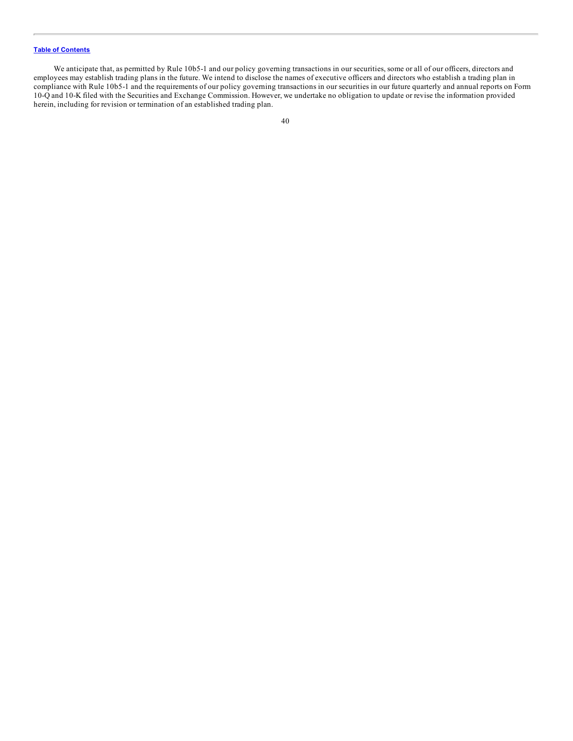We anticipate that, as permitted by Rule 10b5-1 and our policy governing transactions in our securities, some or all of our officers, directors and employees may establish trading plans in the future. We intend to disclose the names of executive officers and directors who establish a trading plan in compliance with Rule 10b5-1 and the requirements of our policy governing transactions in our securities in our future quarterly and annual reports on Form 10-Q and 10-K filed with the Securities and Exchange Commission. However, we undertake no obligation to update or revise the information provided herein, including for revision or termination of an established trading plan.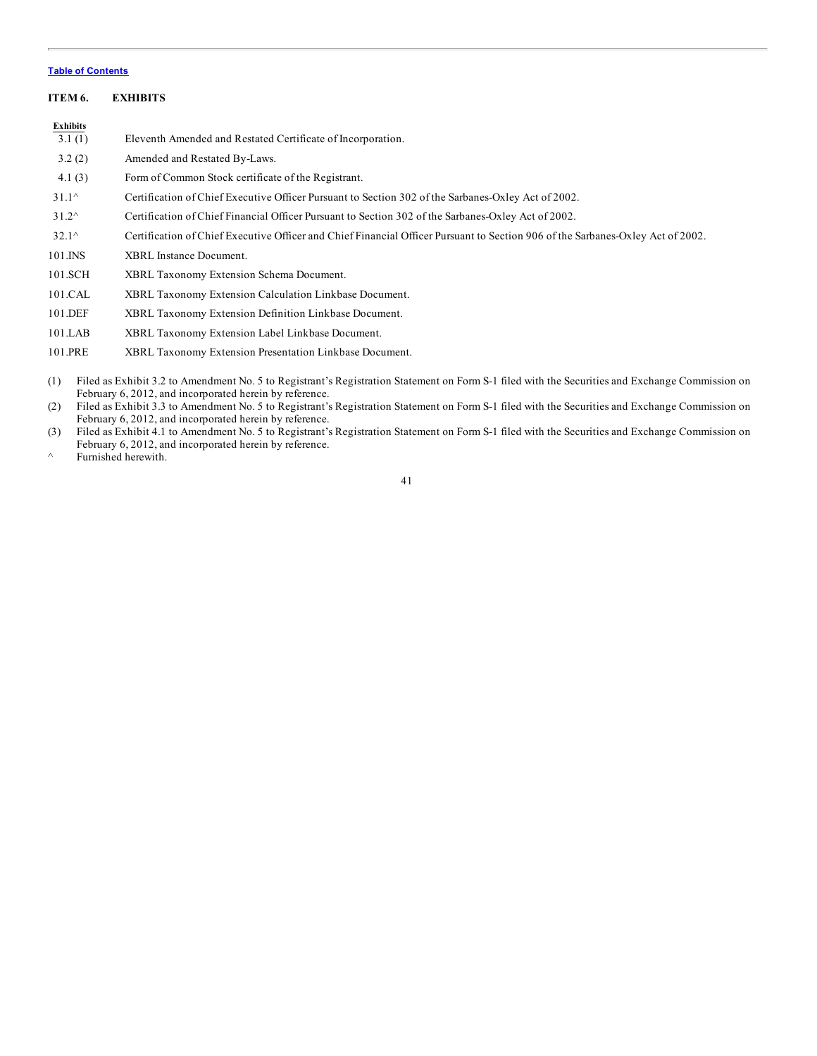[Table of Contents](#)

## ITEM 6. EXHIBITS

| Exhibits | |
|---|---|
| 3.1 (1) | Eleventh Amended and Restated Certificate of Incorporation. |
| 3.2 (2) | Amended and Restated By-Laws. |
| 4.1 (3) | Form of Common Stock certificate of the Registrant. |
| 31.1^ | Certification of Chief Executive Officer Pursuant to Section 302 of the Sarbanes-Oxley Act of 2002. |
| 31.2^ | Certification of Chief Financial Officer Pursuant to Section 302 of the Sarbanes-Oxley Act of 2002. |
| 32.1^ | Certification of Chief Executive Officer and Chief Financial Officer Pursuant to Section 906 of the Sarbanes-Oxley Act of 2002. |
| 101.INS | XBRL Instance Document. |
| 101.SCH | XBRL Taxonomy Extension Schema Document. |
| 101.CAL | XBRL Taxonomy Extension Calculation Linkbase Document. |
| 101.DEF | XBRL Taxonomy Extension Definition Linkbase Document. |
| 101.LAB | XBRL Taxonomy Extension Label Linkbase Document. |
| 101.PRE | XBRL Taxonomy Extension Presentation Linkbase Document. |

(1) Filed as Exhibit 3.2 to Amendment No. 5 to Registrant's Registration Statement on Form S-1 filed with the Securities and Exchange Commission on February 6, 2012, and incorporated herein by reference.

(2) Filed as Exhibit 3.3 to Amendment No. 5 to Registrant's Registration Statement on Form S-1 filed with the Securities and Exchange Commission on February 6, 2012, and incorporated herein by reference.

(3) Filed as Exhibit 4.1 to Amendment No. 5 to Registrant's Registration Statement on Form S-1 filed with the Securities and Exchange Commission on February 6, 2012, and incorporated herein by reference.

^ Furnished herewith.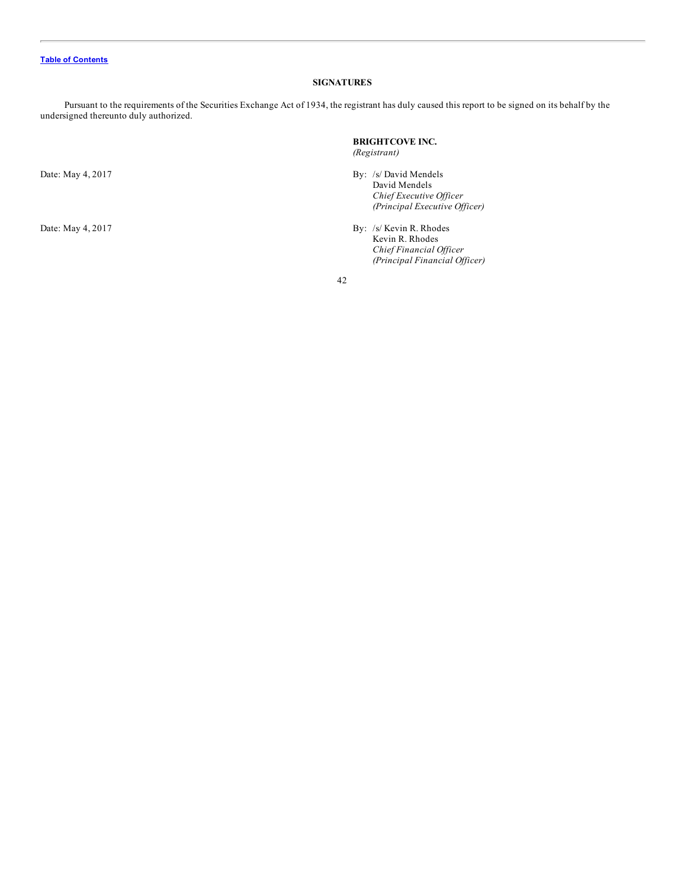[Table of Contents]

## SIGNATURES

Pursuant to the requirements of the Securities Exchange Act of 1934, the registrant has duly caused this report to be signed on its behalf by the undersigned thereunto duly authorized.

**BRIGHTCOVE INC.**
*(Registrant)*

Date: May 4, 2017

By: /s/ David Mendels
David Mendels
*Chief Executive Officer*
*(Principal Executive Officer)*

Date: May 4, 2017

By: /s/ Kevin R. Rhodes
Kevin R. Rhodes
*Chief Financial Officer*
*(Principal Financial Officer)*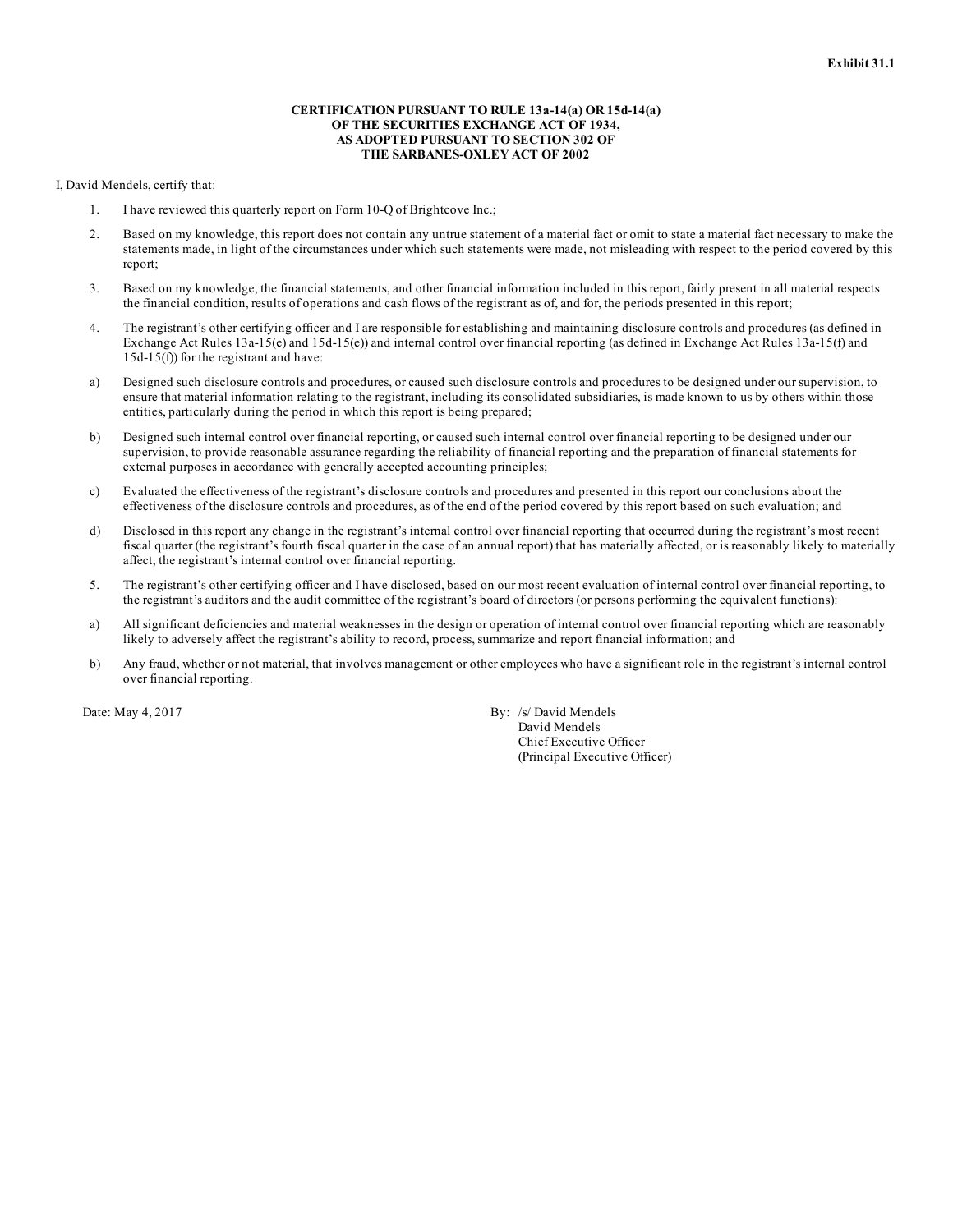**Exhibit 31.1**

**CERTIFICATION PURSUANT TO RULE 13a-14(a) OR 15d-14(a)**
**OF THE SECURITIES EXCHANGE ACT OF 1934,**
**AS ADOPTED PURSUANT TO SECTION 302 OF**
**THE SARBANES-OXLEY ACT OF 2002**

I, David Mendels, certify that:

1. I have reviewed this quarterly report on Form 10-Q of Brightcove Inc.;

2. Based on my knowledge, this report does not contain any untrue statement of a material fact or omit to state a material fact necessary to make the statements made, in light of the circumstances under which such statements were made, not misleading with respect to the period covered by this report;

3. Based on my knowledge, the financial statements, and other financial information included in this report, fairly present in all material respects the financial condition, results of operations and cash flows of the registrant as of, and for, the periods presented in this report;

4. The registrant's other certifying officer and I are responsible for establishing and maintaining disclosure controls and procedures (as defined in Exchange Act Rules 13a-15(e) and 15d-15(e)) and internal control over financial reporting (as defined in Exchange Act Rules 13a-15(f) and 15d-15(f)) for the registrant and have:

a) Designed such disclosure controls and procedures, or caused such disclosure controls and procedures to be designed under our supervision, to ensure that material information relating to the registrant, including its consolidated subsidiaries, is made known to us by others within those entities, particularly during the period in which this report is being prepared;

b) Designed such internal control over financial reporting, or caused such internal control over financial reporting to be designed under our supervision, to provide reasonable assurance regarding the reliability of financial reporting and the preparation of financial statements for external purposes in accordance with generally accepted accounting principles;

c) Evaluated the effectiveness of the registrant's disclosure controls and procedures and presented in this report our conclusions about the effectiveness of the disclosure controls and procedures, as of the end of the period covered by this report based on such evaluation; and

d) Disclosed in this report any change in the registrant's internal control over financial reporting that occurred during the registrant's most recent fiscal quarter (the registrant's fourth fiscal quarter in the case of an annual report) that has materially affected, or is reasonably likely to materially affect, the registrant's internal control over financial reporting.

5. The registrant's other certifying officer and I have disclosed, based on our most recent evaluation of internal control over financial reporting, to the registrant's auditors and the audit committee of the registrant's board of directors (or persons performing the equivalent functions):

a) All significant deficiencies and material weaknesses in the design or operation of internal control over financial reporting which are reasonably likely to adversely affect the registrant's ability to record, process, summarize and report financial information; and

b) Any fraud, whether or not material, that involves management or other employees who have a significant role in the registrant's internal control over financial reporting.

Date: May 4, 2017

By: /s/ David Mendels
David Mendels
Chief Executive Officer
(Principal Executive Officer)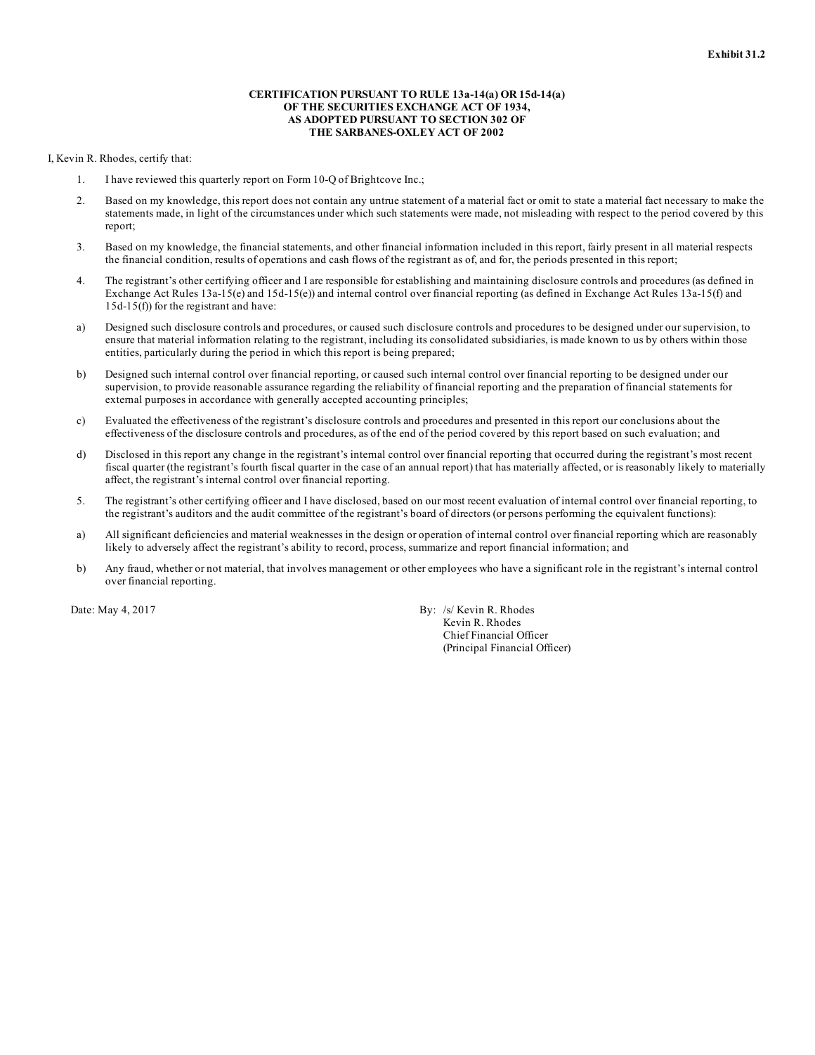**Exhibit 31.2**

**CERTIFICATION PURSUANT TO RULE 13a-14(a) OR 15d-14(a)
OF THE SECURITIES EXCHANGE ACT OF 1934,
AS ADOPTED PURSUANT TO SECTION 302 OF
THE SARBANES-OXLEY ACT OF 2002**

I, Kevin R. Rhodes, certify that:

1. I have reviewed this quarterly report on Form 10-Q of Brightcove Inc.;
2. Based on my knowledge, this report does not contain any untrue statement of a material fact or omit to state a material fact necessary to make the statements made, in light of the circumstances under which such statements were made, not misleading with respect to the period covered by this report;
3. Based on my knowledge, the financial statements, and other financial information included in this report, fairly present in all material respects the financial condition, results of operations and cash flows of the registrant as of, and for, the periods presented in this report;
4. The registrant's other certifying officer and I are responsible for establishing and maintaining disclosure controls and procedures (as defined in Exchange Act Rules 13a-15(e) and 15d-15(e)) and internal control over financial reporting (as defined in Exchange Act Rules 13a-15(f) and 15d-15(f)) for the registrant and have:

a) Designed such disclosure controls and procedures, or caused such disclosure controls and procedures to be designed under our supervision, to ensure that material information relating to the registrant, including its consolidated subsidiaries, is made known to us by others within those entities, particularly during the period in which this report is being prepared;

b) Designed such internal control over financial reporting, or caused such internal control over financial reporting to be designed under our supervision, to provide reasonable assurance regarding the reliability of financial reporting and the preparation of financial statements for external purposes in accordance with generally accepted accounting principles;

c) Evaluated the effectiveness of the registrant's disclosure controls and procedures and presented in this report our conclusions about the effectiveness of the disclosure controls and procedures, as of the end of the period covered by this report based on such evaluation; and

d) Disclosed in this report any change in the registrant's internal control over financial reporting that occurred during the registrant's most recent fiscal quarter (the registrant's fourth fiscal quarter in the case of an annual report) that has materially affected, or is reasonably likely to materially affect, the registrant's internal control over financial reporting.

5. The registrant's other certifying officer and I have disclosed, based on our most recent evaluation of internal control over financial reporting, to the registrant's auditors and the audit committee of the registrant's board of directors (or persons performing the equivalent functions):

a) All significant deficiencies and material weaknesses in the design or operation of internal control over financial reporting which are reasonably likely to adversely affect the registrant's ability to record, process, summarize and report financial information; and

b) Any fraud, whether or not material, that involves management or other employees who have a significant role in the registrant's internal control over financial reporting.

Date: May 4, 2017

By: /s/ Kevin R. Rhodes
Kevin R. Rhodes
Chief Financial Officer
(Principal Financial Officer)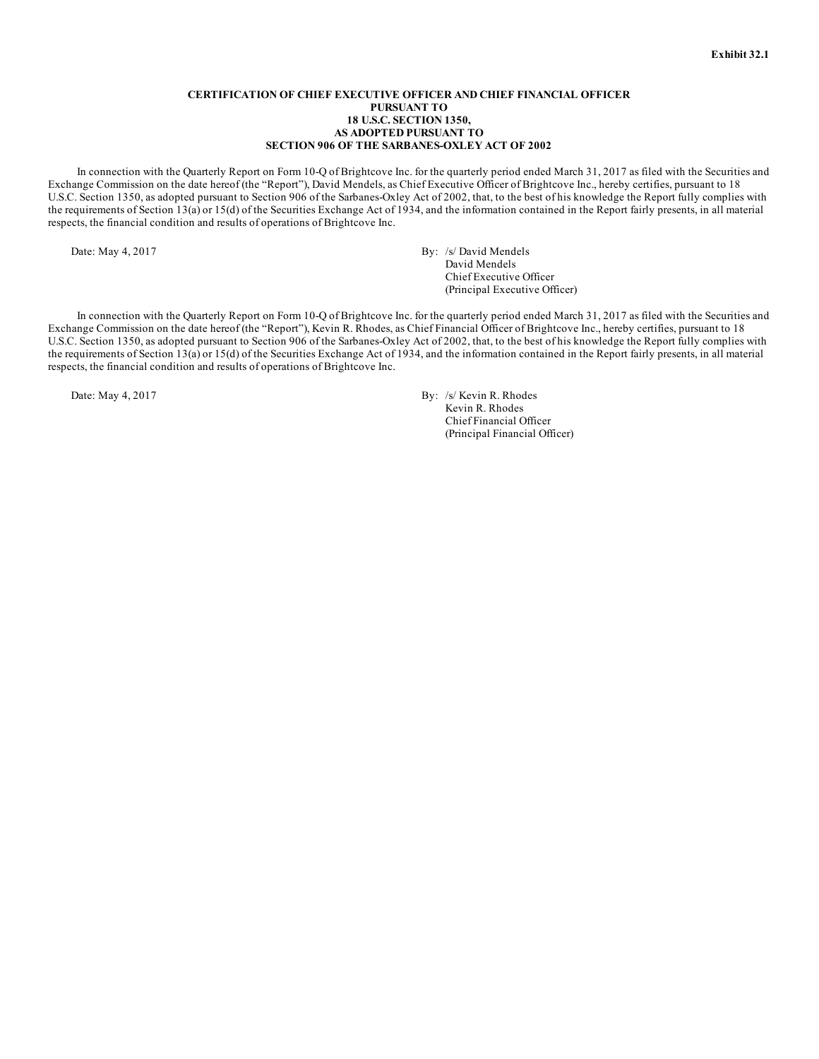**Exhibit 32.1**

**CERTIFICATION OF CHIEF EXECUTIVE OFFICER AND CHIEF FINANCIAL OFFICER**
**PURSUANT TO**
**18 U.S.C. SECTION 1350,**
**AS ADOPTED PURSUANT TO**
**SECTION 906 OF THE SARBANES-OXLEY ACT OF 2002**

In connection with the Quarterly Report on Form 10-Q of Brightcove Inc. for the quarterly period ended March 31, 2017 as filed with the Securities and Exchange Commission on the date hereof (the "Report"), David Mendels, as Chief Executive Officer of Brightcove Inc., hereby certifies, pursuant to 18 U.S.C. Section 1350, as adopted pursuant to Section 906 of the Sarbanes-Oxley Act of 2002, that, to the best of his knowledge the Report fully complies with the requirements of Section 13(a) or 15(d) of the Securities Exchange Act of 1934, and the information contained in the Report fairly presents, in all material respects, the financial condition and results of operations of Brightcove Inc.

Date: May 4, 2017

By: /s/ David Mendels
David Mendels
Chief Executive Officer
(Principal Executive Officer)

In connection with the Quarterly Report on Form 10-Q of Brightcove Inc. for the quarterly period ended March 31, 2017 as filed with the Securities and Exchange Commission on the date hereof (the "Report"), Kevin R. Rhodes, as Chief Financial Officer of Brightcove Inc., hereby certifies, pursuant to 18 U.S.C. Section 1350, as adopted pursuant to Section 906 of the Sarbanes-Oxley Act of 2002, that, to the best of his knowledge the Report fully complies with the requirements of Section 13(a) or 15(d) of the Securities Exchange Act of 1934, and the information contained in the Report fairly presents, in all material respects, the financial condition and results of operations of Brightcove Inc.

Date: May 4, 2017

By: /s/ Kevin R. Rhodes
Kevin R. Rhodes
Chief Financial Officer
(Principal Financial Officer)